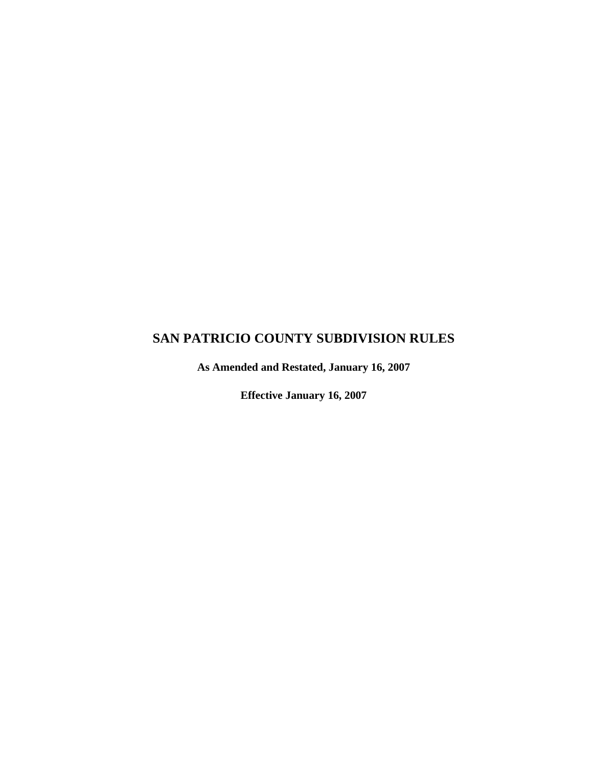# SAN PATRICIO COUNTY SUBDIVISION RULES

**As Amended and Restated, January 16, 2007**

**Effective January 16, 2007**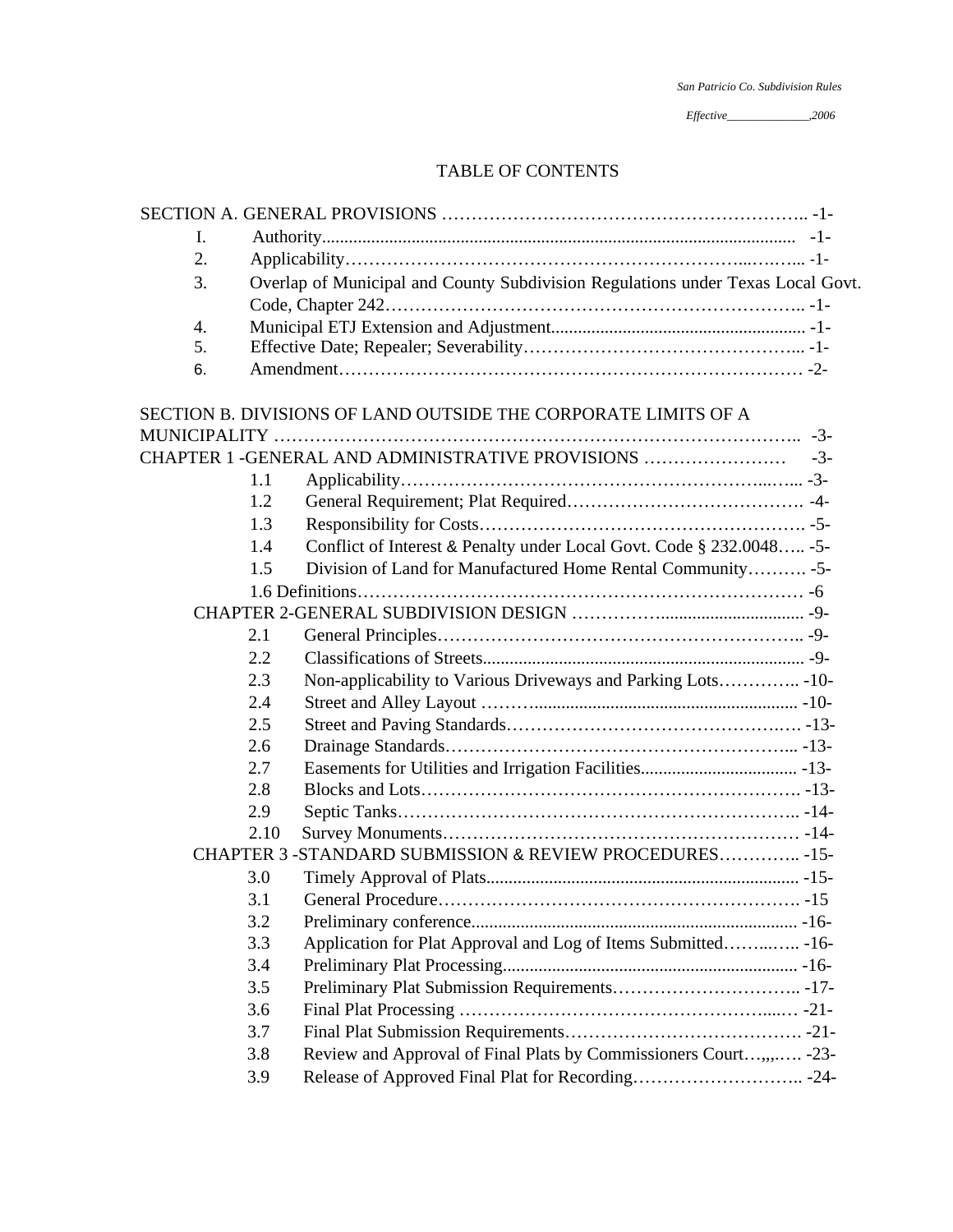# TABLE OF CONTENTS

SECTION A. GENERAL PROVISIONS ………………………………………………….. -1-

- I. Authority.......................................................................................................... -1-
- 2. Applicability……………………………………………………...…….... -1-
- 3. Overlap of Municipal and County Subdivision Regulations under Texas Local Govt. Code, Chapter 242…………………………………………………………….. -1-
- 4. Municipal ETJ Extension and Adjustment......................................................... -1-
- 5. Effective Date; Repealer; Severability……………………………………... -1-
- 6. Amendment………………………………………………………………… -2-

SECTION B. DIVISIONS OF LAND OUTSIDE THE CORPORATE LIMITS OF A MUNICIPALITY ……………………………………………………………………….. -3-

CHAPTER 1 -GENERAL AND ADMINISTRATIVE PROVISIONS …………………… -3-

- 1.1 Applicability…………………………………………………....….. -3-
- 1.2 General Requirement; Plat Required…………………………………. -4-
- 1.3 Responsibility for Costs………………………………………………. -5-
- 1.4 Conflict of Interest & Penalty under Local Govt. Code § 232.0048….. -5-
- 1.5 Division of Land for Manufactured Home Rental Community………. -5-
- 1.6 Definitions………………………………………………………………… -6

CHAPTER 2-GENERAL SUBDIVISION DESIGN …………….............................. -9-

- 2.1 General Principles…………………………………………………….. -9-
- 2.2 Classifications of Streets........................................................................ -9-
- 2.3 Non-applicability to Various Driveways and Parking Lots………….. -10-
- 2.4 Street and Alley Layout ……........................................................... -10-
- 2.5 Street and Paving Standards………………………………………..… -13-
- 2.6 Drainage Standards…………………………………………………... -13-
- 2.7 Easements for Utilities and Irrigation Facilities................................... -13-
- 2.8 Blocks and Lots………………………………………………………. -13-
- 2.9 Septic Tanks………………………………………………………….. -14-
- 2.10 Survey Monuments…………………………………………………… -14-

CHAPTER 3 -STANDARD SUBMISSION & REVIEW PROCEDURES………….. -15-

- 3.0 Timely Approval of Plats...................................................................... -15-
- 3.1 General Procedure……………………………………………………. -15
- 3.2 Preliminary conference........................................................................ -16-
- 3.3 Application for Plat Approval and Log of Items Submitted……...….. -16-
- 3.4 Preliminary Plat Processing.................................................................. -16-
- 3.5 Preliminary Plat Submission Requirements………………………….. -17-
- 3.6 Final Plat Processing ……………………………………………...… -21-
- 3.7 Final Plat Submission Requirements…………………………………. -21-
- 3.8 Review and Approval of Final Plats by Commissioners Court…,,,.…. -23-
- 3.9 Release of Approved Final Plat for Recording……………………….. -24-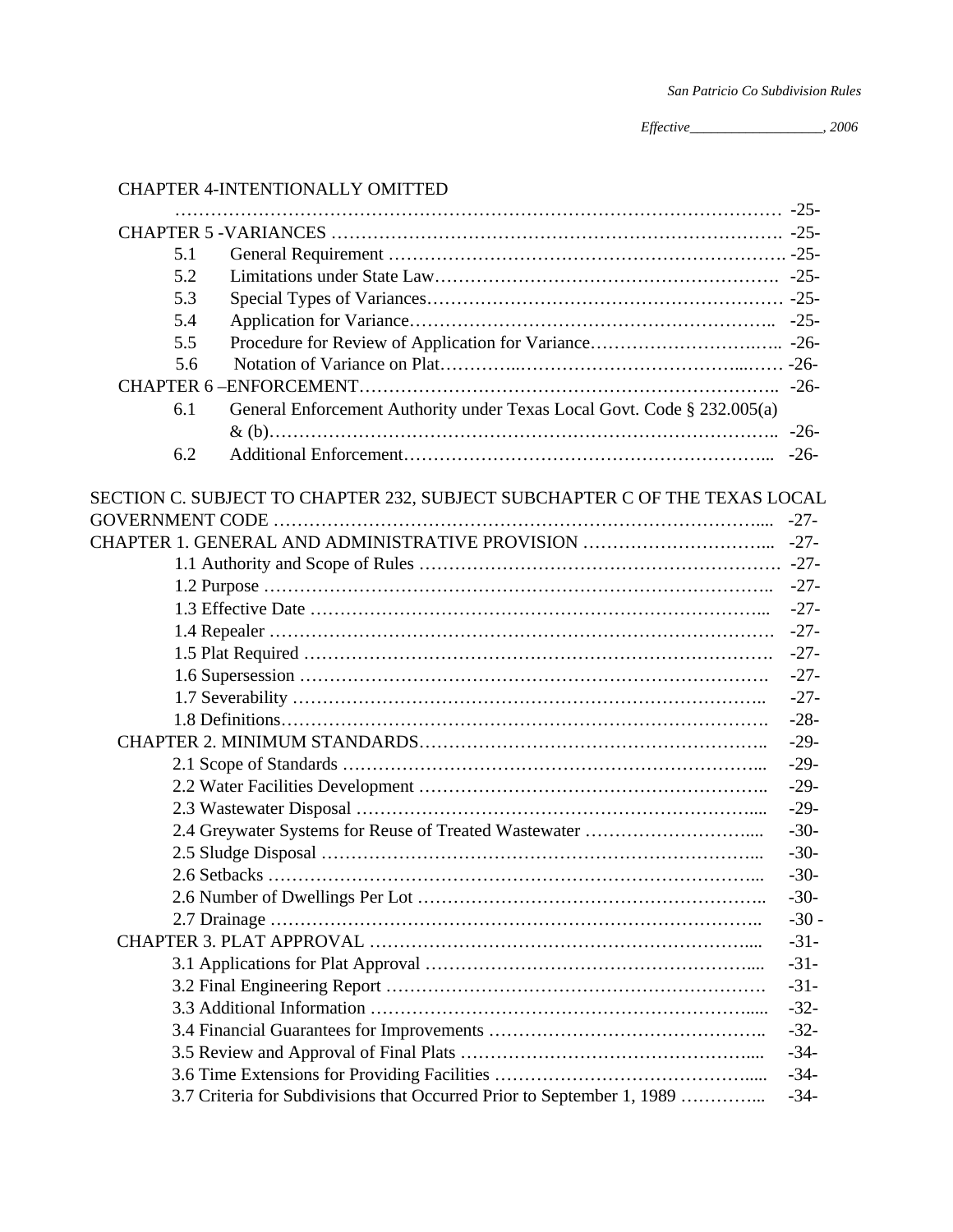CHAPTER 4-INTENTIONALLY OMITTED ………………………………………………………………………………… -25-

CHAPTER 5 -VARIANCES …………………………………………………………………. -25-

- 5.1 General Requirement ………………………………………………………. -25-
- 5.2 Limitations under State Law………………………………………………. -25-
- 5.3 Special Types of Variances………………………………………………… -25-
- 5.4 Application for Variance………………………………………………….. -25-
- 5.5 Procedure for Review of Application for Variance………………………….. -26-
- 5.6 Notation of Variance on Plat…………..……………………………...…… -26-

CHAPTER 6 –ENFORCEMENT………………………………………………………….. -26-

- 6.1 General Enforcement Authority under Texas Local Govt. Code § 232.005(a) & (b)……………………………………………………………………….. -26-
- 6.2 Additional Enforcement…………………………………………………... -26-

SECTION C. SUBJECT TO CHAPTER 232, SUBJECT SUBCHAPTER C OF THE TEXAS LOCAL GOVERNMENT CODE …………………………………………………………………….... -27-

CHAPTER 1. GENERAL AND ADMINISTRATIVE PROVISION ………………………….. -27-

- 1.1 Authority and Scope of Rules ……………………………………………………. -27-
- 1.2 Purpose ……………………………………………………………………….. -27-
- 1.3 Effective Date ………………………………………………………………... -27-
- 1.4 Repealer ………………………………………………………………………. -27-
- 1.5 Plat Required …………………………………………………………………. -27-
- 1.6 Supersession …………………………………………………………………. -27-
- 1.7 Severability ………………………………………………………………….. -27-
- 1.8 Definitions……………………………………………………………………. -28-

CHAPTER 2. MINIMUM STANDARDS……………………………………………….. -29-

- 2.1 Scope of Standards ……………………………………………………………... -29-
- 2.2 Water Facilities Development ………………………………………………….. -29-
- 2.3 Wastewater Disposal ………………………………………………………….... -29-
- 2.4 Greywater Systems for Reuse of Treated Wastewater ……………………….... -30-
- 2.5 Sludge Disposal ……………………………………………………………... -30-
- 2.6 Setbacks ………………………………………………………………………... -30-
- 2.6 Number of Dwellings Per Lot ………………………………………………….. -30-
- 2.7 Drainage ……………………………………………………………………….. -30 -

CHAPTER 3. PLAT APPROVAL ……………………………………………………..... -31-

- 3.1 Applications for Plat Approval ……………………………………………….... -31-
- 3.2 Final Engineering Report ……………………………………………………. -31-
- 3.3 Additional Information …………………………………………………….….. -32-
- 3.4 Financial Guarantees for Improvements ……………………………………….. -32-
- 3.5 Review and Approval of Final Plats …………………………………………..... -34-
- 3.6 Time Extensions for Providing Facilities …………………………………….….. -34-
- 3.7 Criteria for Subdivisions that Occurred Prior to September 1, 1989 …………... -34-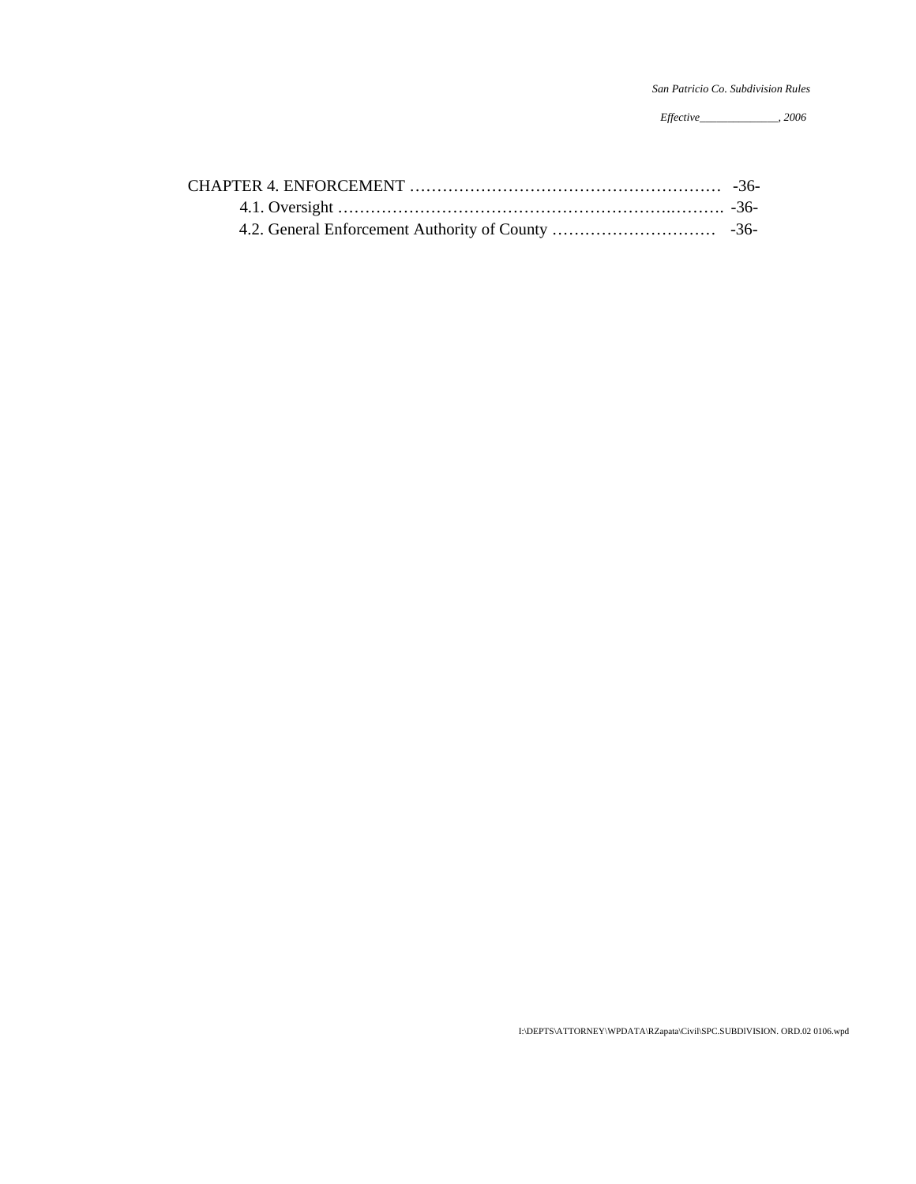CHAPTER 4. ENFORCEMENT ………………………………………………… -36-

4.1. Oversight ……………………………………………………..………. -36-

4.2. General Enforcement Authority of County ………………………… -36-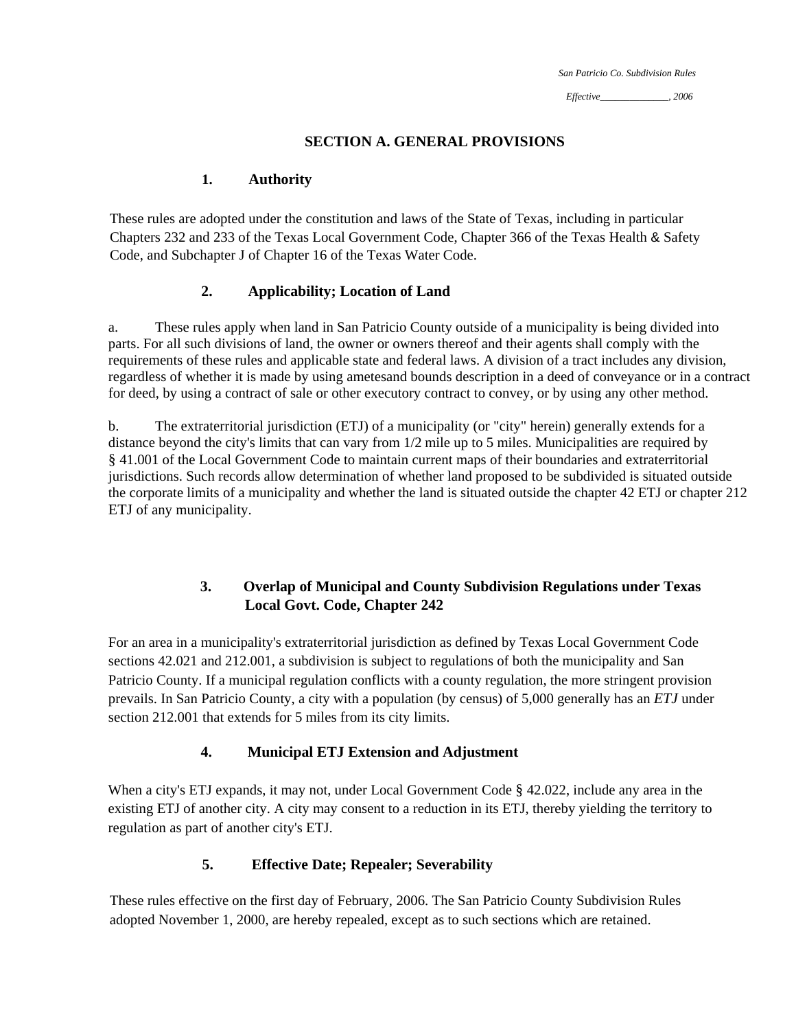## SECTION A. GENERAL PROVISIONS

### 1. Authority

These rules are adopted under the constitution and laws of the State of Texas, including in particular Chapters 232 and 233 of the Texas Local Government Code, Chapter 366 of the Texas Health & Safety Code, and Subchapter J of Chapter 16 of the Texas Water Code.

### 2. Applicability; Location of Land

a. These rules apply when land in San Patricio County outside of a municipality is being divided into parts. For all such divisions of land, the owner or owners thereof and their agents shall comply with the requirements of these rules and applicable state and federal laws. A division of a tract includes any division, regardless of whether it is made by using ametesand bounds description in a deed of conveyance or in a contract for deed, by using a contract of sale or other executory contract to convey, or by using any other method.

b. The extraterritorial jurisdiction (ETJ) of a municipality (or "city" herein) generally extends for a distance beyond the city's limits that can vary from 1/2 mile up to 5 miles. Municipalities are required by § 41.001 of the Local Government Code to maintain current maps of their boundaries and extraterritorial jurisdictions. Such records allow determination of whether land proposed to be subdivided is situated outside the corporate limits of a municipality and whether the land is situated outside the chapter 42 ETJ or chapter 212 ETJ of any municipality.

### 3. Overlap of Municipal and County Subdivision Regulations under Texas Local Govt. Code, Chapter 242

For an area in a municipality's extraterritorial jurisdiction as defined by Texas Local Government Code sections 42.021 and 212.001, a subdivision is subject to regulations of both the municipality and San Patricio County. If a municipal regulation conflicts with a county regulation, the more stringent provision prevails. In San Patricio County, a city with a population (by census) of 5,000 generally has an *ETJ* under section 212.001 that extends for 5 miles from its city limits.

### 4. Municipal ETJ Extension and Adjustment

When a city's ETJ expands, it may not, under Local Government Code § 42.022, include any area in the existing ETJ of another city. A city may consent to a reduction in its ETJ, thereby yielding the territory to regulation as part of another city's ETJ.

### 5. Effective Date; Repealer; Severability

These rules effective on the first day of February, 2006. The San Patricio County Subdivision Rules adopted November 1, 2000, are hereby repealed, except as to such sections which are retained.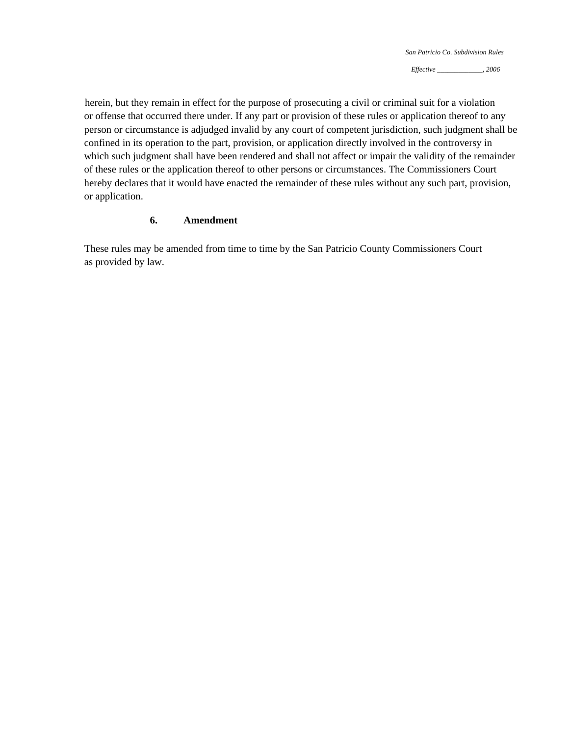herein, but they remain in effect for the purpose of prosecuting a civil or criminal suit for a violation or offense that occurred there under. If any part or provision of these rules or application thereof to any person or circumstance is adjudged invalid by any court of competent jurisdiction, such judgment shall be confined in its operation to the part, provision, or application directly involved in the controversy in which such judgment shall have been rendered and shall not affect or impair the validity of the remainder of these rules or the application thereof to other persons or circumstances. The Commissioners Court hereby declares that it would have enacted the remainder of these rules without any such part, provision, or application.

### 6. Amendment

These rules may be amended from time to time by the San Patricio County Commissioners Court as provided by law.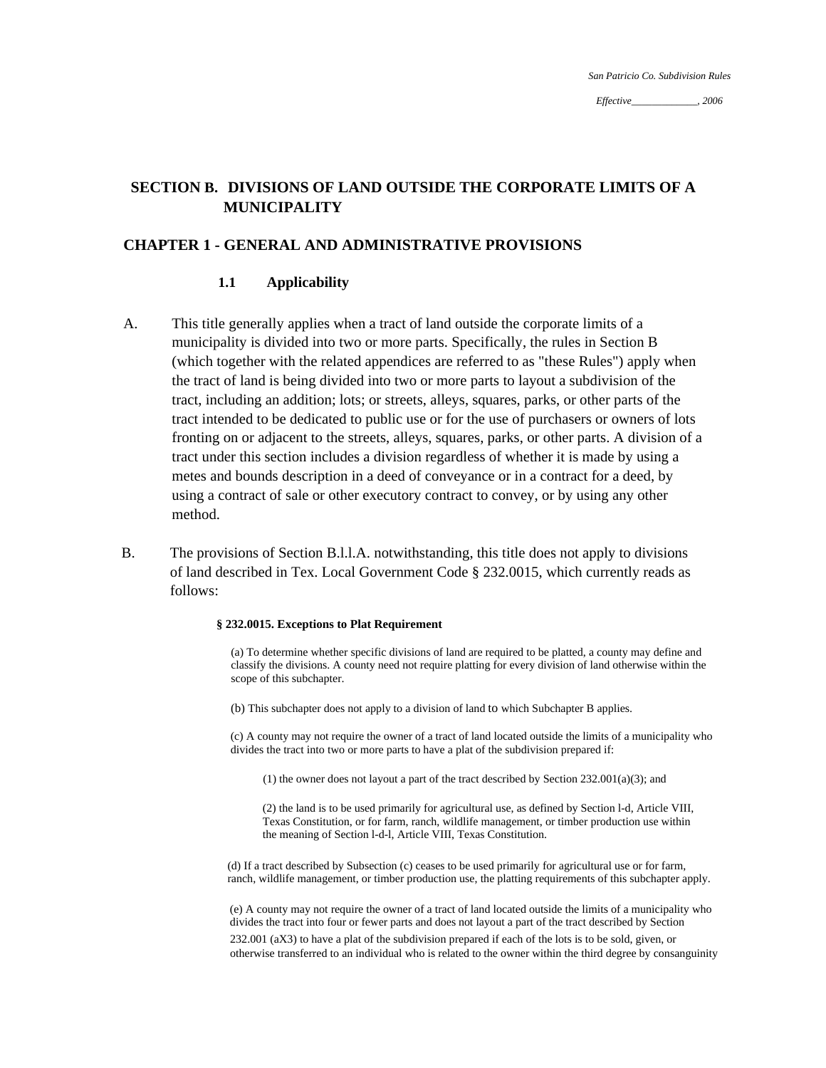## SECTION B. DIVISIONS OF LAND OUTSIDE THE CORPORATE LIMITS OF A MUNICIPALITY

## CHAPTER 1 - GENERAL AND ADMINISTRATIVE PROVISIONS

### 1.1 Applicability

A. This title generally applies when a tract of land outside the corporate limits of a municipality is divided into two or more parts. Specifically, the rules in Section B (which together with the related appendices are referred to as "these Rules") apply when the tract of land is being divided into two or more parts to layout a subdivision of the tract, including an addition; lots; or streets, alleys, squares, parks, or other parts of the tract intended to be dedicated to public use or for the use of purchasers or owners of lots fronting on or adjacent to the streets, alleys, squares, parks, or other parts. A division of a tract under this section includes a division regardless of whether it is made by using a metes and bounds description in a deed of conveyance or in a contract for a deed, by using a contract of sale or other executory contract to convey, or by using any other method.

B. The provisions of Section B.l.l.A. notwithstanding, this title does not apply to divisions of land described in Tex. Local Government Code § 232.0015, which currently reads as follows:

**§ 232.0015. Exceptions to Plat Requirement**

(a) To determine whether specific divisions of land are required to be platted, a county may define and classify the divisions. A county need not require platting for every division of land otherwise within the scope of this subchapter.

(b) This subchapter does not apply to a division of land to which Subchapter B applies.

(c) A county may not require the owner of a tract of land located outside the limits of a municipality who divides the tract into two or more parts to have a plat of the subdivision prepared if:

(1) the owner does not layout a part of the tract described by Section 232.001(a)(3); and

(2) the land is to be used primarily for agricultural use, as defined by Section l-d, Article VIII, Texas Constitution, or for farm, ranch, wildlife management, or timber production use within the meaning of Section l-d-l, Article VIII, Texas Constitution.

(d) If a tract described by Subsection (c) ceases to be used primarily for agricultural use or for farm, ranch, wildlife management, or timber production use, the platting requirements of this subchapter apply.

(e) A county may not require the owner of a tract of land located outside the limits of a municipality who divides the tract into four or fewer parts and does not layout a part of the tract described by Section 232.001 (aX3) to have a plat of the subdivision prepared if each of the lots is to be sold, given, or otherwise transferred to an individual who is related to the owner within the third degree by consanguinity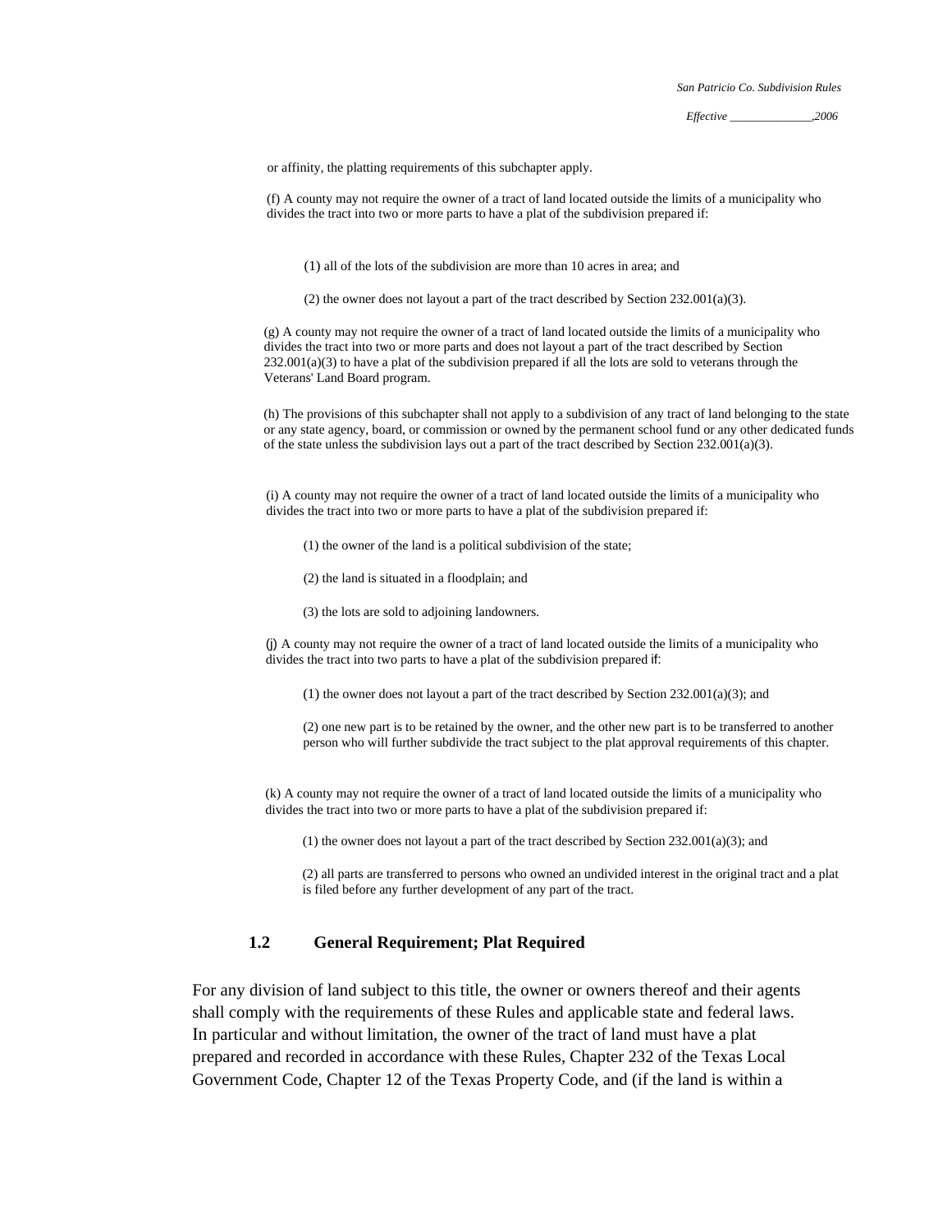or affinity, the platting requirements of this subchapter apply.

(f) A county may not require the owner of a tract of land located outside the limits of a municipality who divides the tract into two or more parts to have a plat of the subdivision prepared if:

(1) all of the lots of the subdivision are more than 10 acres in area; and

(2) the owner does not layout a part of the tract described by Section 232.001(a)(3).

(g) A county may not require the owner of a tract of land located outside the limits of a municipality who divides the tract into two or more parts and does not layout a part of the tract described by Section 232.001(a)(3) to have a plat of the subdivision prepared if all the lots are sold to veterans through the Veterans' Land Board program.

(h) The provisions of this subchapter shall not apply to a subdivision of any tract of land belonging to the state or any state agency, board, or commission or owned by the permanent school fund or any other dedicated funds of the state unless the subdivision lays out a part of the tract described by Section 232.001(a)(3).

(i) A county may not require the owner of a tract of land located outside the limits of a municipality who divides the tract into two or more parts to have a plat of the subdivision prepared if:

(1) the owner of the land is a political subdivision of the state;

(2) the land is situated in a floodplain; and

(3) the lots are sold to adjoining landowners.

(j) A county may not require the owner of a tract of land located outside the limits of a municipality who divides the tract into two parts to have a plat of the subdivision prepared if:

(1) the owner does not layout a part of the tract described by Section 232.001(a)(3); and

(2) one new part is to be retained by the owner, and the other new part is to be transferred to another person who will further subdivide the tract subject to the plat approval requirements of this chapter.

(k) A county may not require the owner of a tract of land located outside the limits of a municipality who divides the tract into two or more parts to have a plat of the subdivision prepared if:

(1) the owner does not layout a part of the tract described by Section 232.001(a)(3); and

(2) all parts are transferred to persons who owned an undivided interest in the original tract and a plat is filed before any further development of any part of the tract.

### 1.2 General Requirement; Plat Required

For any division of land subject to this title, the owner or owners thereof and their agents shall comply with the requirements of these Rules and applicable state and federal laws. In particular and without limitation, the owner of the tract of land must have a plat prepared and recorded in accordance with these Rules, Chapter 232 of the Texas Local Government Code, Chapter 12 of the Texas Property Code, and (if the land is within a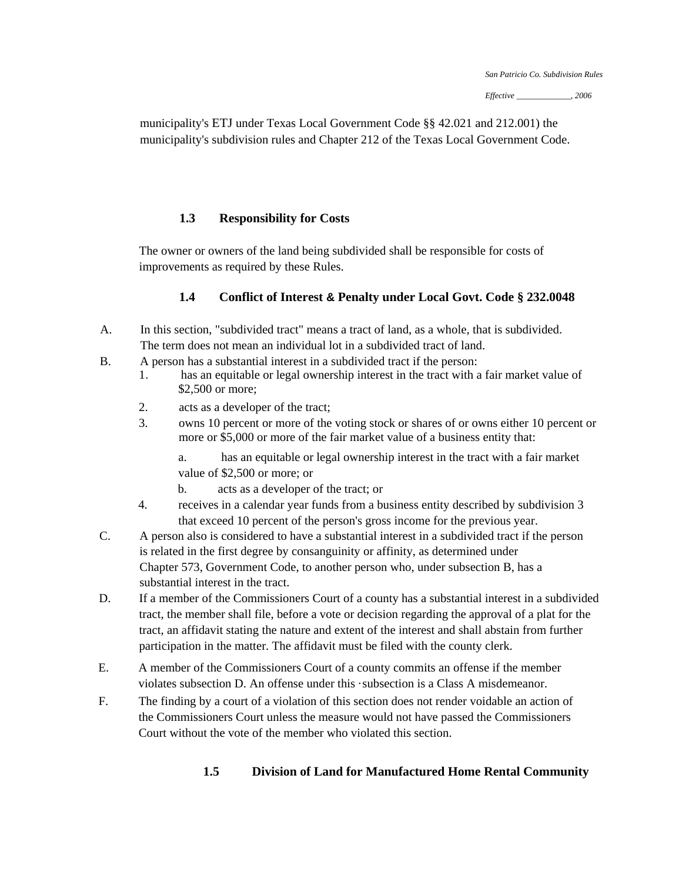municipality's ETJ under Texas Local Government Code §§ 42.021 and 212.001) the municipality's subdivision rules and Chapter 212 of the Texas Local Government Code.

### 1.3 Responsibility for Costs

The owner or owners of the land being subdivided shall be responsible for costs of improvements as required by these Rules.

### 1.4 Conflict of Interest & Penalty under Local Govt. Code § 232.0048

A. In this section, "subdivided tract" means a tract of land, as a whole, that is subdivided. The term does not mean an individual lot in a subdivided tract of land.

B. A person has a substantial interest in a subdivided tract if the person:

1. has an equitable or legal ownership interest in the tract with a fair market value of $2,500 or more;
2. acts as a developer of the tract;
3. owns 10 percent or more of the voting stock or shares of or owns either 10 percent or more or $5,000 or more of the fair market value of a business entity that:

   a. has an equitable or legal ownership interest in the tract with a fair market value of $2,500 or more; or

   b. acts as a developer of the tract; or

4. receives in a calendar year funds from a business entity described by subdivision 3 that exceed 10 percent of the person's gross income for the previous year.

C. A person also is considered to have a substantial interest in a subdivided tract if the person is related in the first degree by consanguinity or affinity, as determined under Chapter 573, Government Code, to another person who, under subsection B, has a substantial interest in the tract.

D. If a member of the Commissioners Court of a county has a substantial interest in a subdivided tract, the member shall file, before a vote or decision regarding the approval of a plat for the tract, an affidavit stating the nature and extent of the interest and shall abstain from further participation in the matter. The affidavit must be filed with the county clerk.

E. A member of the Commissioners Court of a county commits an offense if the member violates subsection D. An offense under this ·subsection is a Class A misdemeanor.

F. The finding by a court of a violation of this section does not render voidable an action of the Commissioners Court unless the measure would not have passed the Commissioners Court without the vote of the member who violated this section.

### 1.5 Division of Land for Manufactured Home Rental Community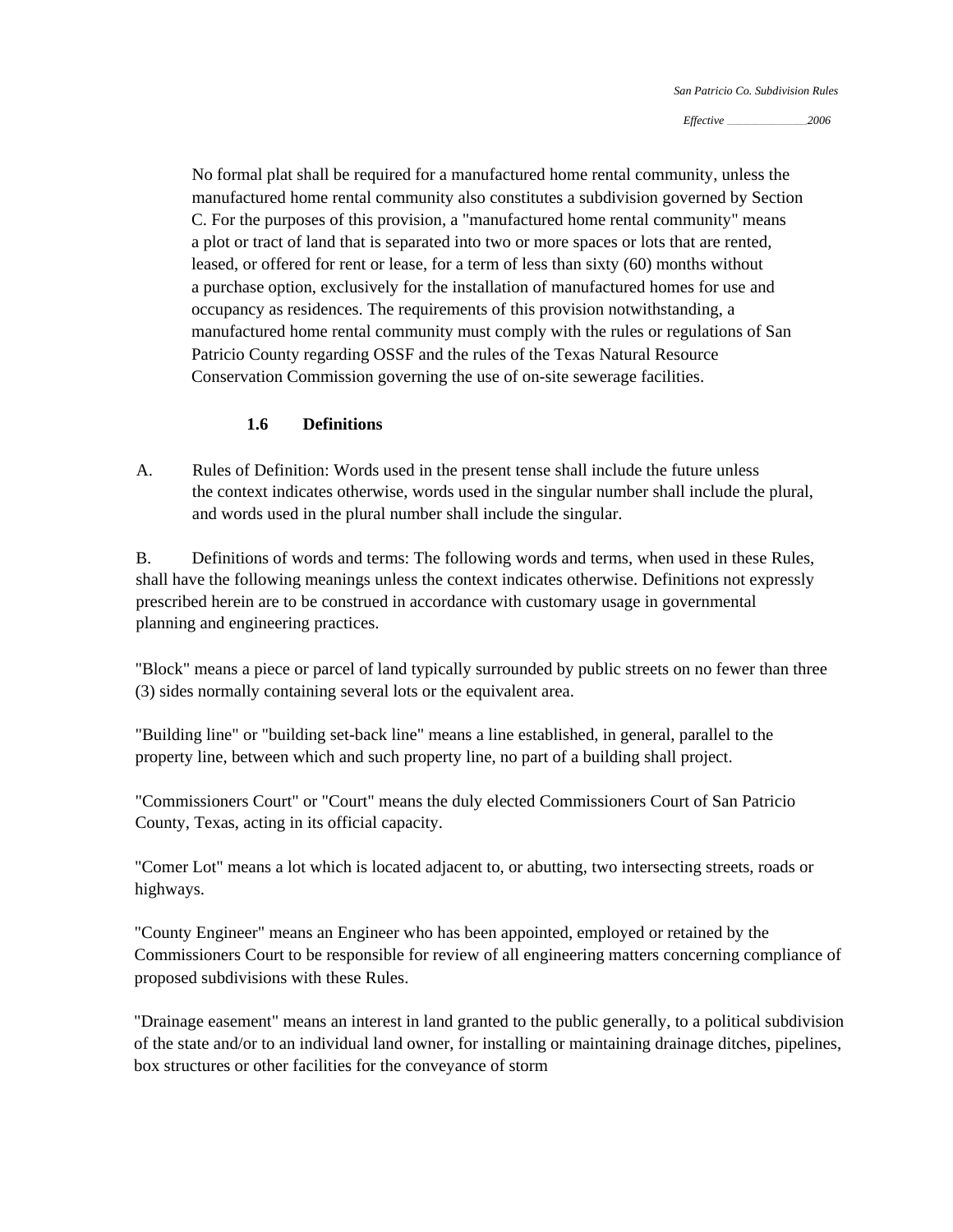No formal plat shall be required for a manufactured home rental community, unless the manufactured home rental community also constitutes a subdivision governed by Section C. For the purposes of this provision, a "manufactured home rental community" means a plot or tract of land that is separated into two or more spaces or lots that are rented, leased, or offered for rent or lease, for a term of less than sixty (60) months without a purchase option, exclusively for the installation of manufactured homes for use and occupancy as residences. The requirements of this provision notwithstanding, a manufactured home rental community must comply with the rules or regulations of San Patricio County regarding OSSF and the rules of the Texas Natural Resource Conservation Commission governing the use of on-site sewerage facilities.

### 1.6 Definitions

A. Rules of Definition: Words used in the present tense shall include the future unless the context indicates otherwise, words used in the singular number shall include the plural, and words used in the plural number shall include the singular.

B. Definitions of words and terms: The following words and terms, when used in these Rules, shall have the following meanings unless the context indicates otherwise. Definitions not expressly prescribed herein are to be construed in accordance with customary usage in governmental planning and engineering practices.

"Block" means a piece or parcel of land typically surrounded by public streets on no fewer than three (3) sides normally containing several lots or the equivalent area.

"Building line" or "building set-back line" means a line established, in general, parallel to the property line, between which and such property line, no part of a building shall project.

"Commissioners Court" or "Court" means the duly elected Commissioners Court of San Patricio County, Texas, acting in its official capacity.

"Comer Lot" means a lot which is located adjacent to, or abutting, two intersecting streets, roads or highways.

"County Engineer" means an Engineer who has been appointed, employed or retained by the Commissioners Court to be responsible for review of all engineering matters concerning compliance of proposed subdivisions with these Rules.

"Drainage easement" means an interest in land granted to the public generally, to a political subdivision of the state and/or to an individual land owner, for installing or maintaining drainage ditches, pipelines, box structures or other facilities for the conveyance of storm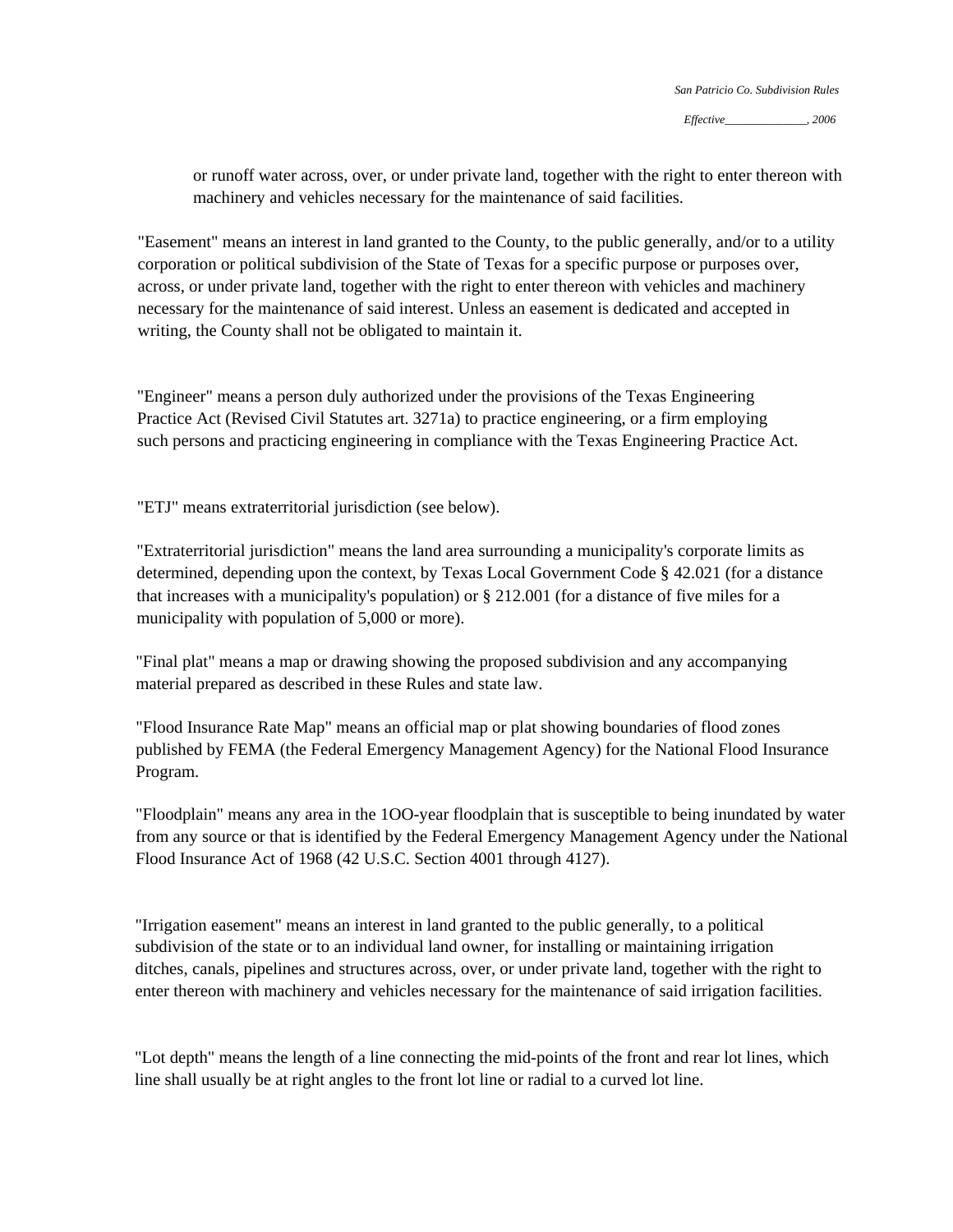or runoff water across, over, or under private land, together with the right to enter thereon with machinery and vehicles necessary for the maintenance of said facilities.

"Easement" means an interest in land granted to the County, to the public generally, and/or to a utility corporation or political subdivision of the State of Texas for a specific purpose or purposes over, across, or under private land, together with the right to enter thereon with vehicles and machinery necessary for the maintenance of said interest. Unless an easement is dedicated and accepted in writing, the County shall not be obligated to maintain it.

"Engineer" means a person duly authorized under the provisions of the Texas Engineering Practice Act (Revised Civil Statutes art. 3271a) to practice engineering, or a firm employing such persons and practicing engineering in compliance with the Texas Engineering Practice Act.

"ETJ" means extraterritorial jurisdiction (see below).

"Extraterritorial jurisdiction" means the land area surrounding a municipality's corporate limits as determined, depending upon the context, by Texas Local Government Code § 42.021 (for a distance that increases with a municipality's population) or § 212.001 (for a distance of five miles for a municipality with population of 5,000 or more).

"Final plat" means a map or drawing showing the proposed subdivision and any accompanying material prepared as described in these Rules and state law.

"Flood Insurance Rate Map" means an official map or plat showing boundaries of flood zones published by FEMA (the Federal Emergency Management Agency) for the National Flood Insurance Program.

"Floodplain" means any area in the 1OO-year floodplain that is susceptible to being inundated by water from any source or that is identified by the Federal Emergency Management Agency under the National Flood Insurance Act of 1968 (42 U.S.C. Section 4001 through 4127).

"Irrigation easement" means an interest in land granted to the public generally, to a political subdivision of the state or to an individual land owner, for installing or maintaining irrigation ditches, canals, pipelines and structures across, over, or under private land, together with the right to enter thereon with machinery and vehicles necessary for the maintenance of said irrigation facilities.

"Lot depth" means the length of a line connecting the mid-points of the front and rear lot lines, which line shall usually be at right angles to the front lot line or radial to a curved lot line.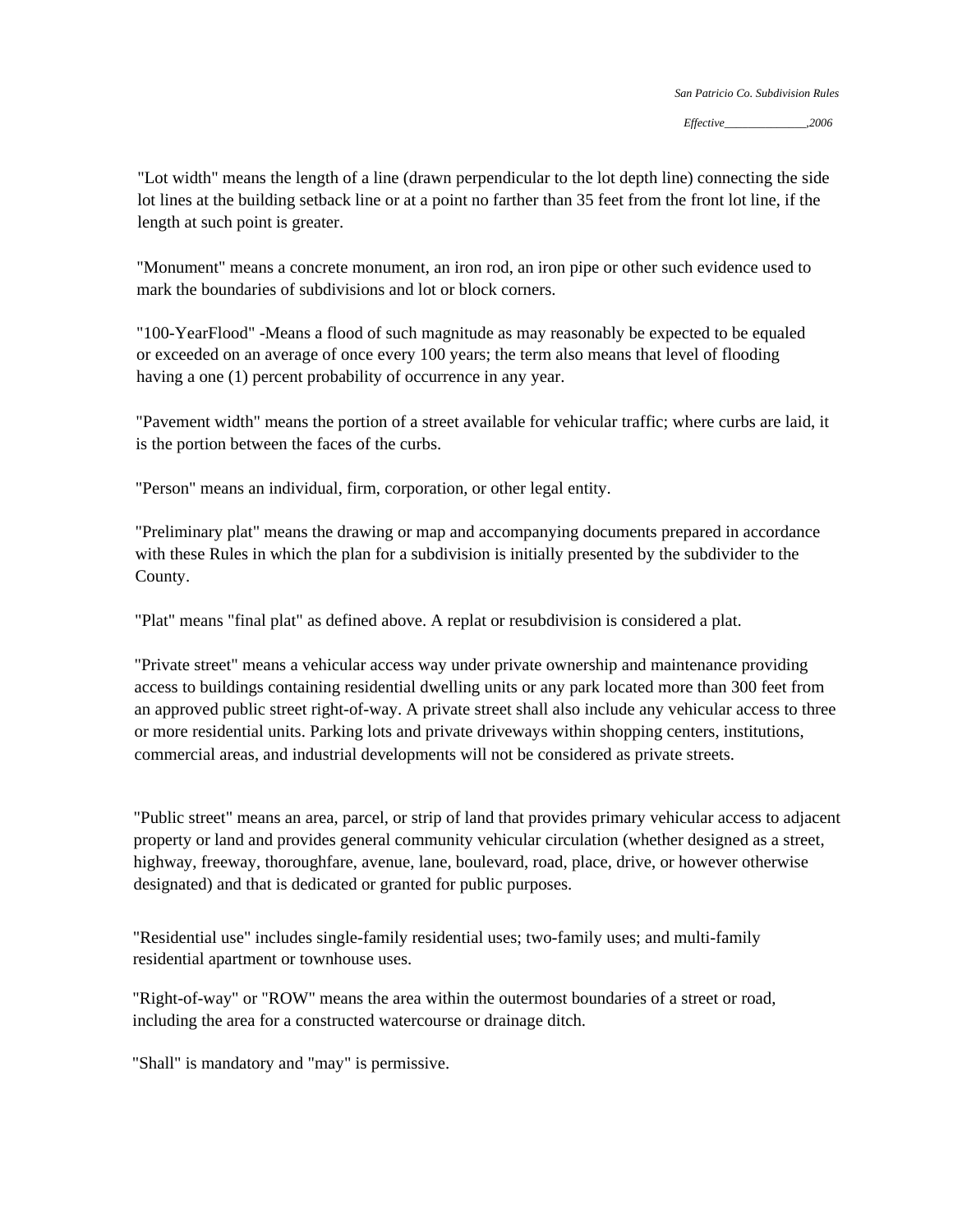"Lot width" means the length of a line (drawn perpendicular to the lot depth line) connecting the side lot lines at the building setback line or at a point no farther than 35 feet from the front lot line, if the length at such point is greater.

"Monument" means a concrete monument, an iron rod, an iron pipe or other such evidence used to mark the boundaries of subdivisions and lot or block corners.

"100-YearFlood" -Means a flood of such magnitude as may reasonably be expected to be equaled or exceeded on an average of once every 100 years; the term also means that level of flooding having a one (1) percent probability of occurrence in any year.

"Pavement width" means the portion of a street available for vehicular traffic; where curbs are laid, it is the portion between the faces of the curbs.

"Person" means an individual, firm, corporation, or other legal entity.

"Preliminary plat" means the drawing or map and accompanying documents prepared in accordance with these Rules in which the plan for a subdivision is initially presented by the subdivider to the County.

"Plat" means "final plat" as defined above. A replat or resubdivision is considered a plat.

"Private street" means a vehicular access way under private ownership and maintenance providing access to buildings containing residential dwelling units or any park located more than 300 feet from an approved public street right-of-way. A private street shall also include any vehicular access to three or more residential units. Parking lots and private driveways within shopping centers, institutions, commercial areas, and industrial developments will not be considered as private streets.

"Public street" means an area, parcel, or strip of land that provides primary vehicular access to adjacent property or land and provides general community vehicular circulation (whether designed as a street, highway, freeway, thoroughfare, avenue, lane, boulevard, road, place, drive, or however otherwise designated) and that is dedicated or granted for public purposes.

"Residential use" includes single-family residential uses; two-family uses; and multi-family residential apartment or townhouse uses.

"Right-of-way" or "ROW" means the area within the outermost boundaries of a street or road, including the area for a constructed watercourse or drainage ditch.

"Shall" is mandatory and "may" is permissive.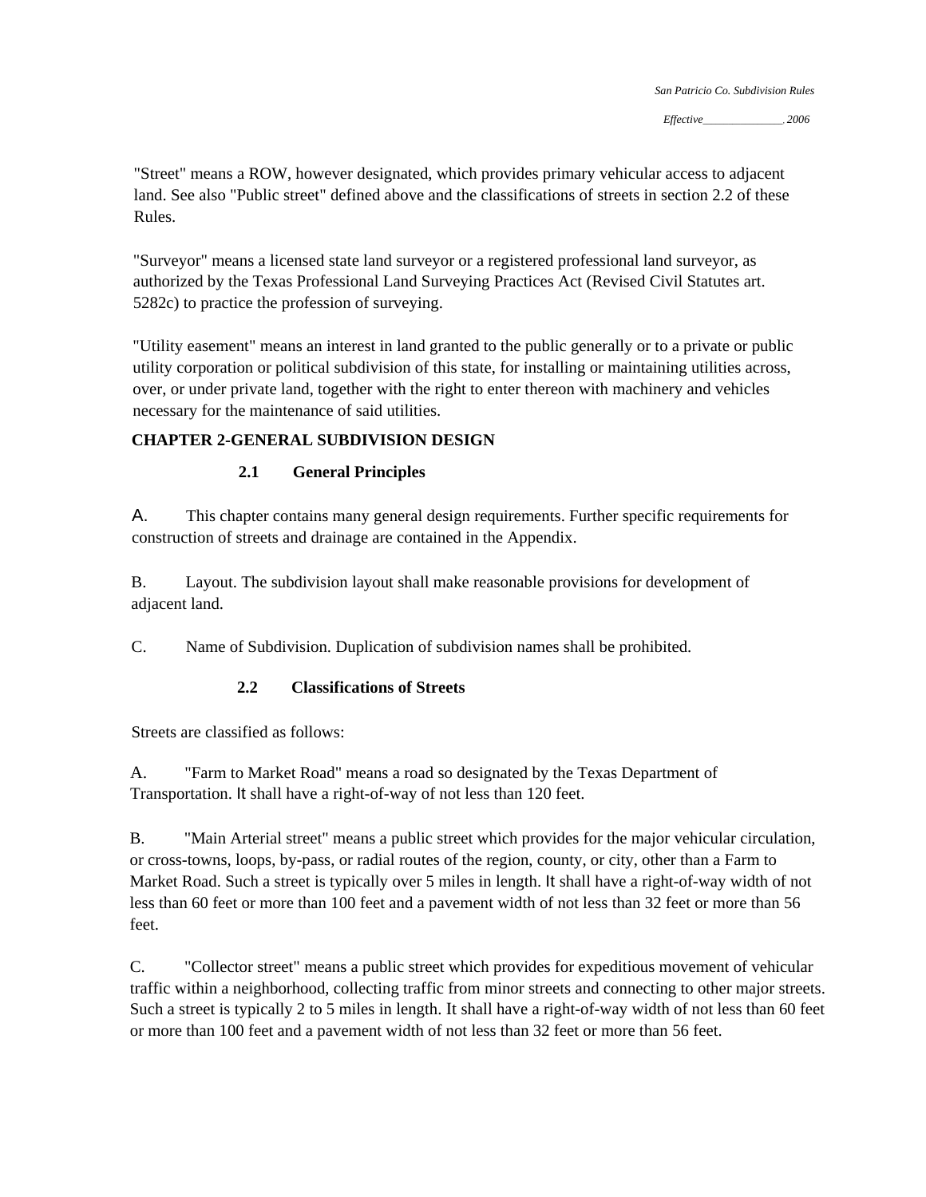"Street" means a ROW, however designated, which provides primary vehicular access to adjacent land. See also "Public street" defined above and the classifications of streets in section 2.2 of these Rules.

"Surveyor" means a licensed state land surveyor or a registered professional land surveyor, as authorized by the Texas Professional Land Surveying Practices Act (Revised Civil Statutes art. 5282c) to practice the profession of surveying.

"Utility easement" means an interest in land granted to the public generally or to a private or public utility corporation or political subdivision of this state, for installing or maintaining utilities across, over, or under private land, together with the right to enter thereon with machinery and vehicles necessary for the maintenance of said utilities.

## CHAPTER 2-GENERAL SUBDIVISION DESIGN

### 2.1 General Principles

A. This chapter contains many general design requirements. Further specific requirements for construction of streets and drainage are contained in the Appendix.

B. Layout. The subdivision layout shall make reasonable provisions for development of adjacent land.

C. Name of Subdivision. Duplication of subdivision names shall be prohibited.

### 2.2 Classifications of Streets

Streets are classified as follows:

A. "Farm to Market Road" means a road so designated by the Texas Department of Transportation. It shall have a right-of-way of not less than 120 feet.

B. "Main Arterial street" means a public street which provides for the major vehicular circulation, or cross-towns, loops, by-pass, or radial routes of the region, county, or city, other than a Farm to Market Road. Such a street is typically over 5 miles in length. It shall have a right-of-way width of not less than 60 feet or more than 100 feet and a pavement width of not less than 32 feet or more than 56 feet.

C. "Collector street" means a public street which provides for expeditious movement of vehicular traffic within a neighborhood, collecting traffic from minor streets and connecting to other major streets. Such a street is typically 2 to 5 miles in length. It shall have a right-of-way width of not less than 60 feet or more than 100 feet and a pavement width of not less than 32 feet or more than 56 feet.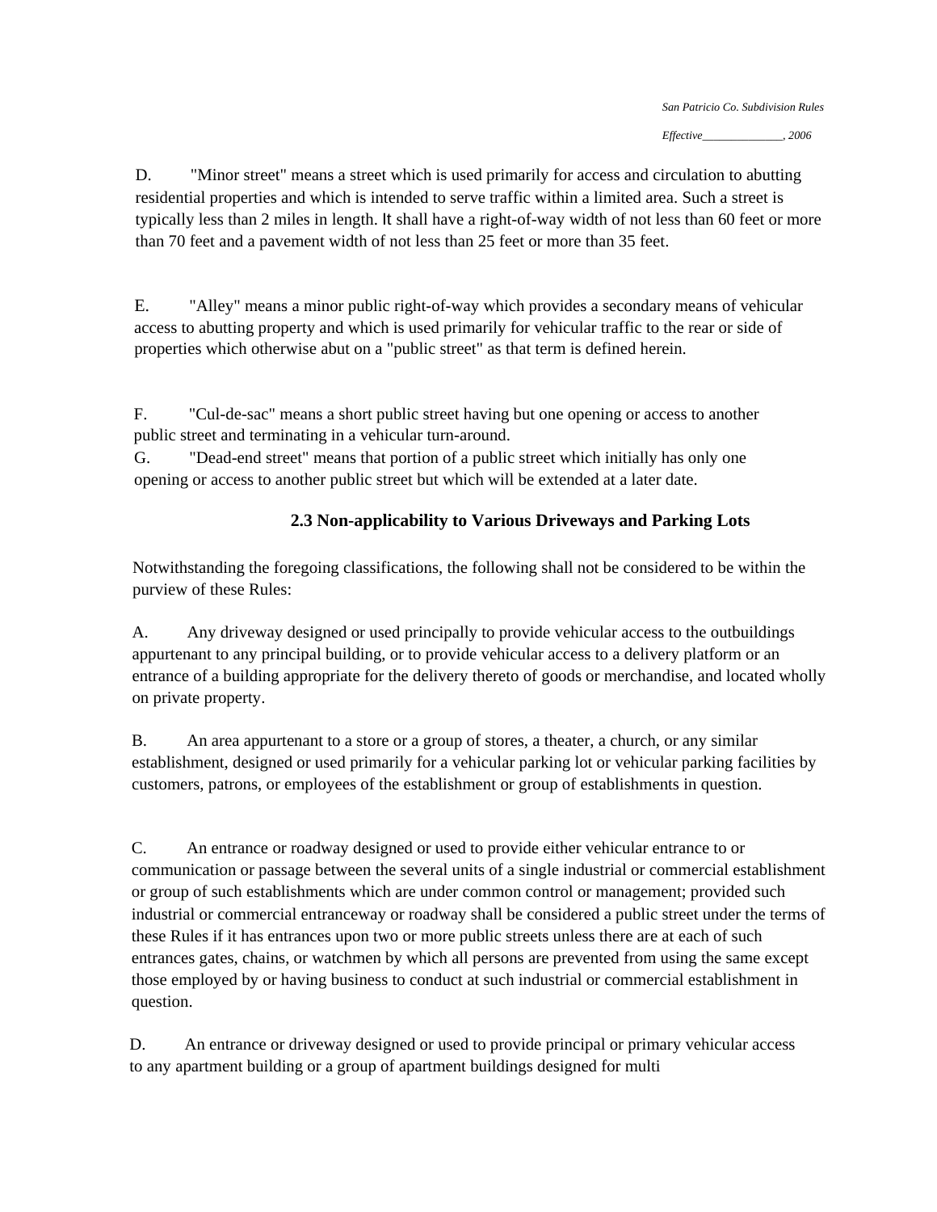D. "Minor street" means a street which is used primarily for access and circulation to abutting residential properties and which is intended to serve traffic within a limited area. Such a street is typically less than 2 miles in length. It shall have a right-of-way width of not less than 60 feet or more than 70 feet and a pavement width of not less than 25 feet or more than 35 feet.

E. "Alley" means a minor public right-of-way which provides a secondary means of vehicular access to abutting property and which is used primarily for vehicular traffic to the rear or side of properties which otherwise abut on a "public street" as that term is defined herein.

F. "Cul-de-sac" means a short public street having but one opening or access to another public street and terminating in a vehicular turn-around.

G. "Dead-end street" means that portion of a public street which initially has only one opening or access to another public street but which will be extended at a later date.

### 2.3 Non-applicability to Various Driveways and Parking Lots

Notwithstanding the foregoing classifications, the following shall not be considered to be within the purview of these Rules:

A. Any driveway designed or used principally to provide vehicular access to the outbuildings appurtenant to any principal building, or to provide vehicular access to a delivery platform or an entrance of a building appropriate for the delivery thereto of goods or merchandise, and located wholly on private property.

B. An area appurtenant to a store or a group of stores, a theater, a church, or any similar establishment, designed or used primarily for a vehicular parking lot or vehicular parking facilities by customers, patrons, or employees of the establishment or group of establishments in question.

C. An entrance or roadway designed or used to provide either vehicular entrance to or communication or passage between the several units of a single industrial or commercial establishment or group of such establishments which are under common control or management; provided such industrial or commercial entranceway or roadway shall be considered a public street under the terms of these Rules if it has entrances upon two or more public streets unless there are at each of such entrances gates, chains, or watchmen by which all persons are prevented from using the same except those employed by or having business to conduct at such industrial or commercial establishment in question.

D. An entrance or driveway designed or used to provide principal or primary vehicular access to any apartment building or a group of apartment buildings designed for multi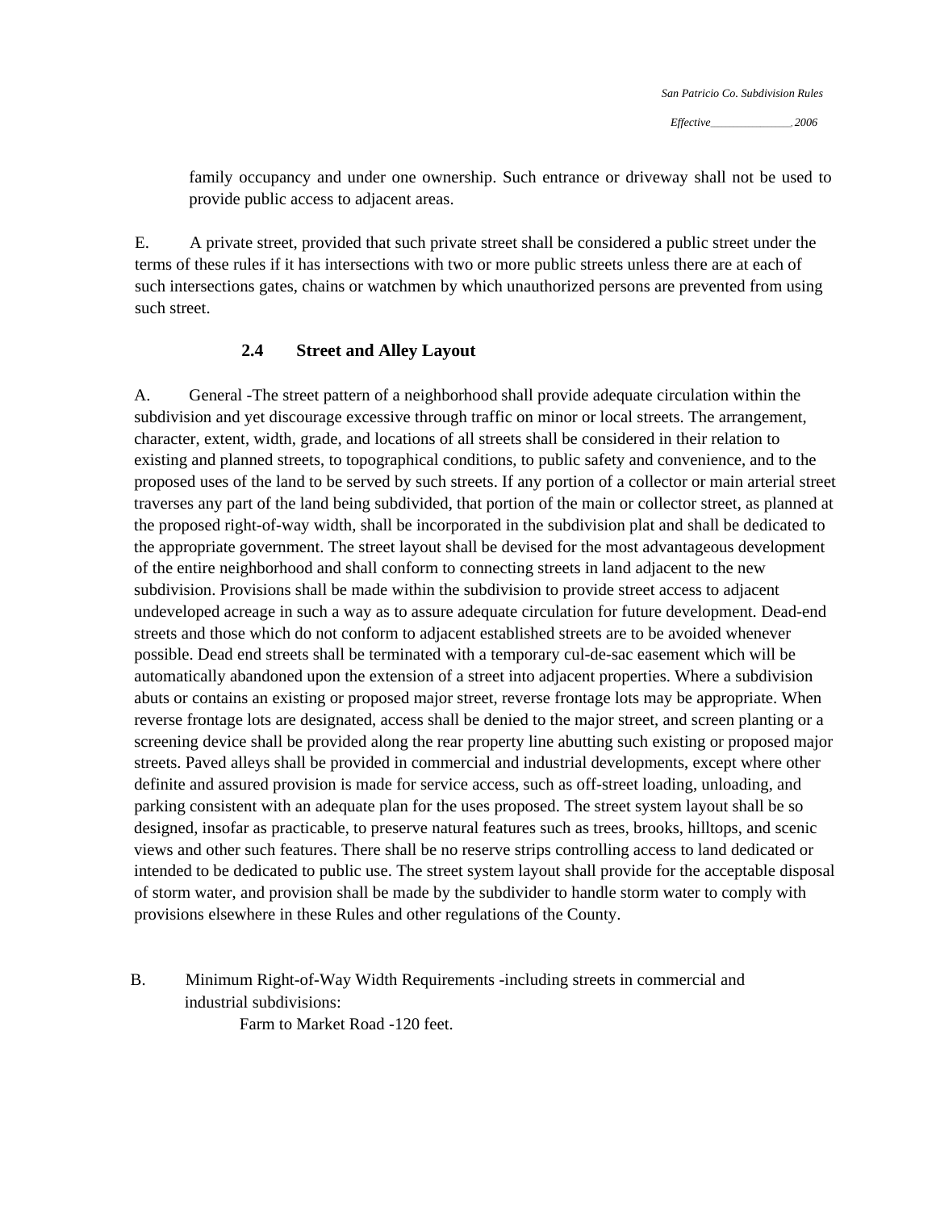family occupancy and under one ownership. Such entrance or driveway shall not be used to provide public access to adjacent areas.

E. A private street, provided that such private street shall be considered a public street under the terms of these rules if it has intersections with two or more public streets unless there are at each of such intersections gates, chains or watchmen by which unauthorized persons are prevented from using such street.

### 2.4 Street and Alley Layout

A. General -The street pattern of a neighborhood shall provide adequate circulation within the subdivision and yet discourage excessive through traffic on minor or local streets. The arrangement, character, extent, width, grade, and locations of all streets shall be considered in their relation to existing and planned streets, to topographical conditions, to public safety and convenience, and to the proposed uses of the land to be served by such streets. If any portion of a collector or main arterial street traverses any part of the land being subdivided, that portion of the main or collector street, as planned at the proposed right-of-way width, shall be incorporated in the subdivision plat and shall be dedicated to the appropriate government. The street layout shall be devised for the most advantageous development of the entire neighborhood and shall conform to connecting streets in land adjacent to the new subdivision. Provisions shall be made within the subdivision to provide street access to adjacent undeveloped acreage in such a way as to assure adequate circulation for future development. Dead-end streets and those which do not conform to adjacent established streets are to be avoided whenever possible. Dead end streets shall be terminated with a temporary cul-de-sac easement which will be automatically abandoned upon the extension of a street into adjacent properties. Where a subdivision abuts or contains an existing or proposed major street, reverse frontage lots may be appropriate. When reverse frontage lots are designated, access shall be denied to the major street, and screen planting or a screening device shall be provided along the rear property line abutting such existing or proposed major streets. Paved alleys shall be provided in commercial and industrial developments, except where other definite and assured provision is made for service access, such as off-street loading, unloading, and parking consistent with an adequate plan for the uses proposed. The street system layout shall be so designed, insofar as practicable, to preserve natural features such as trees, brooks, hilltops, and scenic views and other such features. There shall be no reserve strips controlling access to land dedicated or intended to be dedicated to public use. The street system layout shall provide for the acceptable disposal of storm water, and provision shall be made by the subdivider to handle storm water to comply with provisions elsewhere in these Rules and other regulations of the County.

B. Minimum Right-of-Way Width Requirements -including streets in commercial and industrial subdivisions:

Farm to Market Road -120 feet.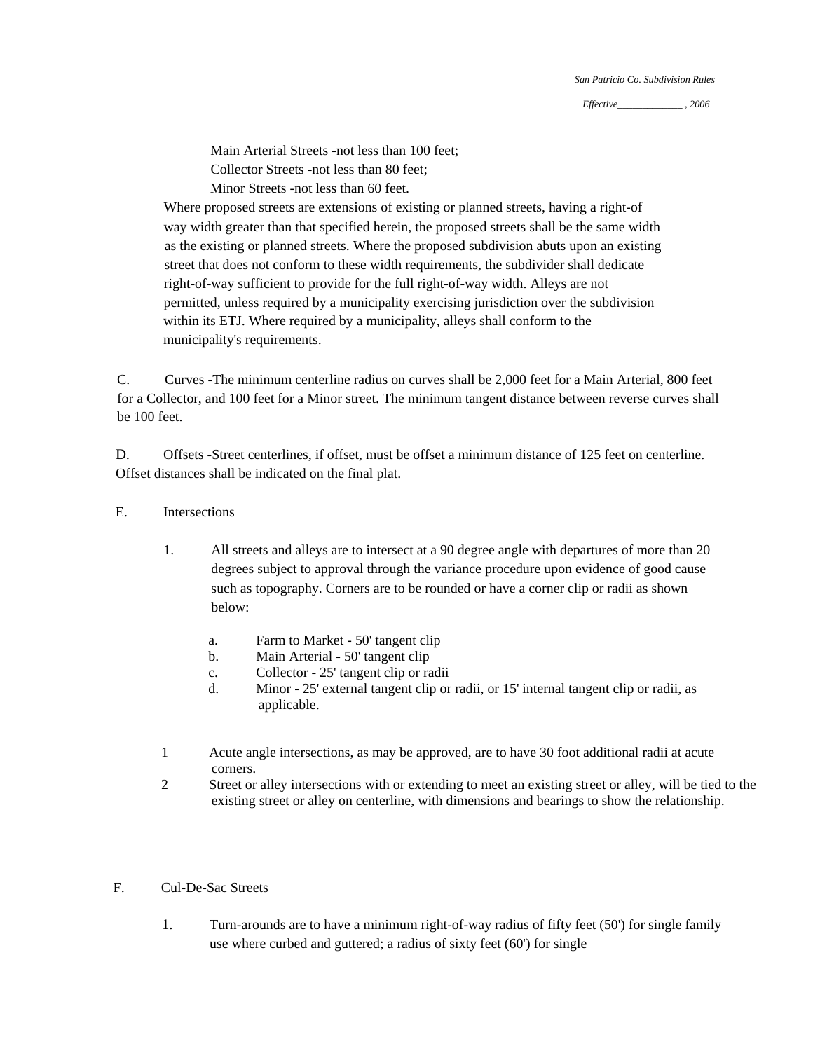Main Arterial Streets -not less than 100 feet;
Collector Streets -not less than 80 feet;
Minor Streets -not less than 60 feet.

Where proposed streets are extensions of existing or planned streets, having a right-of way width greater than that specified herein, the proposed streets shall be the same width as the existing or planned streets. Where the proposed subdivision abuts upon an existing street that does not conform to these width requirements, the subdivider shall dedicate right-of-way sufficient to provide for the full right-of-way width. Alleys are not permitted, unless required by a municipality exercising jurisdiction over the subdivision within its ETJ. Where required by a municipality, alleys shall conform to the municipality's requirements.

C. Curves -The minimum centerline radius on curves shall be 2,000 feet for a Main Arterial, 800 feet for a Collector, and 100 feet for a Minor street. The minimum tangent distance between reverse curves shall be 100 feet.

D. Offsets -Street centerlines, if offset, must be offset a minimum distance of 125 feet on centerline. Offset distances shall be indicated on the final plat.

E. Intersections

1. All streets and alleys are to intersect at a 90 degree angle with departures of more than 20 degrees subject to approval through the variance procedure upon evidence of good cause such as topography. Corners are to be rounded or have a corner clip or radii as shown below:

    a. Farm to Market - 50' tangent clip
    b. Main Arterial - 50' tangent clip
    c. Collector - 25' tangent clip or radii
    d. Minor - 25' external tangent clip or radii, or 15' internal tangent clip or radii, as applicable.

1 Acute angle intersections, as may be approved, are to have 30 foot additional radii at acute corners.

2 Street or alley intersections with or extending to meet an existing street or alley, will be tied to the existing street or alley on centerline, with dimensions and bearings to show the relationship.

F. Cul-De-Sac Streets

1. Turn-arounds are to have a minimum right-of-way radius of fifty feet (50') for single family use where curbed and guttered; a radius of sixty feet (60') for single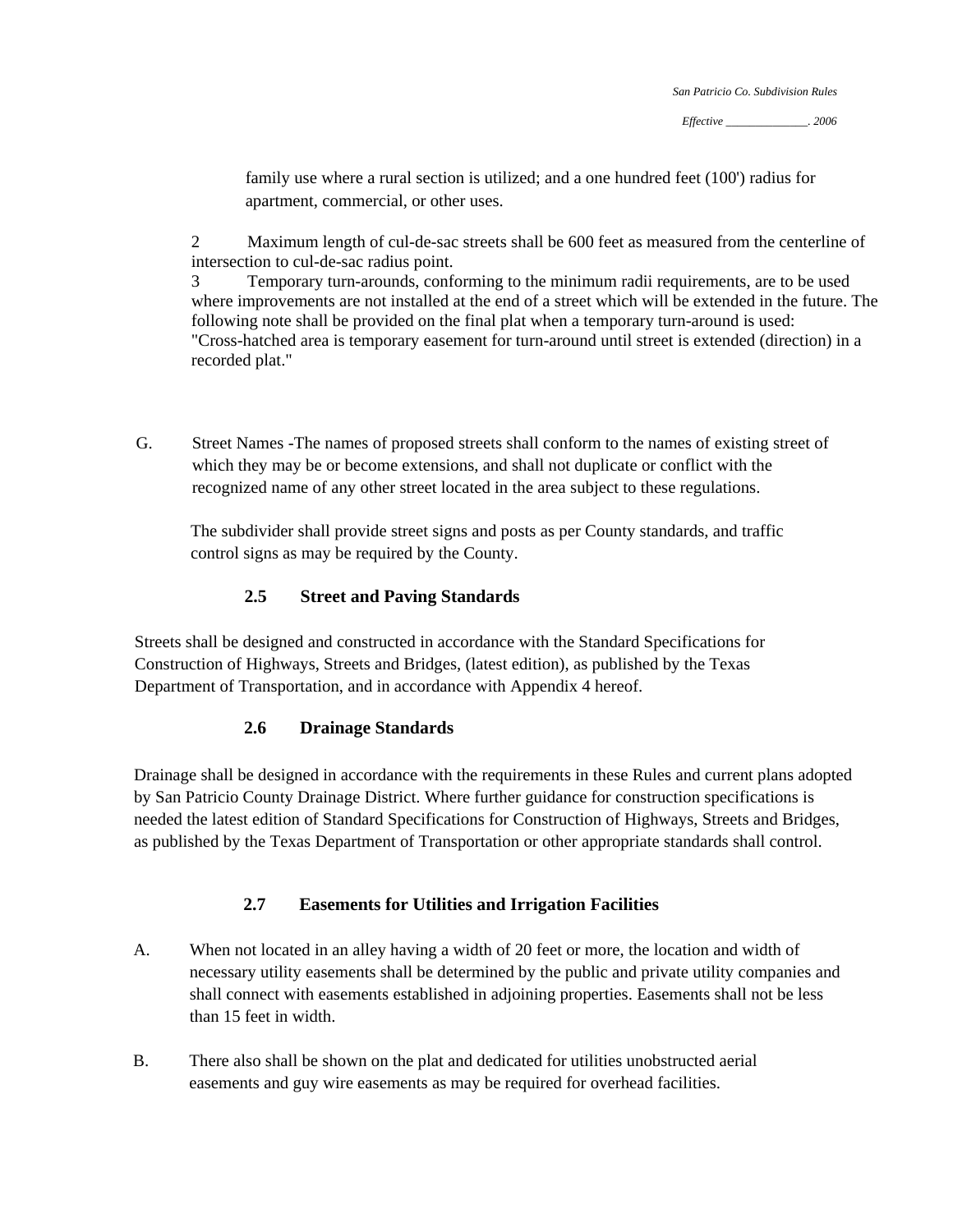family use where a rural section is utilized; and a one hundred feet (100') radius for apartment, commercial, or other uses.

2 Maximum length of cul-de-sac streets shall be 600 feet as measured from the centerline of intersection to cul-de-sac radius point.

3 Temporary turn-arounds, conforming to the minimum radii requirements, are to be used where improvements are not installed at the end of a street which will be extended in the future. The following note shall be provided on the final plat when a temporary turn-around is used: "Cross-hatched area is temporary easement for turn-around until street is extended (direction) in a recorded plat."

G. Street Names -The names of proposed streets shall conform to the names of existing street of which they may be or become extensions, and shall not duplicate or conflict with the recognized name of any other street located in the area subject to these regulations.

The subdivider shall provide street signs and posts as per County standards, and traffic control signs as may be required by the County.

### 2.5 Street and Paving Standards

Streets shall be designed and constructed in accordance with the Standard Specifications for Construction of Highways, Streets and Bridges, (latest edition), as published by the Texas Department of Transportation, and in accordance with Appendix 4 hereof.

### 2.6 Drainage Standards

Drainage shall be designed in accordance with the requirements in these Rules and current plans adopted by San Patricio County Drainage District. Where further guidance for construction specifications is needed the latest edition of Standard Specifications for Construction of Highways, Streets and Bridges, as published by the Texas Department of Transportation or other appropriate standards shall control.

### 2.7 Easements for Utilities and Irrigation Facilities

A. When not located in an alley having a width of 20 feet or more, the location and width of necessary utility easements shall be determined by the public and private utility companies and shall connect with easements established in adjoining properties. Easements shall not be less than 15 feet in width.

B. There also shall be shown on the plat and dedicated for utilities unobstructed aerial easements and guy wire easements as may be required for overhead facilities.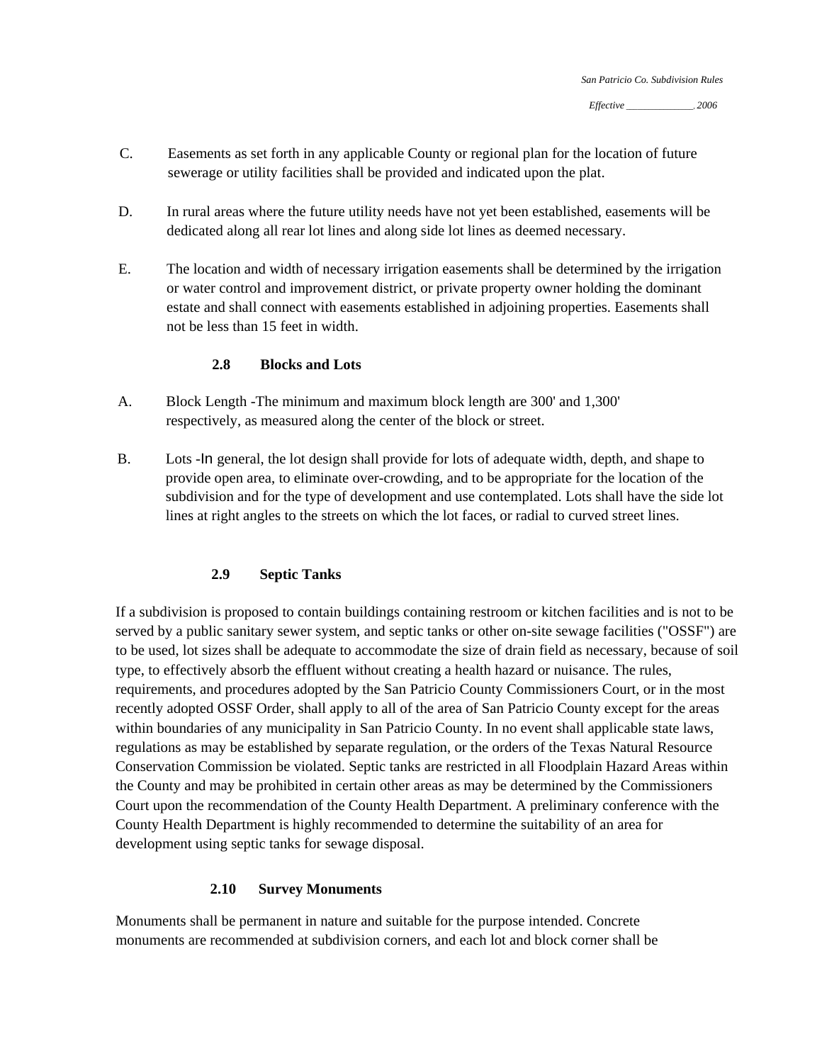C. Easements as set forth in any applicable County or regional plan for the location of future sewerage or utility facilities shall be provided and indicated upon the plat.

D. In rural areas where the future utility needs have not yet been established, easements will be dedicated along all rear lot lines and along side lot lines as deemed necessary.

E. The location and width of necessary irrigation easements shall be determined by the irrigation or water control and improvement district, or private property owner holding the dominant estate and shall connect with easements established in adjoining properties. Easements shall not be less than 15 feet in width.

### 2.8 Blocks and Lots

A. Block Length -The minimum and maximum block length are 300' and 1,300' respectively, as measured along the center of the block or street.

B. Lots -In general, the lot design shall provide for lots of adequate width, depth, and shape to provide open area, to eliminate over-crowding, and to be appropriate for the location of the subdivision and for the type of development and use contemplated. Lots shall have the side lot lines at right angles to the streets on which the lot faces, or radial to curved street lines.

### 2.9 Septic Tanks

If a subdivision is proposed to contain buildings containing restroom or kitchen facilities and is not to be served by a public sanitary sewer system, and septic tanks or other on-site sewage facilities ("OSSF") are to be used, lot sizes shall be adequate to accommodate the size of drain field as necessary, because of soil type, to effectively absorb the effluent without creating a health hazard or nuisance. The rules, requirements, and procedures adopted by the San Patricio County Commissioners Court, or in the most recently adopted OSSF Order, shall apply to all of the area of San Patricio County except for the areas within boundaries of any municipality in San Patricio County. In no event shall applicable state laws, regulations as may be established by separate regulation, or the orders of the Texas Natural Resource Conservation Commission be violated. Septic tanks are restricted in all Floodplain Hazard Areas within the County and may be prohibited in certain other areas as may be determined by the Commissioners Court upon the recommendation of the County Health Department. A preliminary conference with the County Health Department is highly recommended to determine the suitability of an area for development using septic tanks for sewage disposal.

### 2.10 Survey Monuments

Monuments shall be permanent in nature and suitable for the purpose intended. Concrete monuments are recommended at subdivision corners, and each lot and block corner shall be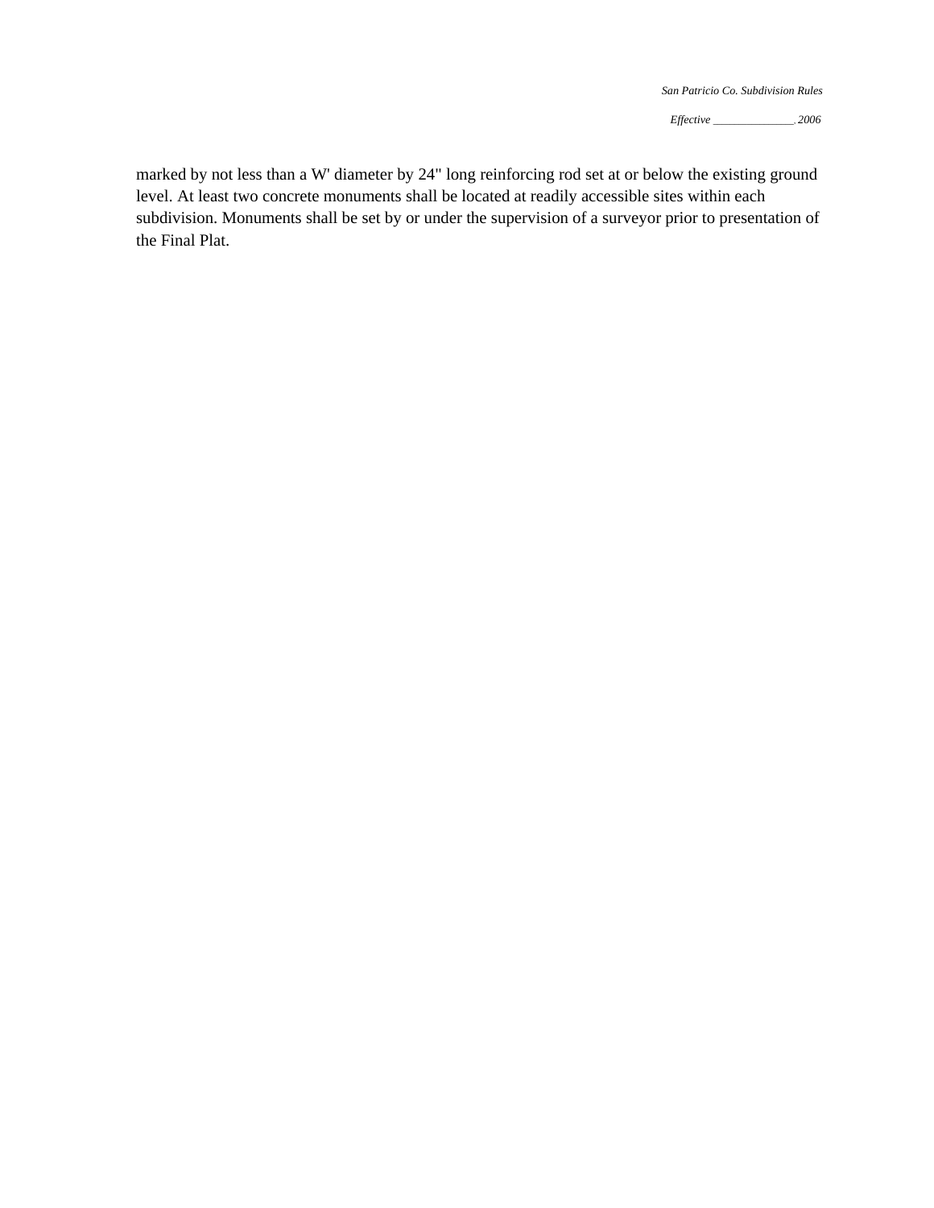marked by not less than a W' diameter by 24" long reinforcing rod set at or below the existing ground level. At least two concrete monuments shall be located at readily accessible sites within each subdivision. Monuments shall be set by or under the supervision of a surveyor prior to presentation of the Final Plat.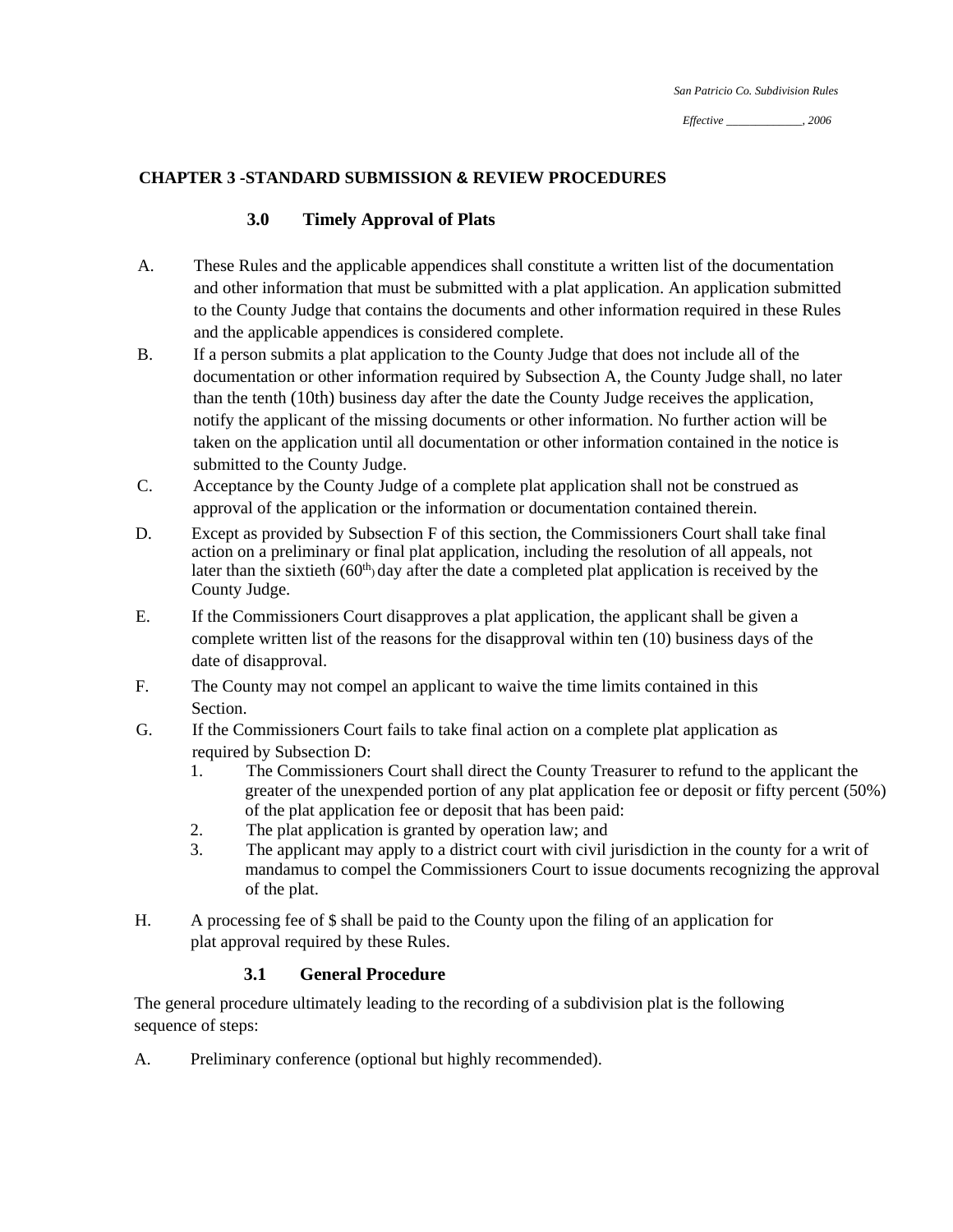## CHAPTER 3 -STANDARD SUBMISSION & REVIEW PROCEDURES

### 3.0 Timely Approval of Plats

A. These Rules and the applicable appendices shall constitute a written list of the documentation and other information that must be submitted with a plat application. An application submitted to the County Judge that contains the documents and other information required in these Rules and the applicable appendices is considered complete.

B. If a person submits a plat application to the County Judge that does not include all of the documentation or other information required by Subsection A, the County Judge shall, no later than the tenth (10th) business day after the date the County Judge receives the application, notify the applicant of the missing documents or other information. No further action will be taken on the application until all documentation or other information contained in the notice is submitted to the County Judge.

C. Acceptance by the County Judge of a complete plat application shall not be construed as approval of the application or the information or documentation contained therein.

D. Except as provided by Subsection F of this section, the Commissioners Court shall take final action on a preliminary or final plat application, including the resolution of all appeals, not later than the sixtieth (60th) day after the date a completed plat application is received by the County Judge.

E. If the Commissioners Court disapproves a plat application, the applicant shall be given a complete written list of the reasons for the disapproval within ten (10) business days of the date of disapproval.

F. The County may not compel an applicant to waive the time limits contained in this Section.

G. If the Commissioners Court fails to take final action on a complete plat application as required by Subsection D:

1. The Commissioners Court shall direct the County Treasurer to refund to the applicant the greater of the unexpended portion of any plat application fee or deposit or fifty percent (50%) of the plat application fee or deposit that has been paid:
2. The plat application is granted by operation law; and
3. The applicant may apply to a district court with civil jurisdiction in the county for a writ of mandamus to compel the Commissioners Court to issue documents recognizing the approval of the plat.

H. A processing fee of $ shall be paid to the County upon the filing of an application for plat approval required by these Rules.

### 3.1 General Procedure

The general procedure ultimately leading to the recording of a subdivision plat is the following sequence of steps:

A. Preliminary conference (optional but highly recommended).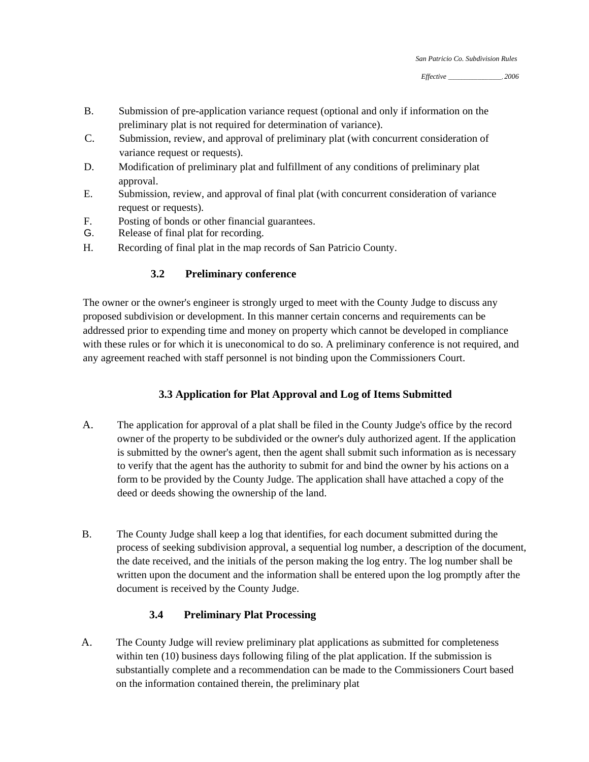B. Submission of pre-application variance request (optional and only if information on the preliminary plat is not required for determination of variance).

C. Submission, review, and approval of preliminary plat (with concurrent consideration of variance request or requests).

D. Modification of preliminary plat and fulfillment of any conditions of preliminary plat approval.

E. Submission, review, and approval of final plat (with concurrent consideration of variance request or requests).

F. Posting of bonds or other financial guarantees.

G. Release of final plat for recording.

H. Recording of final plat in the map records of San Patricio County.

### 3.2 Preliminary conference

The owner or the owner's engineer is strongly urged to meet with the County Judge to discuss any proposed subdivision or development. In this manner certain concerns and requirements can be addressed prior to expending time and money on property which cannot be developed in compliance with these rules or for which it is uneconomical to do so. A preliminary conference is not required, and any agreement reached with staff personnel is not binding upon the Commissioners Court.

### 3.3 Application for Plat Approval and Log of Items Submitted

A. The application for approval of a plat shall be filed in the County Judge's office by the record owner of the property to be subdivided or the owner's duly authorized agent. If the application is submitted by the owner's agent, then the agent shall submit such information as is necessary to verify that the agent has the authority to submit for and bind the owner by his actions on a form to be provided by the County Judge. The application shall have attached a copy of the deed or deeds showing the ownership of the land.

B. The County Judge shall keep a log that identifies, for each document submitted during the process of seeking subdivision approval, a sequential log number, a description of the document, the date received, and the initials of the person making the log entry. The log number shall be written upon the document and the information shall be entered upon the log promptly after the document is received by the County Judge.

### 3.4 Preliminary Plat Processing

A. The County Judge will review preliminary plat applications as submitted for completeness within ten (10) business days following filing of the plat application. If the submission is substantially complete and a recommendation can be made to the Commissioners Court based on the information contained therein, the preliminary plat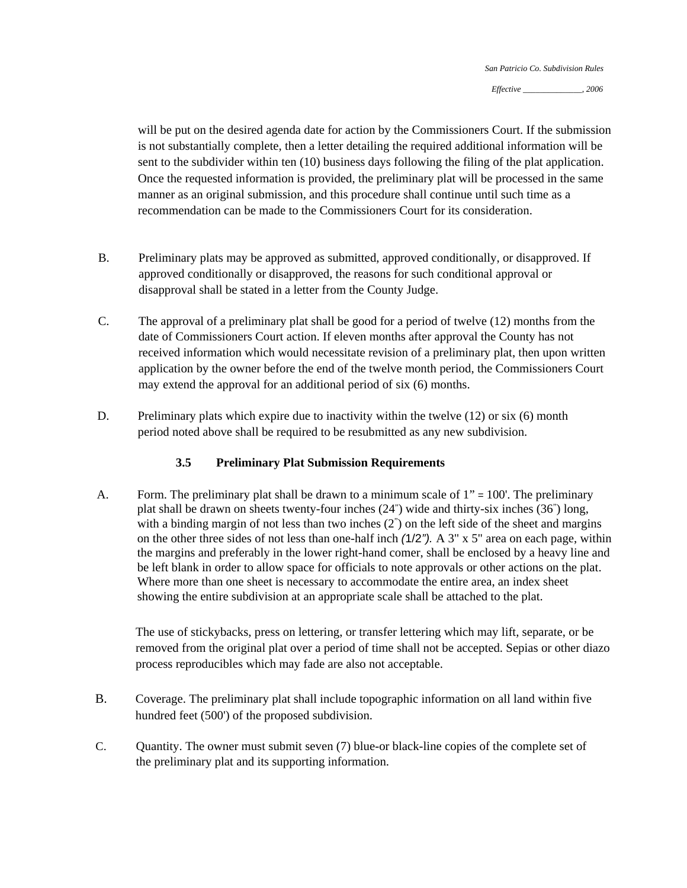will be put on the desired agenda date for action by the Commissioners Court. If the submission is not substantially complete, then a letter detailing the required additional information will be sent to the subdivider within ten (10) business days following the filing of the plat application. Once the requested information is provided, the preliminary plat will be processed in the same manner as an original submission, and this procedure shall continue until such time as a recommendation can be made to the Commissioners Court for its consideration.

B. Preliminary plats may be approved as submitted, approved conditionally, or disapproved. If approved conditionally or disapproved, the reasons for such conditional approval or disapproval shall be stated in a letter from the County Judge.

C. The approval of a preliminary plat shall be good for a period of twelve (12) months from the date of Commissioners Court action. If eleven months after approval the County has not received information which would necessitate revision of a preliminary plat, then upon written application by the owner before the end of the twelve month period, the Commissioners Court may extend the approval for an additional period of six (6) months.

D. Preliminary plats which expire due to inactivity within the twelve (12) or six (6) month period noted above shall be required to be resubmitted as any new subdivision.

### 3.5 Preliminary Plat Submission Requirements

A. Form. The preliminary plat shall be drawn to a minimum scale of 1" = 100'. The preliminary plat shall be drawn on sheets twenty-four inches (24") wide and thirty-six inches (36") long, with a binding margin of not less than two inches (2") on the left side of the sheet and margins on the other three sides of not less than one-half inch (1/2"). A 3" x 5" area on each page, within the margins and preferably in the lower right-hand comer, shall be enclosed by a heavy line and be left blank in order to allow space for officials to note approvals or other actions on the plat. Where more than one sheet is necessary to accommodate the entire area, an index sheet showing the entire subdivision at an appropriate scale shall be attached to the plat.

The use of stickybacks, press on lettering, or transfer lettering which may lift, separate, or be removed from the original plat over a period of time shall not be accepted. Sepias or other diazo process reproducibles which may fade are also not acceptable.

B. Coverage. The preliminary plat shall include topographic information on all land within five hundred feet (500') of the proposed subdivision.

C. Quantity. The owner must submit seven (7) blue-or black-line copies of the complete set of the preliminary plat and its supporting information.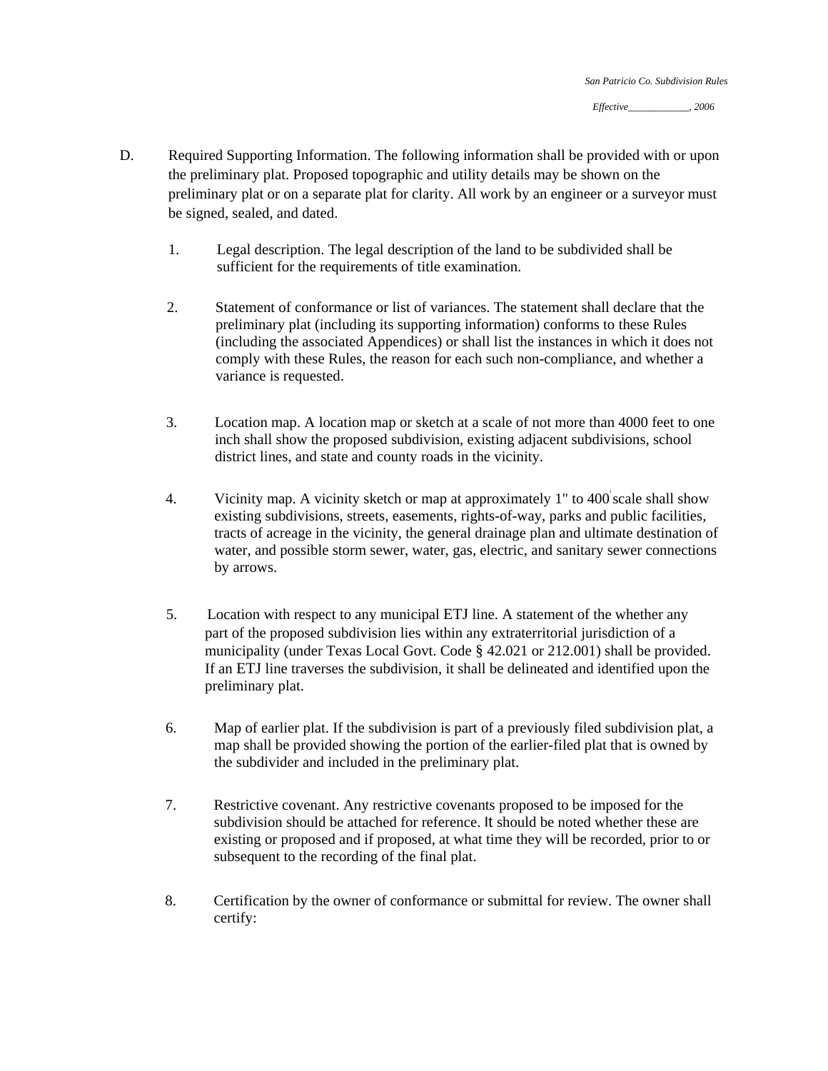D. Required Supporting Information. The following information shall be provided with or upon the preliminary plat. Proposed topographic and utility details may be shown on the preliminary plat or on a separate plat for clarity. All work by an engineer or a surveyor must be signed, sealed, and dated.

1. Legal description. The legal description of the land to be subdivided shall be sufficient for the requirements of title examination.

2. Statement of conformance or list of variances. The statement shall declare that the preliminary plat (including its supporting information) conforms to these Rules (including the associated Appendices) or shall list the instances in which it does not comply with these Rules, the reason for each such non-compliance, and whether a variance is requested.

3. Location map. A location map or sketch at a scale of not more than 4000 feet to one inch shall show the proposed subdivision, existing adjacent subdivisions, school district lines, and state and county roads in the vicinity.

4. Vicinity map. A vicinity sketch or map at approximately 1" to 400' scale shall show existing subdivisions, streets, easements, rights-of-way, parks and public facilities, tracts of acreage in the vicinity, the general drainage plan and ultimate destination of water, and possible storm sewer, water, gas, electric, and sanitary sewer connections by arrows.

5. Location with respect to any municipal ETJ line. A statement of the whether any part of the proposed subdivision lies within any extraterritorial jurisdiction of a municipality (under Texas Local Govt. Code § 42.021 or 212.001) shall be provided. If an ETJ line traverses the subdivision, it shall be delineated and identified upon the preliminary plat.

6. Map of earlier plat. If the subdivision is part of a previously filed subdivision plat, a map shall be provided showing the portion of the earlier-filed plat that is owned by the subdivider and included in the preliminary plat.

7. Restrictive covenant. Any restrictive covenants proposed to be imposed for the subdivision should be attached for reference. It should be noted whether these are existing or proposed and if proposed, at what time they will be recorded, prior to or subsequent to the recording of the final plat.

8. Certification by the owner of conformance or submittal for review. The owner shall certify: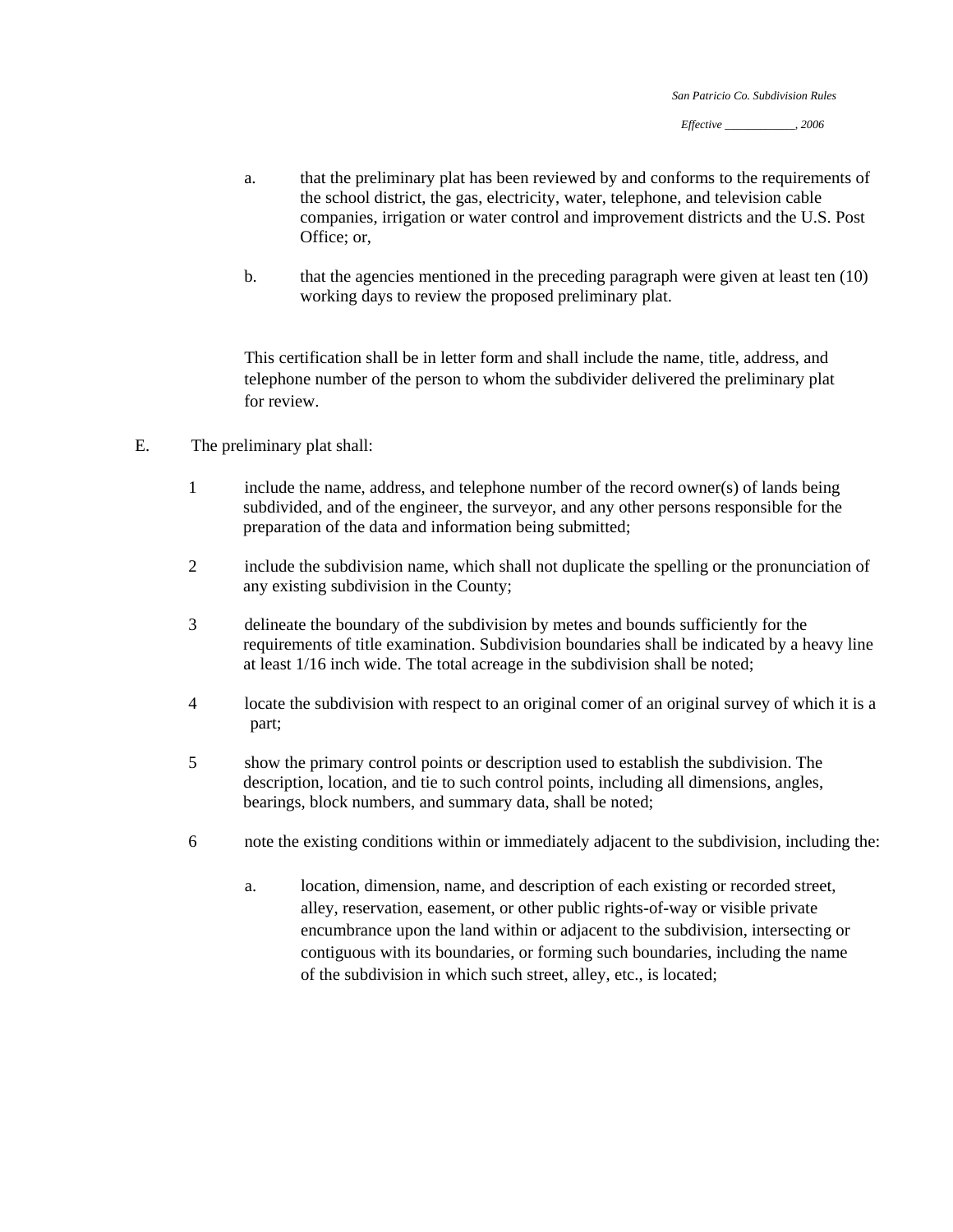a. that the preliminary plat has been reviewed by and conforms to the requirements of the school district, the gas, electricity, water, telephone, and television cable companies, irrigation or water control and improvement districts and the U.S. Post Office; or,

b. that the agencies mentioned in the preceding paragraph were given at least ten (10) working days to review the proposed preliminary plat.

This certification shall be in letter form and shall include the name, title, address, and telephone number of the person to whom the subdivider delivered the preliminary plat for review.

E. The preliminary plat shall:

1 include the name, address, and telephone number of the record owner(s) of lands being subdivided, and of the engineer, the surveyor, and any other persons responsible for the preparation of the data and information being submitted;

2 include the subdivision name, which shall not duplicate the spelling or the pronunciation of any existing subdivision in the County;

3 delineate the boundary of the subdivision by metes and bounds sufficiently for the requirements of title examination. Subdivision boundaries shall be indicated by a heavy line at least 1/16 inch wide. The total acreage in the subdivision shall be noted;

4 locate the subdivision with respect to an original comer of an original survey of which it is a part;

5 show the primary control points or description used to establish the subdivision. The description, location, and tie to such control points, including all dimensions, angles, bearings, block numbers, and summary data, shall be noted;

6 note the existing conditions within or immediately adjacent to the subdivision, including the:

a. location, dimension, name, and description of each existing or recorded street, alley, reservation, easement, or other public rights-of-way or visible private encumbrance upon the land within or adjacent to the subdivision, intersecting or contiguous with its boundaries, or forming such boundaries, including the name of the subdivision in which such street, alley, etc., is located;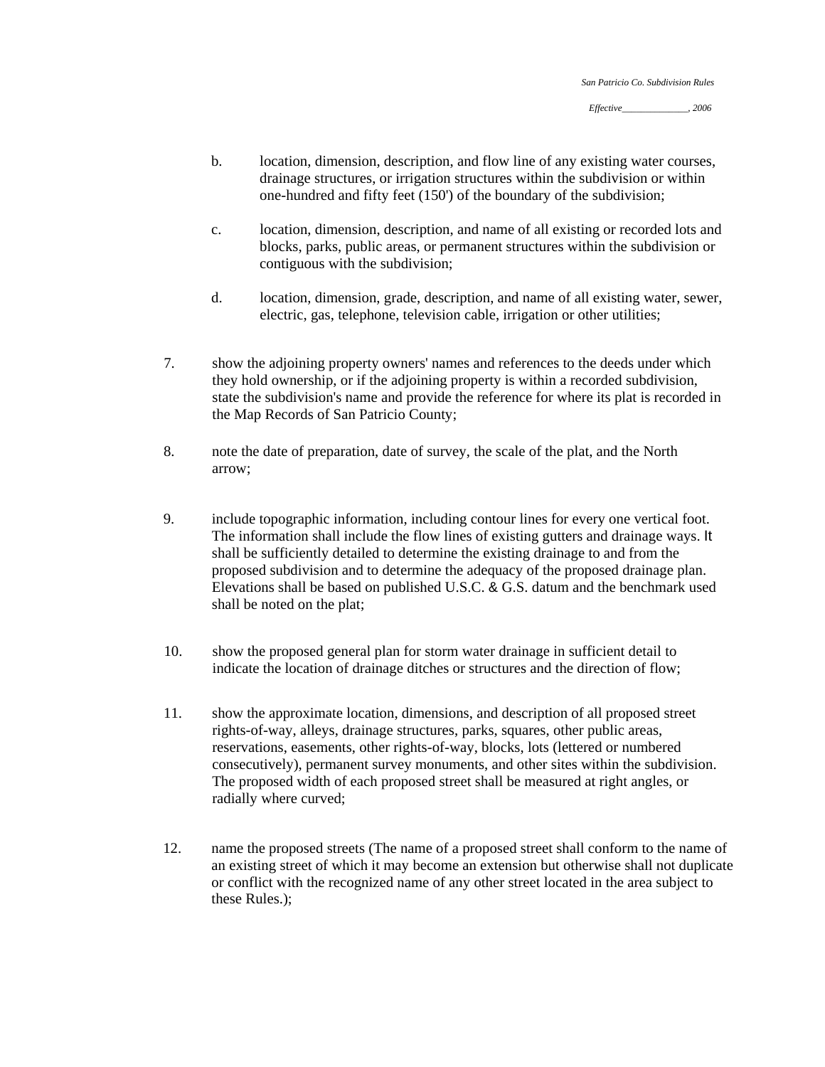b. location, dimension, description, and flow line of any existing water courses, drainage structures, or irrigation structures within the subdivision or within one-hundred and fifty feet (150') of the boundary of the subdivision;

c. location, dimension, description, and name of all existing or recorded lots and blocks, parks, public areas, or permanent structures within the subdivision or contiguous with the subdivision;

d. location, dimension, grade, description, and name of all existing water, sewer, electric, gas, telephone, television cable, irrigation or other utilities;

7. show the adjoining property owners' names and references to the deeds under which they hold ownership, or if the adjoining property is within a recorded subdivision, state the subdivision's name and provide the reference for where its plat is recorded in the Map Records of San Patricio County;

8. note the date of preparation, date of survey, the scale of the plat, and the North arrow;

9. include topographic information, including contour lines for every one vertical foot. The information shall include the flow lines of existing gutters and drainage ways. It shall be sufficiently detailed to determine the existing drainage to and from the proposed subdivision and to determine the adequacy of the proposed drainage plan. Elevations shall be based on published U.S.C. & G.S. datum and the benchmark used shall be noted on the plat;

10. show the proposed general plan for storm water drainage in sufficient detail to indicate the location of drainage ditches or structures and the direction of flow;

11. show the approximate location, dimensions, and description of all proposed street rights-of-way, alleys, drainage structures, parks, squares, other public areas, reservations, easements, other rights-of-way, blocks, lots (lettered or numbered consecutively), permanent survey monuments, and other sites within the subdivision. The proposed width of each proposed street shall be measured at right angles, or radially where curved;

12. name the proposed streets (The name of a proposed street shall conform to the name of an existing street of which it may become an extension but otherwise shall not duplicate or conflict with the recognized name of any other street located in the area subject to these Rules.);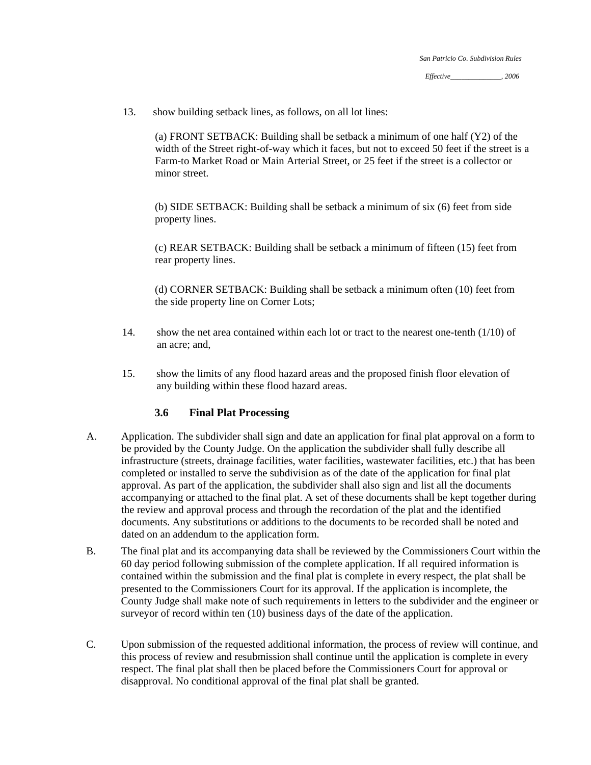13. show building setback lines, as follows, on all lot lines:

    (a) FRONT SETBACK: Building shall be setback a minimum of one half (Y2) of the width of the Street right-of-way which it faces, but not to exceed 50 feet if the street is a Farm-to Market Road or Main Arterial Street, or 25 feet if the street is a collector or minor street.

    (b) SIDE SETBACK: Building shall be setback a minimum of six (6) feet from side property lines.

    (c) REAR SETBACK: Building shall be setback a minimum of fifteen (15) feet from rear property lines.

    (d) CORNER SETBACK: Building shall be setback a minimum often (10) feet from the side property line on Corner Lots;

14. show the net area contained within each lot or tract to the nearest one-tenth (1/10) of an acre; and,

15. show the limits of any flood hazard areas and the proposed finish floor elevation of any building within these flood hazard areas.

### 3.6 Final Plat Processing

A. Application. The subdivider shall sign and date an application for final plat approval on a form to be provided by the County Judge. On the application the subdivider shall fully describe all infrastructure (streets, drainage facilities, water facilities, wastewater facilities, etc.) that has been completed or installed to serve the subdivision as of the date of the application for final plat approval. As part of the application, the subdivider shall also sign and list all the documents accompanying or attached to the final plat. A set of these documents shall be kept together during the review and approval process and through the recordation of the plat and the identified documents. Any substitutions or additions to the documents to be recorded shall be noted and dated on an addendum to the application form.

B. The final plat and its accompanying data shall be reviewed by the Commissioners Court within the 60 day period following submission of the complete application. If all required information is contained within the submission and the final plat is complete in every respect, the plat shall be presented to the Commissioners Court for its approval. If the application is incomplete, the County Judge shall make note of such requirements in letters to the subdivider and the engineer or surveyor of record within ten (10) business days of the date of the application.

C. Upon submission of the requested additional information, the process of review will continue, and this process of review and resubmission shall continue until the application is complete in every respect. The final plat shall then be placed before the Commissioners Court for approval or disapproval. No conditional approval of the final plat shall be granted.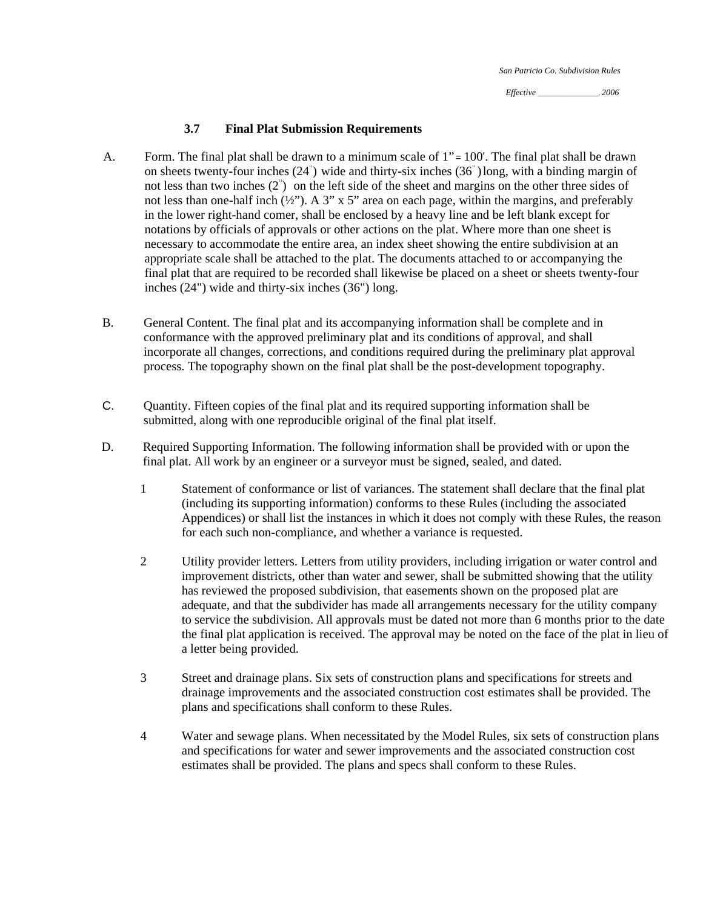### 3.7 Final Plat Submission Requirements

A. Form. The final plat shall be drawn to a minimum scale of 1"= 100'. The final plat shall be drawn on sheets twenty-four inches (24") wide and thirty-six inches (36") long, with a binding margin of not less than two inches (2") on the left side of the sheet and margins on the other three sides of not less than one-half inch (½"). A 3" x 5" area on each page, within the margins, and preferably in the lower right-hand comer, shall be enclosed by a heavy line and be left blank except for notations by officials of approvals or other actions on the plat. Where more than one sheet is necessary to accommodate the entire area, an index sheet showing the entire subdivision at an appropriate scale shall be attached to the plat. The documents attached to or accompanying the final plat that are required to be recorded shall likewise be placed on a sheet or sheets twenty-four inches (24") wide and thirty-six inches (36") long.

B. General Content. The final plat and its accompanying information shall be complete and in conformance with the approved preliminary plat and its conditions of approval, and shall incorporate all changes, corrections, and conditions required during the preliminary plat approval process. The topography shown on the final plat shall be the post-development topography.

C. Quantity. Fifteen copies of the final plat and its required supporting information shall be submitted, along with one reproducible original of the final plat itself.

D. Required Supporting Information. The following information shall be provided with or upon the final plat. All work by an engineer or a surveyor must be signed, sealed, and dated.

1 Statement of conformance or list of variances. The statement shall declare that the final plat (including its supporting information) conforms to these Rules (including the associated Appendices) or shall list the instances in which it does not comply with these Rules, the reason for each such non-compliance, and whether a variance is requested.

2 Utility provider letters. Letters from utility providers, including irrigation or water control and improvement districts, other than water and sewer, shall be submitted showing that the utility has reviewed the proposed subdivision, that easements shown on the proposed plat are adequate, and that the subdivider has made all arrangements necessary for the utility company to service the subdivision. All approvals must be dated not more than 6 months prior to the date the final plat application is received. The approval may be noted on the face of the plat in lieu of a letter being provided.

3 Street and drainage plans. Six sets of construction plans and specifications for streets and drainage improvements and the associated construction cost estimates shall be provided. The plans and specifications shall conform to these Rules.

4 Water and sewage plans. When necessitated by the Model Rules, six sets of construction plans and specifications for water and sewer improvements and the associated construction cost estimates shall be provided. The plans and specs shall conform to these Rules.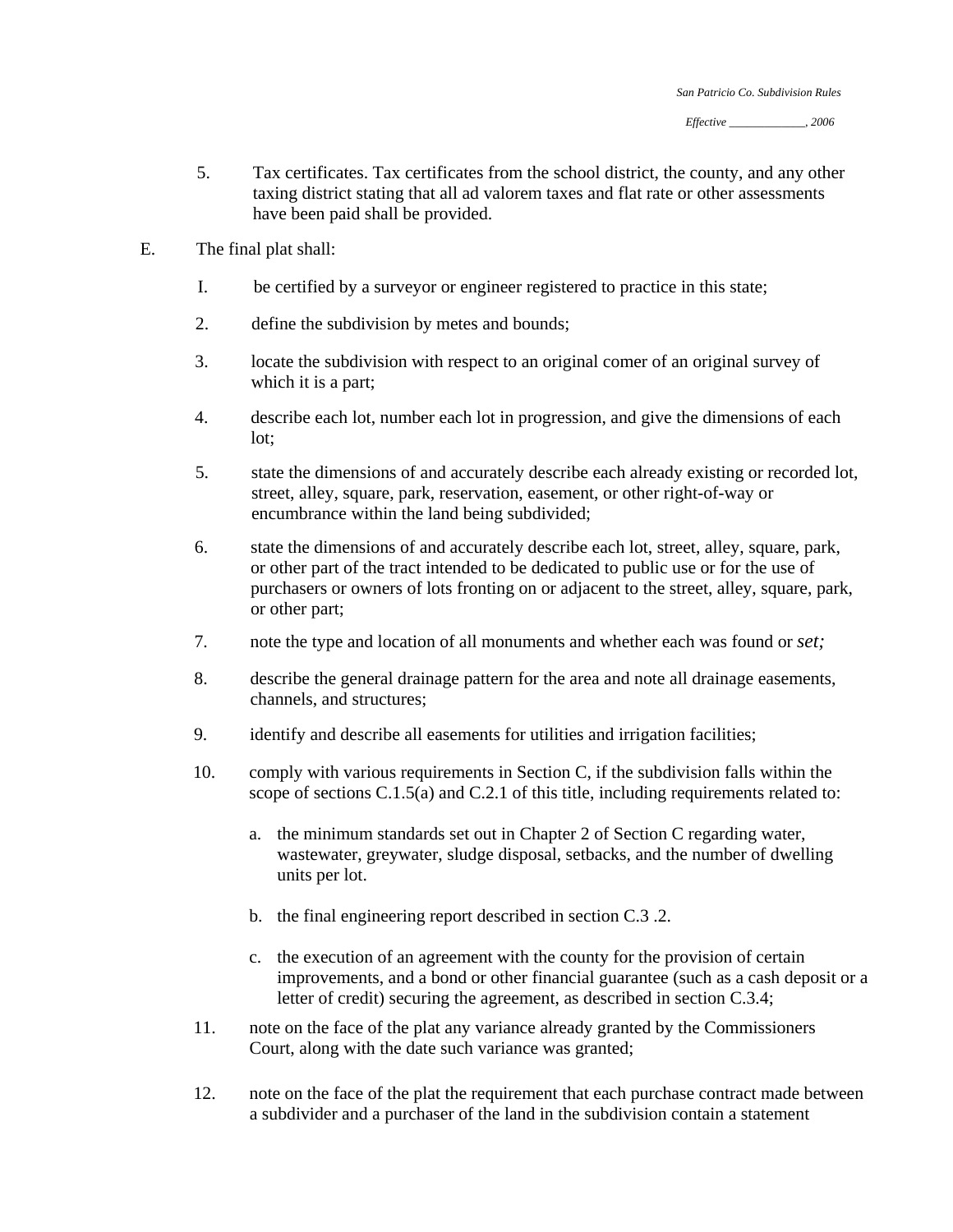5. Tax certificates. Tax certificates from the school district, the county, and any other taxing district stating that all ad valorem taxes and flat rate or other assessments have been paid shall be provided.

E. The final plat shall:

I. be certified by a surveyor or engineer registered to practice in this state;

2. define the subdivision by metes and bounds;

3. locate the subdivision with respect to an original comer of an original survey of which it is a part;

4. describe each lot, number each lot in progression, and give the dimensions of each lot;

5. state the dimensions of and accurately describe each already existing or recorded lot, street, alley, square, park, reservation, easement, or other right-of-way or encumbrance within the land being subdivided;

6. state the dimensions of and accurately describe each lot, street, alley, square, park, or other part of the tract intended to be dedicated to public use or for the use of purchasers or owners of lots fronting on or adjacent to the street, alley, square, park, or other part;

7. note the type and location of all monuments and whether each was found or *set;*

8. describe the general drainage pattern for the area and note all drainage easements, channels, and structures;

9. identify and describe all easements for utilities and irrigation facilities;

10. comply with various requirements in Section C, if the subdivision falls within the scope of sections C.1.5(a) and C.2.1 of this title, including requirements related to:

    a. the minimum standards set out in Chapter 2 of Section C regarding water, wastewater, greywater, sludge disposal, setbacks, and the number of dwelling units per lot.

    b. the final engineering report described in section C.3 .2.

    c. the execution of an agreement with the county for the provision of certain improvements, and a bond or other financial guarantee (such as a cash deposit or a letter of credit) securing the agreement, as described in section C.3.4;

11. note on the face of the plat any variance already granted by the Commissioners Court, along with the date such variance was granted;

12. note on the face of the plat the requirement that each purchase contract made between a subdivider and a purchaser of the land in the subdivision contain a statement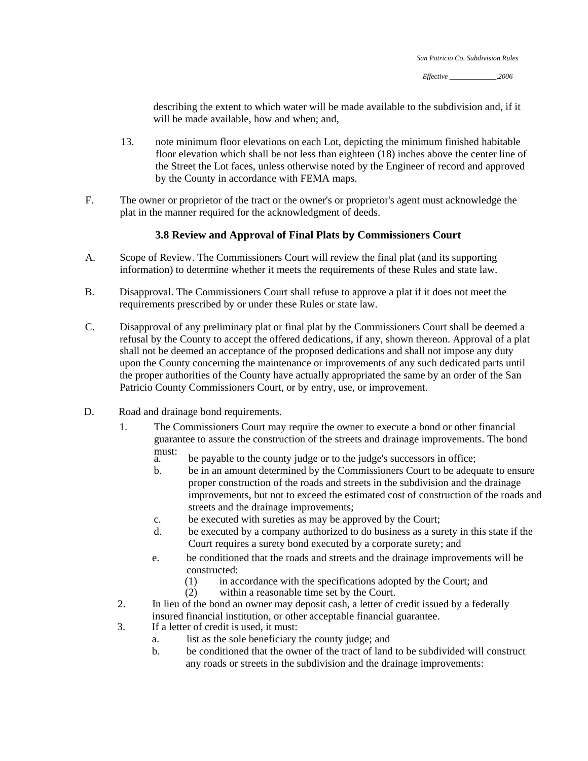describing the extent to which water will be made available to the subdivision and, if it will be made available, how and when; and,

13. note minimum floor elevations on each Lot, depicting the minimum finished habitable floor elevation which shall be not less than eighteen (18) inches above the center line of the Street the Lot faces, unless otherwise noted by the Engineer of record and approved by the County in accordance with FEMA maps.

F. The owner or proprietor of the tract or the owner's or proprietor's agent must acknowledge the plat in the manner required for the acknowledgment of deeds.

### 3.8 Review and Approval of Final Plats by Commissioners Court

A. Scope of Review. The Commissioners Court will review the final plat (and its supporting information) to determine whether it meets the requirements of these Rules and state law.

B. Disapproval. The Commissioners Court shall refuse to approve a plat if it does not meet the requirements prescribed by or under these Rules or state law.

C. Disapproval of any preliminary plat or final plat by the Commissioners Court shall be deemed a refusal by the County to accept the offered dedications, if any, shown thereon. Approval of a plat shall not be deemed an acceptance of the proposed dedications and shall not impose any duty upon the County concerning the maintenance or improvements of any such dedicated parts until the proper authorities of the County have actually appropriated the same by an order of the San Patricio County Commissioners Court, or by entry, use, or improvement.

D. Road and drainage bond requirements.

1. The Commissioners Court may require the owner to execute a bond or other financial guarantee to assure the construction of the streets and drainage improvements. The bond must:
   a. be payable to the county judge or to the judge's successors in office;
   b. be in an amount determined by the Commissioners Court to be adequate to ensure proper construction of the roads and streets in the subdivision and the drainage improvements, but not to exceed the estimated cost of construction of the roads and streets and the drainage improvements;
   c. be executed with sureties as may be approved by the Court;
   d. be executed by a company authorized to do business as a surety in this state if the Court requires a surety bond executed by a corporate surety; and
   e. be conditioned that the roads and streets and the drainage improvements will be constructed:
      (1) in accordance with the specifications adopted by the Court; and
      (2) within a reasonable time set by the Court.
2. In lieu of the bond an owner may deposit cash, a letter of credit issued by a federally insured financial institution, or other acceptable financial guarantee.
3. If a letter of credit is used, it must:
   a. list as the sole beneficiary the county judge; and
   b. be conditioned that the owner of the tract of land to be subdivided will construct any roads or streets in the subdivision and the drainage improvements: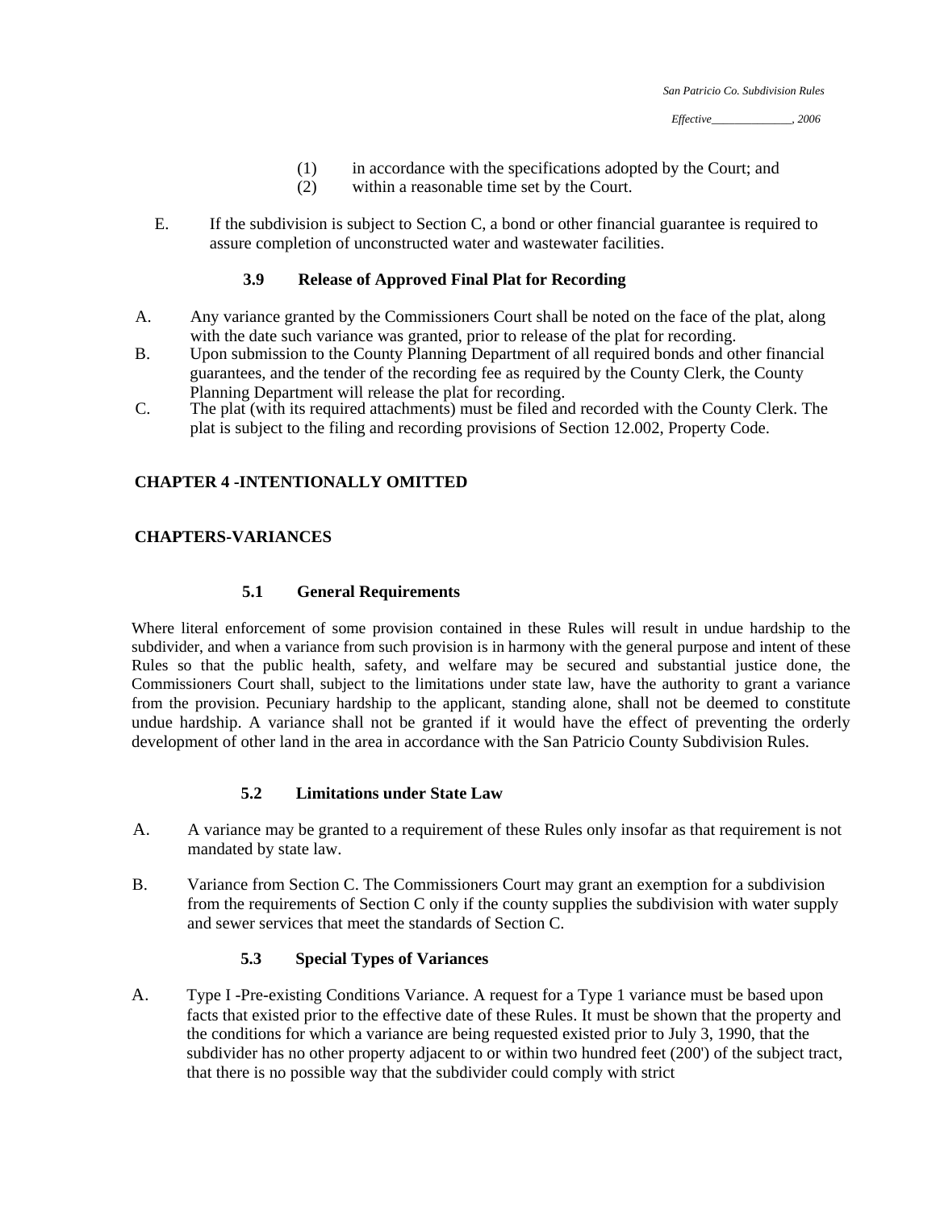(1) in accordance with the specifications adopted by the Court; and
(2) within a reasonable time set by the Court.

E. If the subdivision is subject to Section C, a bond or other financial guarantee is required to assure completion of unconstructed water and wastewater facilities.

### 3.9 Release of Approved Final Plat for Recording

A. Any variance granted by the Commissioners Court shall be noted on the face of the plat, along with the date such variance was granted, prior to release of the plat for recording.

B. Upon submission to the County Planning Department of all required bonds and other financial guarantees, and the tender of the recording fee as required by the County Clerk, the County Planning Department will release the plat for recording.

C. The plat (with its required attachments) must be filed and recorded with the County Clerk. The plat is subject to the filing and recording provisions of Section 12.002, Property Code.

## CHAPTER 4 -INTENTIONALLY OMITTED

## CHAPTERS-VARIANCES

### 5.1 General Requirements

Where literal enforcement of some provision contained in these Rules will result in undue hardship to the subdivider, and when a variance from such provision is in harmony with the general purpose and intent of these Rules so that the public health, safety, and welfare may be secured and substantial justice done, the Commissioners Court shall, subject to the limitations under state law, have the authority to grant a variance from the provision. Pecuniary hardship to the applicant, standing alone, shall not be deemed to constitute undue hardship. A variance shall not be granted if it would have the effect of preventing the orderly development of other land in the area in accordance with the San Patricio County Subdivision Rules.

### 5.2 Limitations under State Law

A. A variance may be granted to a requirement of these Rules only insofar as that requirement is not mandated by state law.

B. Variance from Section C. The Commissioners Court may grant an exemption for a subdivision from the requirements of Section C only if the county supplies the subdivision with water supply and sewer services that meet the standards of Section C.

### 5.3 Special Types of Variances

A. Type I -Pre-existing Conditions Variance. A request for a Type 1 variance must be based upon facts that existed prior to the effective date of these Rules. It must be shown that the property and the conditions for which a variance are being requested existed prior to July 3, 1990, that the subdivider has no other property adjacent to or within two hundred feet (200') of the subject tract, that there is no possible way that the subdivider could comply with strict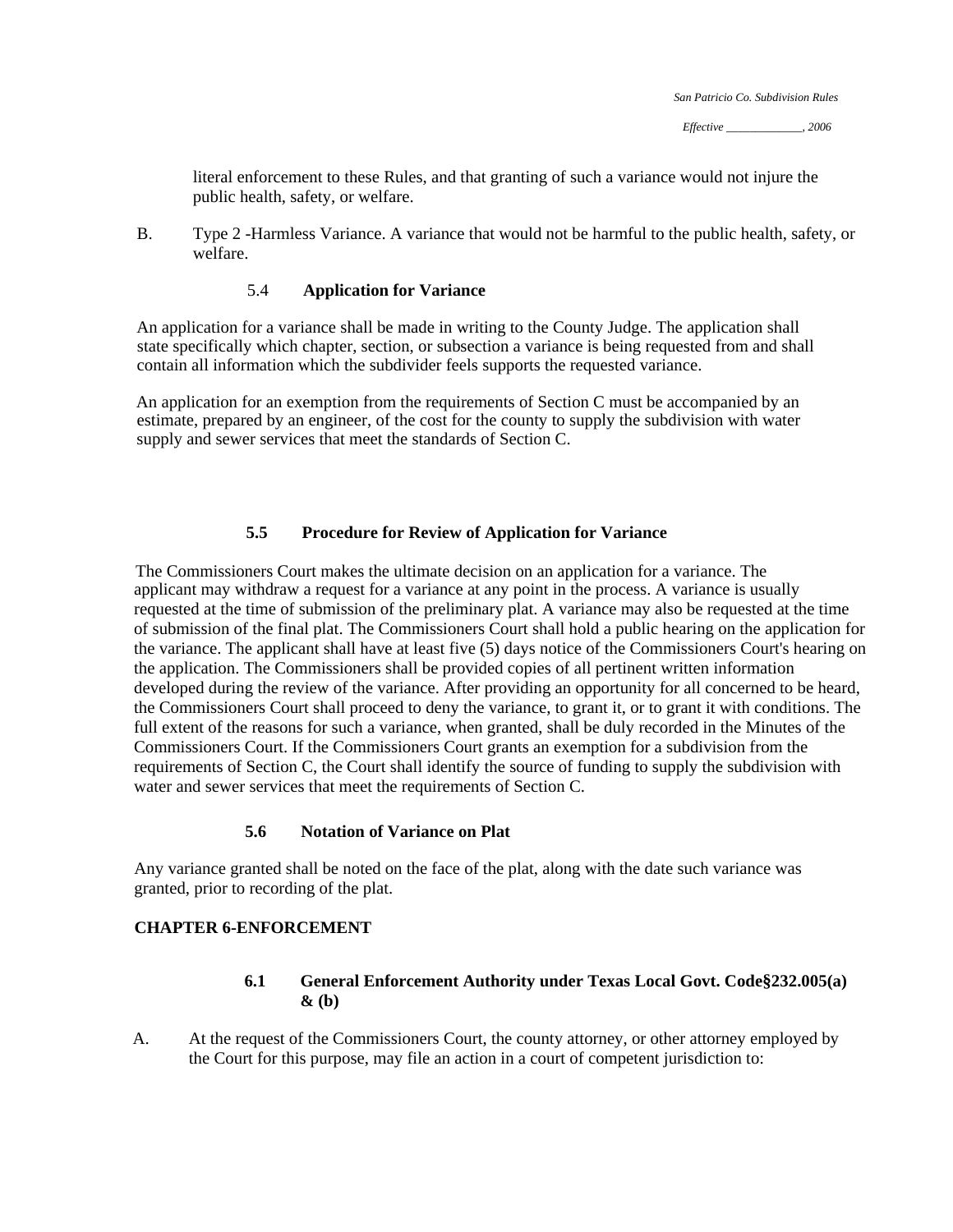literal enforcement to these Rules, and that granting of such a variance would not injure the public health, safety, or welfare.

B. Type 2 -Harmless Variance. A variance that would not be harmful to the public health, safety, or welfare.

### 5.4 Application for Variance

An application for a variance shall be made in writing to the County Judge. The application shall state specifically which chapter, section, or subsection a variance is being requested from and shall contain all information which the subdivider feels supports the requested variance.

An application for an exemption from the requirements of Section C must be accompanied by an estimate, prepared by an engineer, of the cost for the county to supply the subdivision with water supply and sewer services that meet the standards of Section C.

### 5.5 Procedure for Review of Application for Variance

The Commissioners Court makes the ultimate decision on an application for a variance. The applicant may withdraw a request for a variance at any point in the process. A variance is usually requested at the time of submission of the preliminary plat. A variance may also be requested at the time of submission of the final plat. The Commissioners Court shall hold a public hearing on the application for the variance. The applicant shall have at least five (5) days notice of the Commissioners Court's hearing on the application. The Commissioners shall be provided copies of all pertinent written information developed during the review of the variance. After providing an opportunity for all concerned to be heard, the Commissioners Court shall proceed to deny the variance, to grant it, or to grant it with conditions. The full extent of the reasons for such a variance, when granted, shall be duly recorded in the Minutes of the Commissioners Court. If the Commissioners Court grants an exemption for a subdivision from the requirements of Section C, the Court shall identify the source of funding to supply the subdivision with water and sewer services that meet the requirements of Section C.

### 5.6 Notation of Variance on Plat

Any variance granted shall be noted on the face of the plat, along with the date such variance was granted, prior to recording of the plat.

## CHAPTER 6-ENFORCEMENT

### 6.1 General Enforcement Authority under Texas Local Govt. Code§232.005(a) & (b)

A. At the request of the Commissioners Court, the county attorney, or other attorney employed by the Court for this purpose, may file an action in a court of competent jurisdiction to: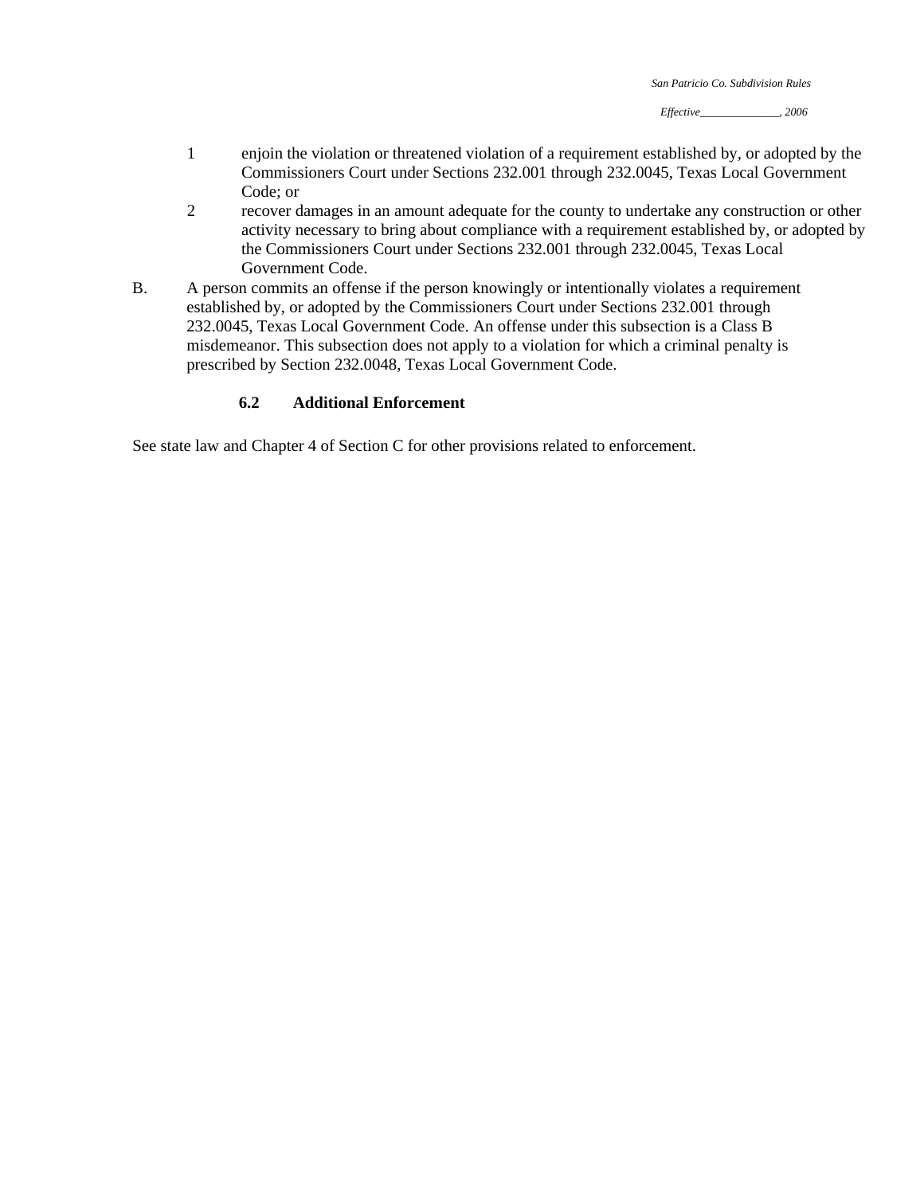1. enjoin the violation or threatened violation of a requirement established by, or adopted by the Commissioners Court under Sections 232.001 through 232.0045, Texas Local Government Code; or
2. recover damages in an amount adequate for the county to undertake any construction or other activity necessary to bring about compliance with a requirement established by, or adopted by the Commissioners Court under Sections 232.001 through 232.0045, Texas Local Government Code.

B. A person commits an offense if the person knowingly or intentionally violates a requirement established by, or adopted by the Commissioners Court under Sections 232.001 through 232.0045, Texas Local Government Code. An offense under this subsection is a Class B misdemeanor. This subsection does not apply to a violation for which a criminal penalty is prescribed by Section 232.0048, Texas Local Government Code.

### 6.2 Additional Enforcement

See state law and Chapter 4 of Section C for other provisions related to enforcement.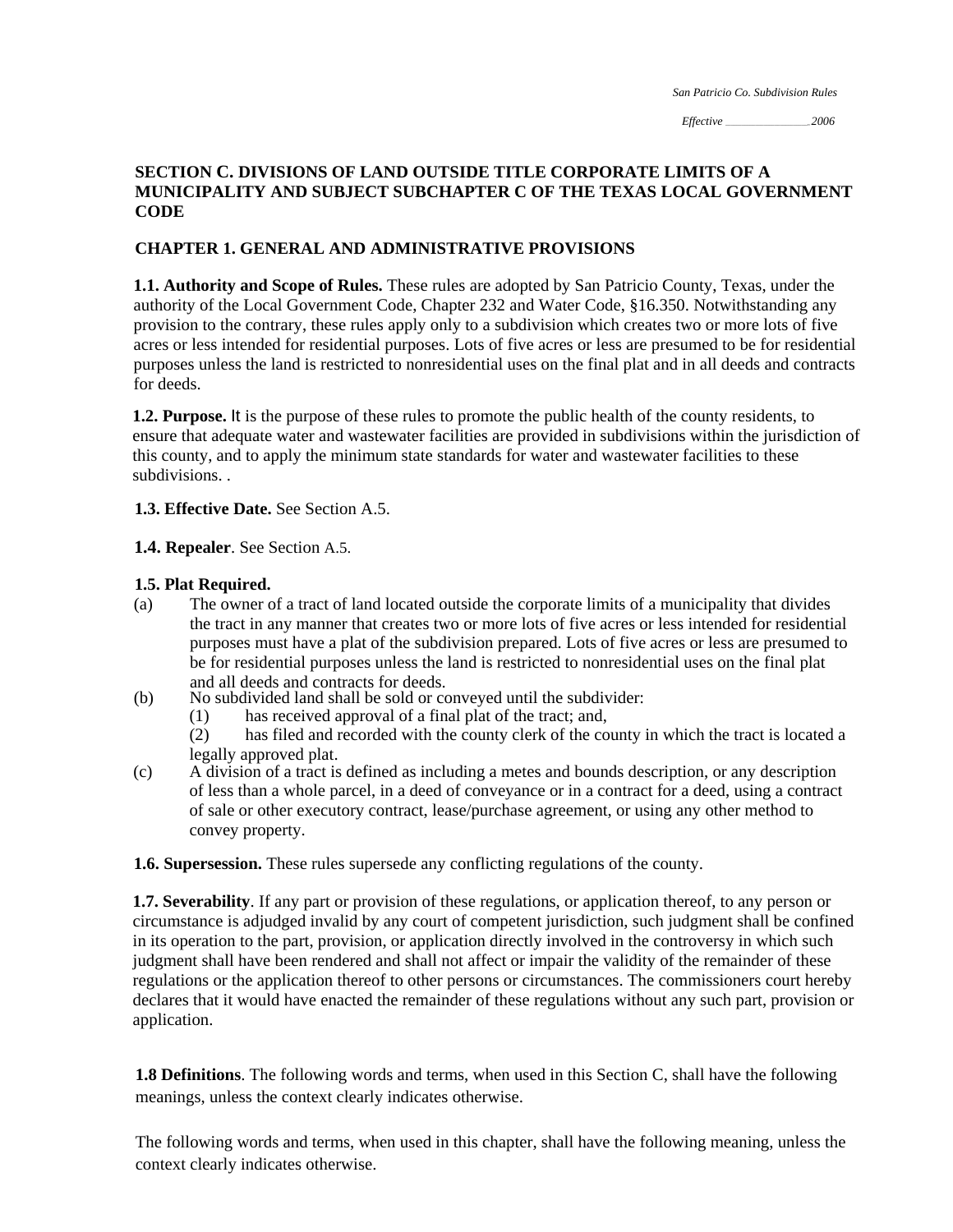**SECTION C. DIVISIONS OF LAND OUTSIDE TITLE CORPORATE LIMITS OF A MUNICIPALITY AND SUBJECT SUBCHAPTER C OF THE TEXAS LOCAL GOVERNMENT CODE**

**CHAPTER 1. GENERAL AND ADMINISTRATIVE PROVISIONS**

**1.1. Authority and Scope of Rules.** These rules are adopted by San Patricio County, Texas, under the authority of the Local Government Code, Chapter 232 and Water Code, §16.350. Notwithstanding any provision to the contrary, these rules apply only to a subdivision which creates two or more lots of five acres or less intended for residential purposes. Lots of five acres or less are presumed to be for residential purposes unless the land is restricted to nonresidential uses on the final plat and in all deeds and contracts for deeds.

**1.2. Purpose.** It is the purpose of these rules to promote the public health of the county residents, to ensure that adequate water and wastewater facilities are provided in subdivisions within the jurisdiction of this county, and to apply the minimum state standards for water and wastewater facilities to these subdivisions. .

**1.3. Effective Date.** See Section A.5.

**1.4. Repealer**. See Section A.5.

**1.5. Plat Required.**

(a) The owner of a tract of land located outside the corporate limits of a municipality that divides the tract in any manner that creates two or more lots of five acres or less intended for residential purposes must have a plat of the subdivision prepared. Lots of five acres or less are presumed to be for residential purposes unless the land is restricted to nonresidential uses on the final plat and all deeds and contracts for deeds.

(b) No subdivided land shall be sold or conveyed until the subdivider:
  (1) has received approval of a final plat of the tract; and,
  (2) has filed and recorded with the county clerk of the county in which the tract is located a legally approved plat.

(c) A division of a tract is defined as including a metes and bounds description, or any description of less than a whole parcel, in a deed of conveyance or in a contract for a deed, using a contract of sale or other executory contract, lease/purchase agreement, or using any other method to convey property.

**1.6. Supersession.** These rules supersede any conflicting regulations of the county.

**1.7. Severability**. If any part or provision of these regulations, or application thereof, to any person or circumstance is adjudged invalid by any court of competent jurisdiction, such judgment shall be confined in its operation to the part, provision, or application directly involved in the controversy in which such judgment shall have been rendered and shall not affect or impair the validity of the remainder of these regulations or the application thereof to other persons or circumstances. The commissioners court hereby declares that it would have enacted the remainder of these regulations without any such part, provision or application.

**1.8 Definitions**. The following words and terms, when used in this Section C, shall have the following meanings, unless the context clearly indicates otherwise.

The following words and terms, when used in this chapter, shall have the following meaning, unless the context clearly indicates otherwise.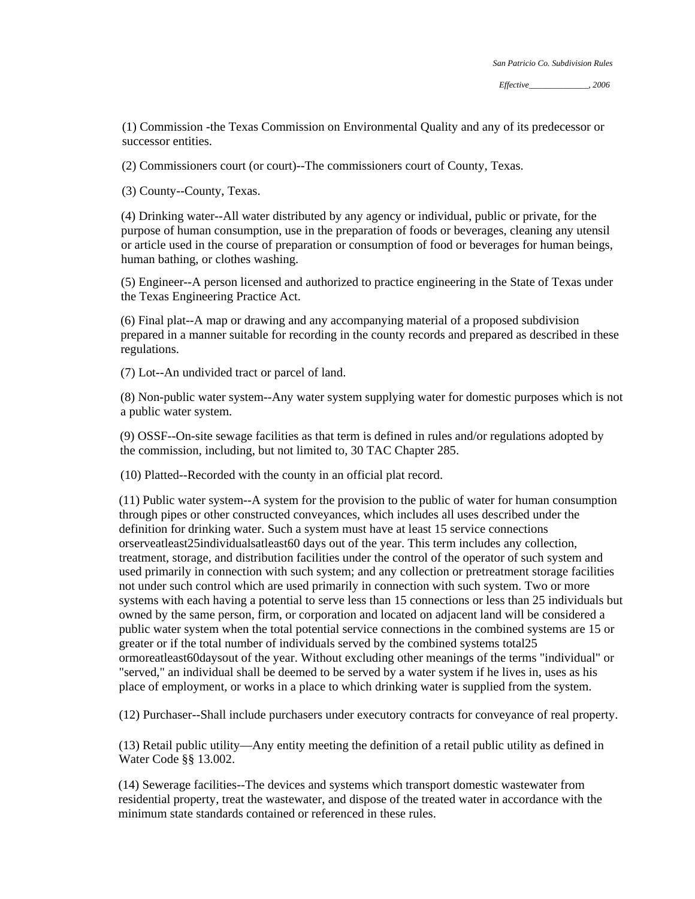(1) Commission -the Texas Commission on Environmental Quality and any of its predecessor or successor entities.

(2) Commissioners court (or court)--The commissioners court of County, Texas.

(3) County--County, Texas.

(4) Drinking water--All water distributed by any agency or individual, public or private, for the purpose of human consumption, use in the preparation of foods or beverages, cleaning any utensil or article used in the course of preparation or consumption of food or beverages for human beings, human bathing, or clothes washing.

(5) Engineer--A person licensed and authorized to practice engineering in the State of Texas under the Texas Engineering Practice Act.

(6) Final plat--A map or drawing and any accompanying material of a proposed subdivision prepared in a manner suitable for recording in the county records and prepared as described in these regulations.

(7) Lot--An undivided tract or parcel of land.

(8) Non-public water system--Any water system supplying water for domestic purposes which is not a public water system.

(9) OSSF--On-site sewage facilities as that term is defined in rules and/or regulations adopted by the commission, including, but not limited to, 30 TAC Chapter 285.

(10) Platted--Recorded with the county in an official plat record.

(11) Public water system--A system for the provision to the public of water for human consumption through pipes or other constructed conveyances, which includes all uses described under the definition for drinking water. Such a system must have at least 15 service connections orserveatleast25individualsatleast60 days out of the year. This term includes any collection, treatment, storage, and distribution facilities under the control of the operator of such system and used primarily in connection with such system; and any collection or pretreatment storage facilities not under such control which are used primarily in connection with such system. Two or more systems with each having a potential to serve less than 15 connections or less than 25 individuals but owned by the same person, firm, or corporation and located on adjacent land will be considered a public water system when the total potential service connections in the combined systems are 15 or greater or if the total number of individuals served by the combined systems total25 ormoreatleast60daysout of the year. Without excluding other meanings of the terms "individual" or "served," an individual shall be deemed to be served by a water system if he lives in, uses as his place of employment, or works in a place to which drinking water is supplied from the system.

(12) Purchaser--Shall include purchasers under executory contracts for conveyance of real property.

(13) Retail public utility—Any entity meeting the definition of a retail public utility as defined in Water Code §§ 13.002.

(14) Sewerage facilities--The devices and systems which transport domestic wastewater from residential property, treat the wastewater, and dispose of the treated water in accordance with the minimum state standards contained or referenced in these rules.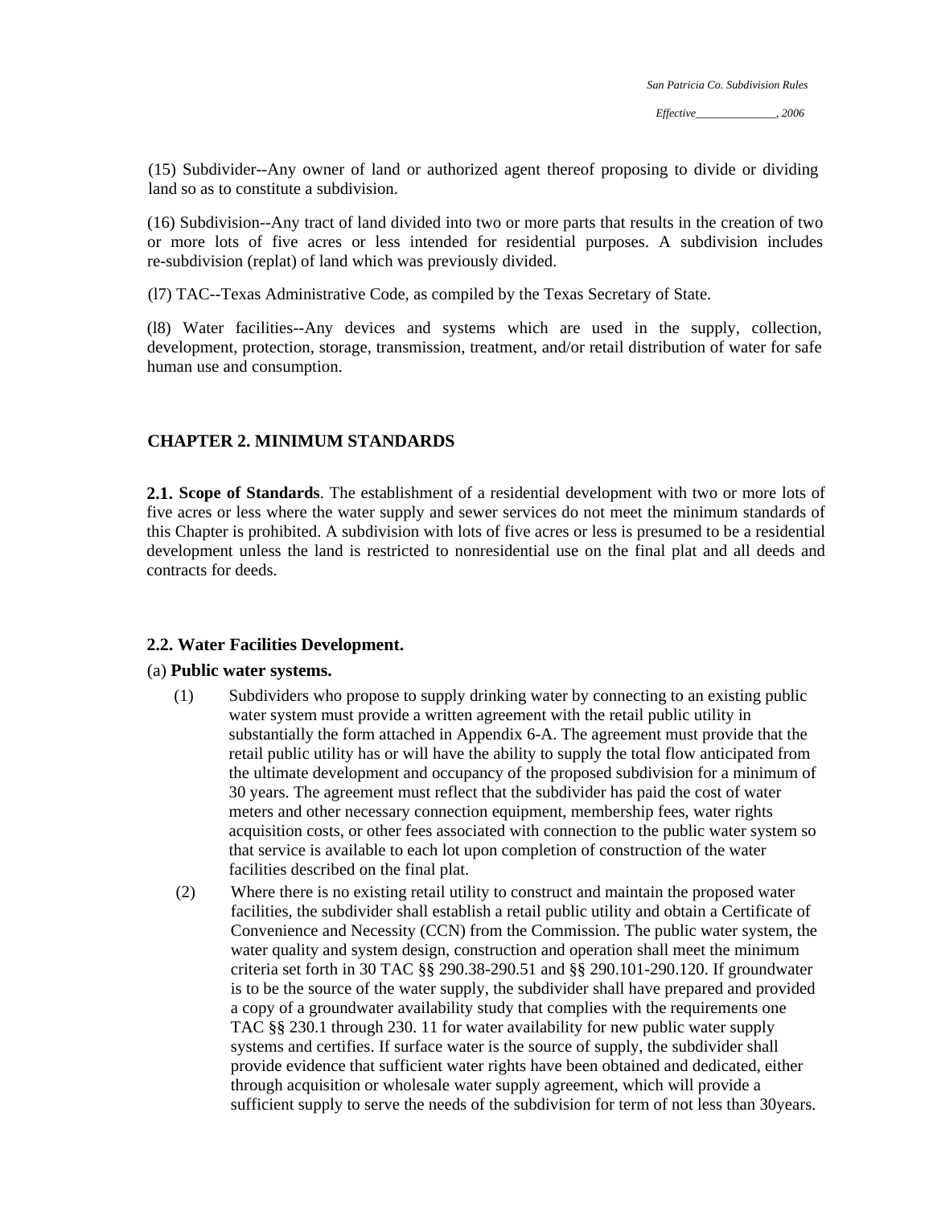(15) Subdivider--Any owner of land or authorized agent thereof proposing to divide or dividing land so as to constitute a subdivision.

(16) Subdivision--Any tract of land divided into two or more parts that results in the creation of two or more lots of five acres or less intended for residential purposes. A subdivision includes re-subdivision (replat) of land which was previously divided.

(l7) TAC--Texas Administrative Code, as compiled by the Texas Secretary of State.

(l8) Water facilities--Any devices and systems which are used in the supply, collection, development, protection, storage, transmission, treatment, and/or retail distribution of water for safe human use and consumption.

## CHAPTER 2. MINIMUM STANDARDS

**2.1. Scope of Standards**. The establishment of a residential development with two or more lots of five acres or less where the water supply and sewer services do not meet the minimum standards of this Chapter is prohibited. A subdivision with lots of five acres or less is presumed to be a residential development unless the land is restricted to nonresidential use on the final plat and all deeds and contracts for deeds.

### 2.2. Water Facilities Development.

(a) **Public water systems.**

(1) Subdividers who propose to supply drinking water by connecting to an existing public water system must provide a written agreement with the retail public utility in substantially the form attached in Appendix 6-A. The agreement must provide that the retail public utility has or will have the ability to supply the total flow anticipated from the ultimate development and occupancy of the proposed subdivision for a minimum of 30 years. The agreement must reflect that the subdivider has paid the cost of water meters and other necessary connection equipment, membership fees, water rights acquisition costs, or other fees associated with connection to the public water system so that service is available to each lot upon completion of construction of the water facilities described on the final plat.

(2) Where there is no existing retail utility to construct and maintain the proposed water facilities, the subdivider shall establish a retail public utility and obtain a Certificate of Convenience and Necessity (CCN) from the Commission. The public water system, the water quality and system design, construction and operation shall meet the minimum criteria set forth in 30 TAC §§ 290.38-290.51 and §§ 290.101-290.120. If groundwater is to be the source of the water supply, the subdivider shall have prepared and provided a copy of a groundwater availability study that complies with the requirements one TAC §§ 230.1 through 230. 11 for water availability for new public water supply systems and certifies. If surface water is the source of supply, the subdivider shall provide evidence that sufficient water rights have been obtained and dedicated, either through acquisition or wholesale water supply agreement, which will provide a sufficient supply to serve the needs of the subdivision for term of not less than 30years.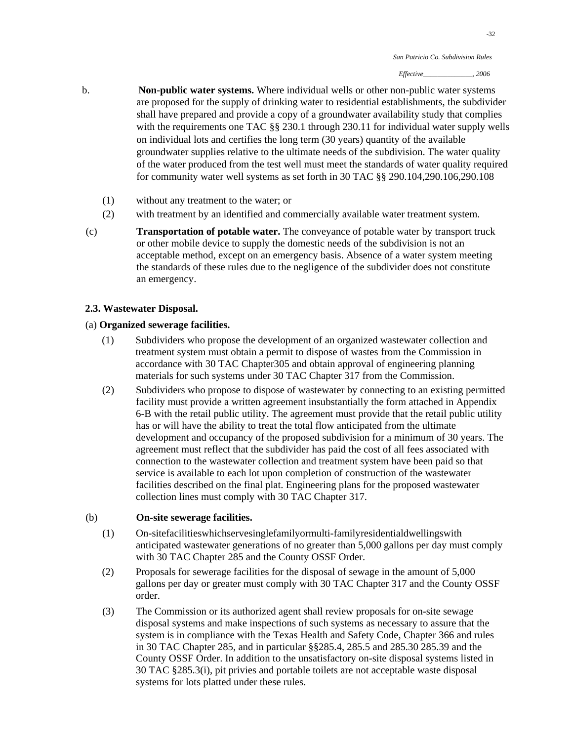b. **Non-public water systems.** Where individual wells or other non-public water systems are proposed for the supply of drinking water to residential establishments, the subdivider shall have prepared and provide a copy of a groundwater availability study that complies with the requirements one TAC §§ 230.1 through 230.11 for individual water supply wells on individual lots and certifies the long term (30 years) quantity of the available groundwater supplies relative to the ultimate needs of the subdivision. The water quality of the water produced from the test well must meet the standards of water quality required for community water well systems as set forth in 30 TAC §§ 290.104,290.106,290.108

(1) without any treatment to the water; or

(2) with treatment by an identified and commercially available water treatment system.

(c) **Transportation of potable water.** The conveyance of potable water by transport truck or other mobile device to supply the domestic needs of the subdivision is not an acceptable method, except on an emergency basis. Absence of a water system meeting the standards of these rules due to the negligence of the subdivider does not constitute an emergency.

**2.3. Wastewater Disposal.**

(a) **Organized sewerage facilities.**

(1) Subdividers who propose the development of an organized wastewater collection and treatment system must obtain a permit to dispose of wastes from the Commission in accordance with 30 TAC Chapter305 and obtain approval of engineering planning materials for such systems under 30 TAC Chapter 317 from the Commission.

(2) Subdividers who propose to dispose of wastewater by connecting to an existing permitted facility must provide a written agreement insubstantially the form attached in Appendix 6-B with the retail public utility. The agreement must provide that the retail public utility has or will have the ability to treat the total flow anticipated from the ultimate development and occupancy of the proposed subdivision for a minimum of 30 years. The agreement must reflect that the subdivider has paid the cost of all fees associated with connection to the wastewater collection and treatment system have been paid so that service is available to each lot upon completion of construction of the wastewater facilities described on the final plat. Engineering plans for the proposed wastewater collection lines must comply with 30 TAC Chapter 317.

(b) **On-site sewerage facilities.**

(1) On-sitefacilitieswhichservesinglefamilyormulti-familyresidentialdwellingswith anticipated wastewater generations of no greater than 5,000 gallons per day must comply with 30 TAC Chapter 285 and the County OSSF Order.

(2) Proposals for sewerage facilities for the disposal of sewage in the amount of 5,000 gallons per day or greater must comply with 30 TAC Chapter 317 and the County OSSF order.

(3) The Commission or its authorized agent shall review proposals for on-site sewage disposal systems and make inspections of such systems as necessary to assure that the system is in compliance with the Texas Health and Safety Code, Chapter 366 and rules in 30 TAC Chapter 285, and in particular §§285.4, 285.5 and 285.30 285.39 and the County OSSF Order. In addition to the unsatisfactory on-site disposal systems listed in 30 TAC §285.3(i), pit privies and portable toilets are not acceptable waste disposal systems for lots platted under these rules.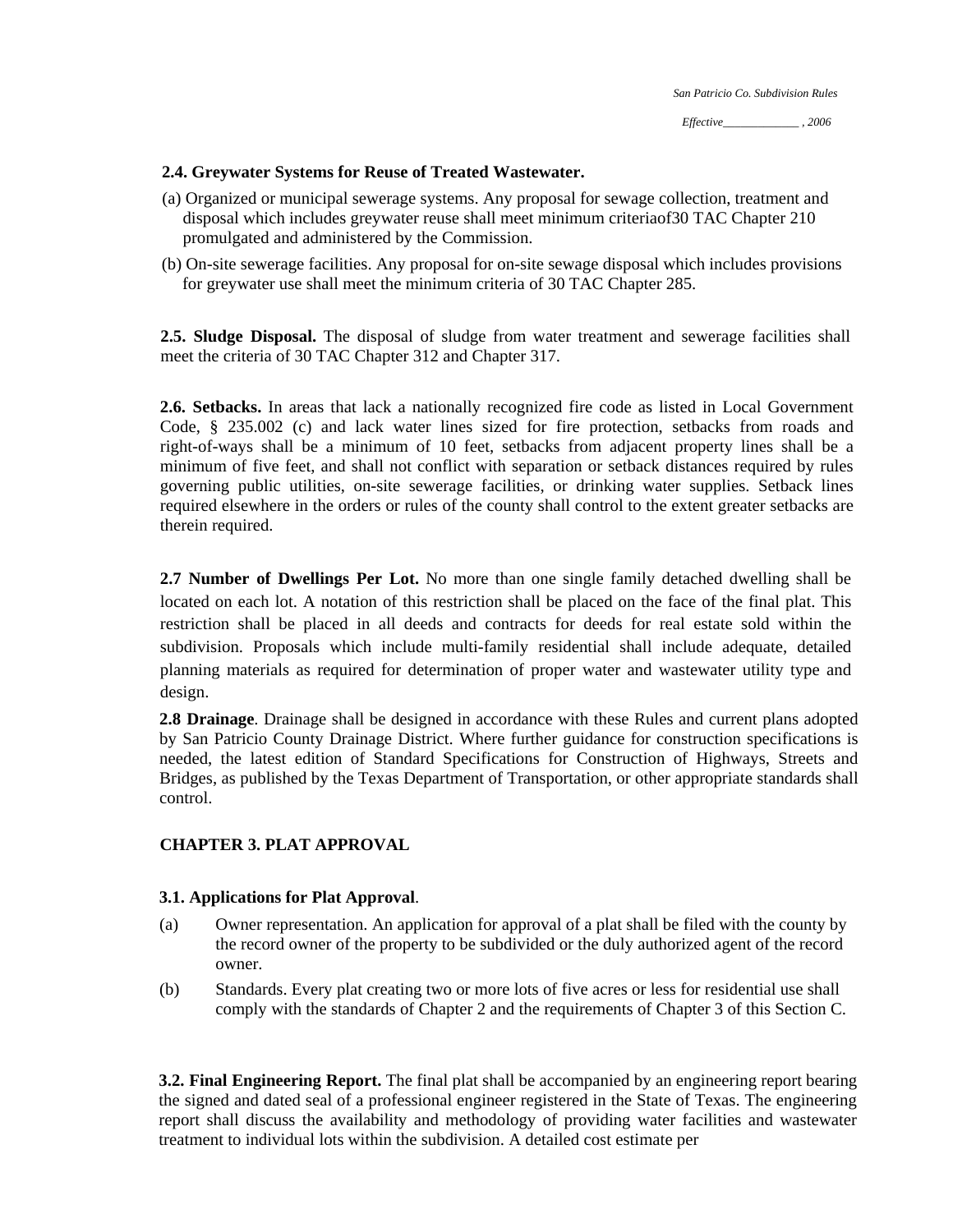**2.4. Greywater Systems for Reuse of Treated Wastewater.**

(a) Organized or municipal sewerage systems. Any proposal for sewage collection, treatment and disposal which includes greywater reuse shall meet minimum criteriaof30 TAC Chapter 210 promulgated and administered by the Commission.

(b) On-site sewerage facilities. Any proposal for on-site sewage disposal which includes provisions for greywater use shall meet the minimum criteria of 30 TAC Chapter 285.

**2.5. Sludge Disposal.** The disposal of sludge from water treatment and sewerage facilities shall meet the criteria of 30 TAC Chapter 312 and Chapter 317.

**2.6. Setbacks.** In areas that lack a nationally recognized fire code as listed in Local Government Code, § 235.002 (c) and lack water lines sized for fire protection, setbacks from roads and right-of-ways shall be a minimum of 10 feet, setbacks from adjacent property lines shall be a minimum of five feet, and shall not conflict with separation or setback distances required by rules governing public utilities, on-site sewerage facilities, or drinking water supplies. Setback lines required elsewhere in the orders or rules of the county shall control to the extent greater setbacks are therein required.

**2.7 Number of Dwellings Per Lot.** No more than one single family detached dwelling shall be located on each lot. A notation of this restriction shall be placed on the face of the final plat. This restriction shall be placed in all deeds and contracts for deeds for real estate sold within the subdivision. Proposals which include multi-family residential shall include adequate, detailed planning materials as required for determination of proper water and wastewater utility type and design.

**2.8 Drainage**. Drainage shall be designed in accordance with these Rules and current plans adopted by San Patricio County Drainage District. Where further guidance for construction specifications is needed, the latest edition of Standard Specifications for Construction of Highways, Streets and Bridges, as published by the Texas Department of Transportation, or other appropriate standards shall control.

## CHAPTER 3. PLAT APPROVAL

**3.1. Applications for Plat Approval**.

(a) Owner representation. An application for approval of a plat shall be filed with the county by the record owner of the property to be subdivided or the duly authorized agent of the record owner.

(b) Standards. Every plat creating two or more lots of five acres or less for residential use shall comply with the standards of Chapter 2 and the requirements of Chapter 3 of this Section C.

**3.2. Final Engineering Report.** The final plat shall be accompanied by an engineering report bearing the signed and dated seal of a professional engineer registered in the State of Texas. The engineering report shall discuss the availability and methodology of providing water facilities and wastewater treatment to individual lots within the subdivision. A detailed cost estimate per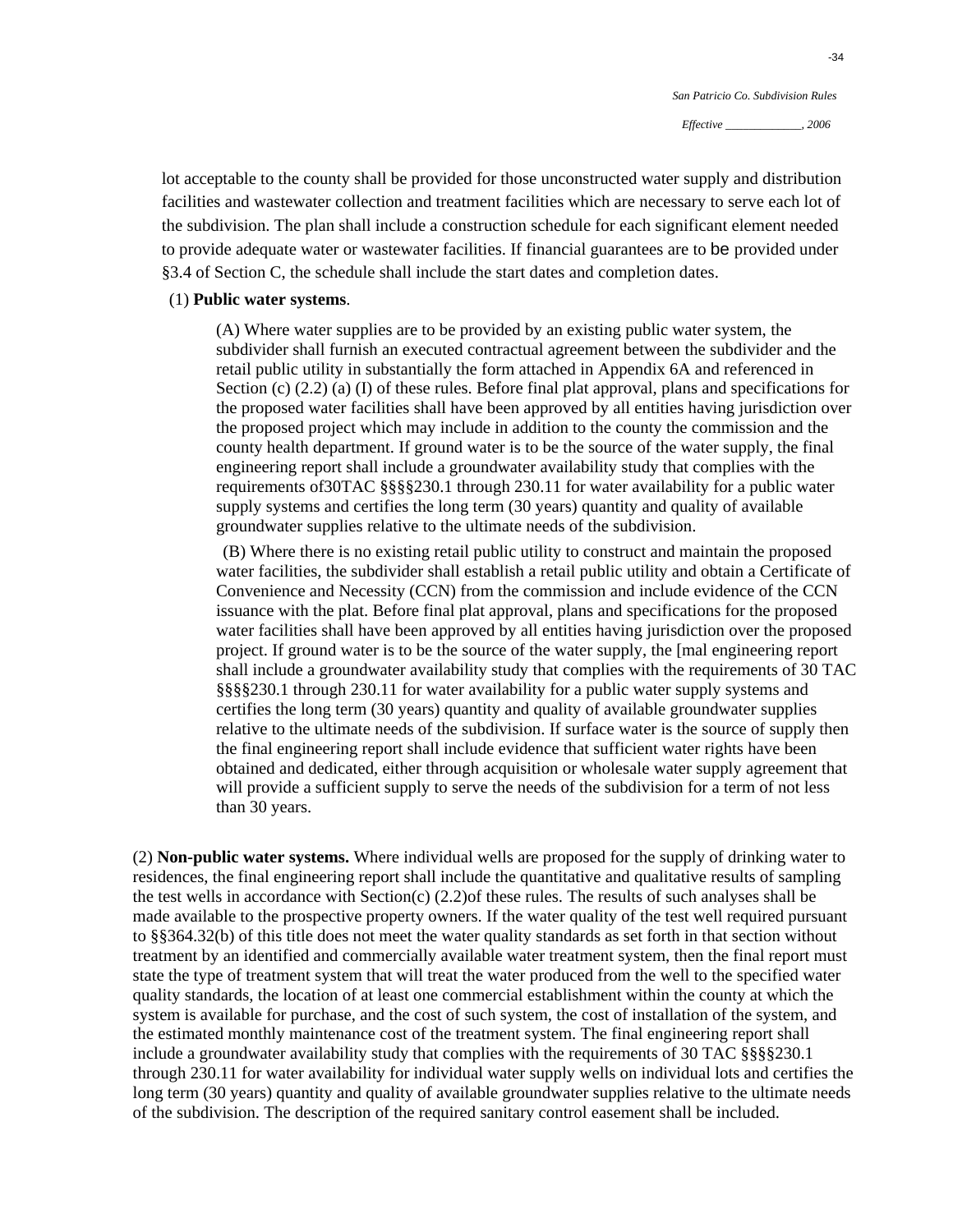lot acceptable to the county shall be provided for those unconstructed water supply and distribution facilities and wastewater collection and treatment facilities which are necessary to serve each lot of the subdivision. The plan shall include a construction schedule for each significant element needed to provide adequate water or wastewater facilities. If financial guarantees are to be provided under §3.4 of Section C, the schedule shall include the start dates and completion dates.

(1) **Public water systems**.

(A) Where water supplies are to be provided by an existing public water system, the subdivider shall furnish an executed contractual agreement between the subdivider and the retail public utility in substantially the form attached in Appendix 6A and referenced in Section (c) (2.2) (a) (I) of these rules. Before final plat approval, plans and specifications for the proposed water facilities shall have been approved by all entities having jurisdiction over the proposed project which may include in addition to the county the commission and the county health department. If ground water is to be the source of the water supply, the final engineering report shall include a groundwater availability study that complies with the requirements of30TAC §§§§230.1 through 230.11 for water availability for a public water supply systems and certifies the long term (30 years) quantity and quality of available groundwater supplies relative to the ultimate needs of the subdivision.

(B) Where there is no existing retail public utility to construct and maintain the proposed water facilities, the subdivider shall establish a retail public utility and obtain a Certificate of Convenience and Necessity (CCN) from the commission and include evidence of the CCN issuance with the plat. Before final plat approval, plans and specifications for the proposed water facilities shall have been approved by all entities having jurisdiction over the proposed project. If ground water is to be the source of the water supply, the [mal engineering report shall include a groundwater availability study that complies with the requirements of 30 TAC §§§§230.1 through 230.11 for water availability for a public water supply systems and certifies the long term (30 years) quantity and quality of available groundwater supplies relative to the ultimate needs of the subdivision. If surface water is the source of supply then the final engineering report shall include evidence that sufficient water rights have been obtained and dedicated, either through acquisition or wholesale water supply agreement that will provide a sufficient supply to serve the needs of the subdivision for a term of not less than 30 years.

(2) **Non-public water systems.** Where individual wells are proposed for the supply of drinking water to residences, the final engineering report shall include the quantitative and qualitative results of sampling the test wells in accordance with Section(c) (2.2)of these rules. The results of such analyses shall be made available to the prospective property owners. If the water quality of the test well required pursuant to §§364.32(b) of this title does not meet the water quality standards as set forth in that section without treatment by an identified and commercially available water treatment system, then the final report must state the type of treatment system that will treat the water produced from the well to the specified water quality standards, the location of at least one commercial establishment within the county at which the system is available for purchase, and the cost of such system, the cost of installation of the system, and the estimated monthly maintenance cost of the treatment system. The final engineering report shall include a groundwater availability study that complies with the requirements of 30 TAC §§§§230.1 through 230.11 for water availability for individual water supply wells on individual lots and certifies the long term (30 years) quantity and quality of available groundwater supplies relative to the ultimate needs of the subdivision. The description of the required sanitary control easement shall be included.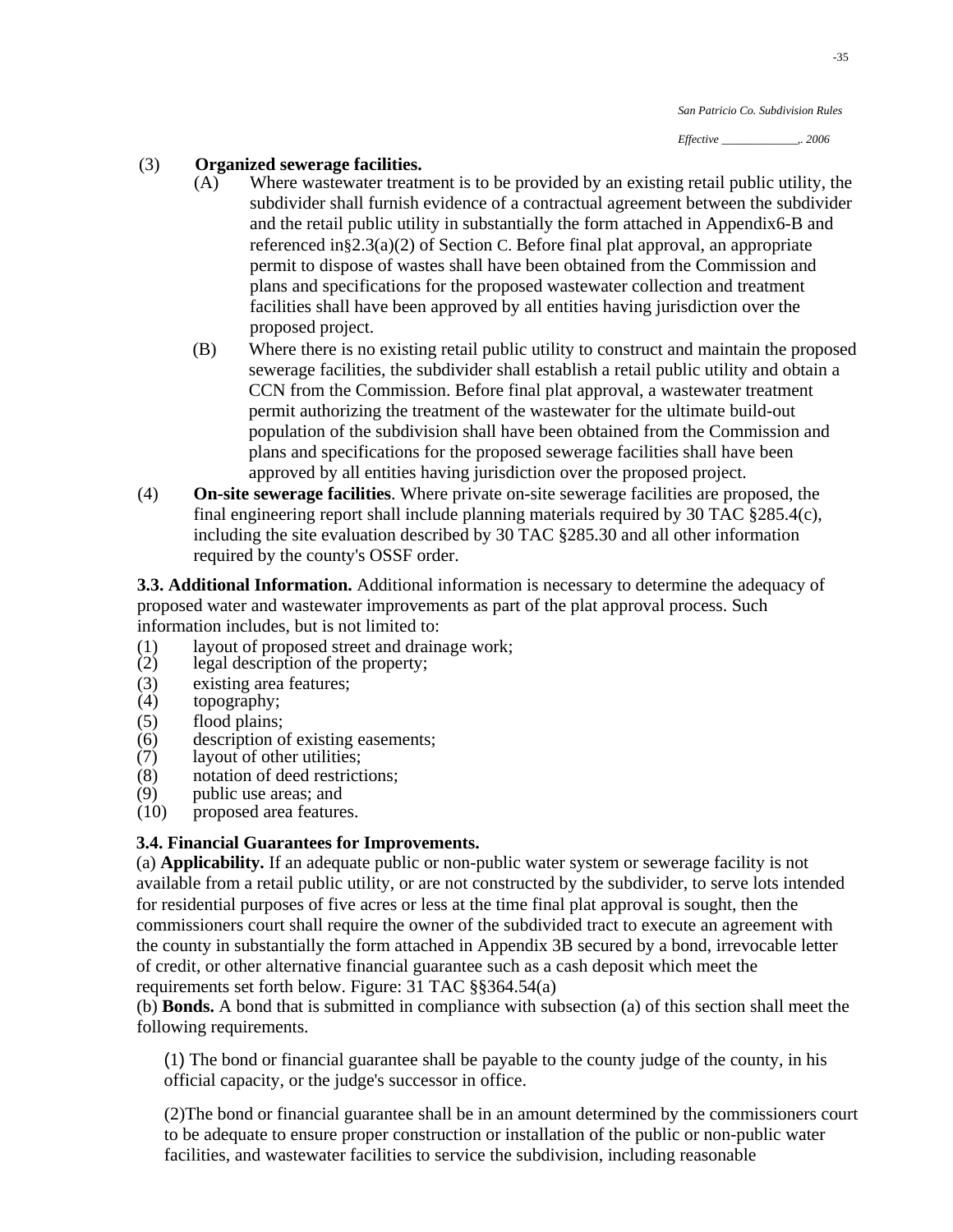(3) **Organized sewerage facilities.**

(A) Where wastewater treatment is to be provided by an existing retail public utility, the subdivider shall furnish evidence of a contractual agreement between the subdivider and the retail public utility in substantially the form attached in Appendix6-B and referenced in§2.3(a)(2) of Section C. Before final plat approval, an appropriate permit to dispose of wastes shall have been obtained from the Commission and plans and specifications for the proposed wastewater collection and treatment facilities shall have been approved by all entities having jurisdiction over the proposed project.

(B) Where there is no existing retail public utility to construct and maintain the proposed sewerage facilities, the subdivider shall establish a retail public utility and obtain a CCN from the Commission. Before final plat approval, a wastewater treatment permit authorizing the treatment of the wastewater for the ultimate build-out population of the subdivision shall have been obtained from the Commission and plans and specifications for the proposed sewerage facilities shall have been approved by all entities having jurisdiction over the proposed project.

(4) **On-site sewerage facilities**. Where private on-site sewerage facilities are proposed, the final engineering report shall include planning materials required by 30 TAC §285.4(c), including the site evaluation described by 30 TAC §285.30 and all other information required by the county's OSSF order.

**3.3. Additional Information.** Additional information is necessary to determine the adequacy of proposed water and wastewater improvements as part of the plat approval process. Such information includes, but is not limited to:

(1) layout of proposed street and drainage work;
(2) legal description of the property;
(3) existing area features;
(4) topography;
(5) flood plains;
(6) description of existing easements;
(7) layout of other utilities;
(8) notation of deed restrictions;
(9) public use areas; and
(10) proposed area features.

**3.4. Financial Guarantees for Improvements.**

(a) **Applicability.** If an adequate public or non-public water system or sewerage facility is not available from a retail public utility, or are not constructed by the subdivider, to serve lots intended for residential purposes of five acres or less at the time final plat approval is sought, then the commissioners court shall require the owner of the subdivided tract to execute an agreement with the county in substantially the form attached in Appendix 3B secured by a bond, irrevocable letter of credit, or other alternative financial guarantee such as a cash deposit which meet the requirements set forth below. Figure: 31 TAC §§364.54(a)

(b) **Bonds.** A bond that is submitted in compliance with subsection (a) of this section shall meet the following requirements.

(1) The bond or financial guarantee shall be payable to the county judge of the county, in his official capacity, or the judge's successor in office.

(2)The bond or financial guarantee shall be in an amount determined by the commissioners court to be adequate to ensure proper construction or installation of the public or non-public water facilities, and wastewater facilities to service the subdivision, including reasonable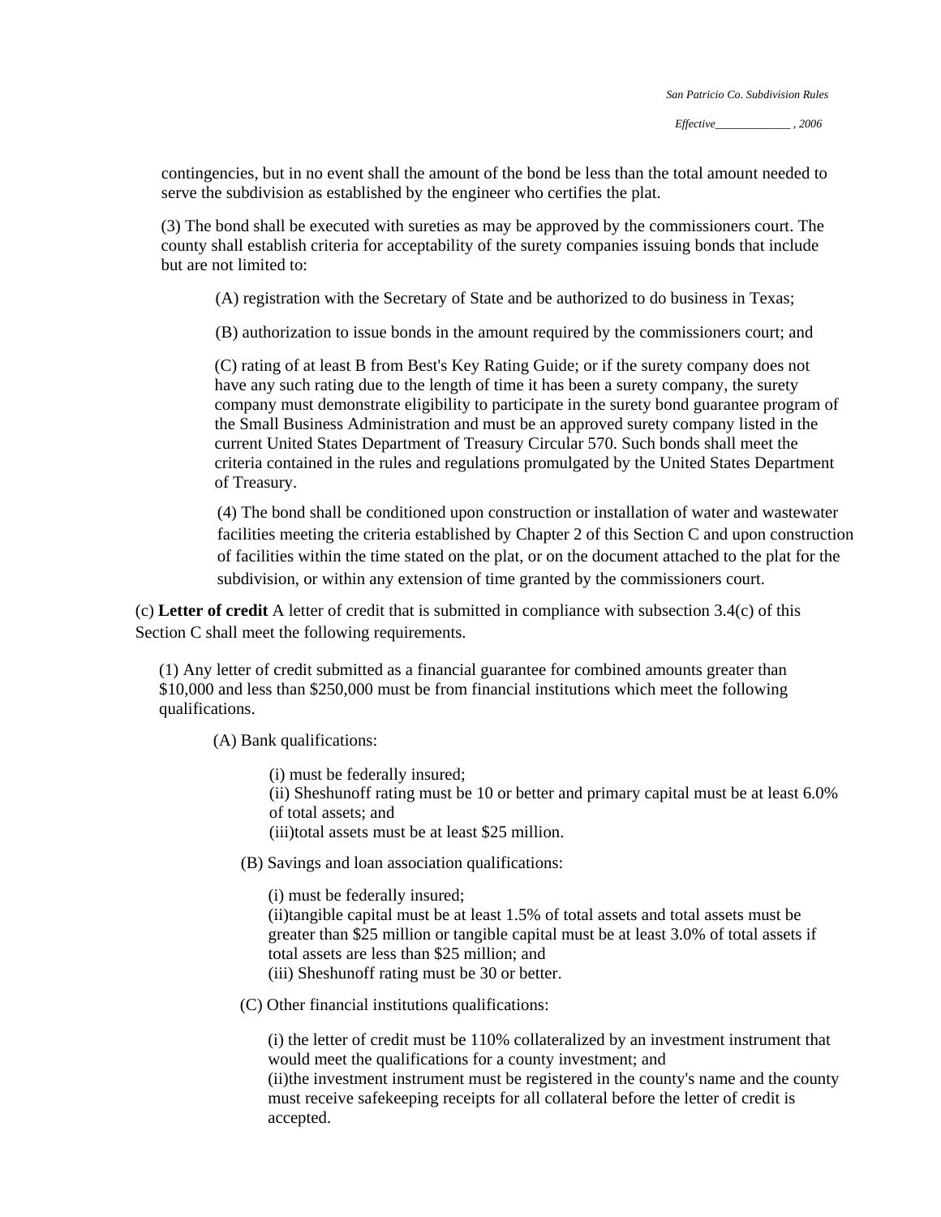contingencies, but in no event shall the amount of the bond be less than the total amount needed to serve the subdivision as established by the engineer who certifies the plat.

(3) The bond shall be executed with sureties as may be approved by the commissioners court. The county shall establish criteria for acceptability of the surety companies issuing bonds that include but are not limited to:

(A) registration with the Secretary of State and be authorized to do business in Texas;

(B) authorization to issue bonds in the amount required by the commissioners court; and

(C) rating of at least B from Best's Key Rating Guide; or if the surety company does not have any such rating due to the length of time it has been a surety company, the surety company must demonstrate eligibility to participate in the surety bond guarantee program of the Small Business Administration and must be an approved surety company listed in the current United States Department of Treasury Circular 570. Such bonds shall meet the criteria contained in the rules and regulations promulgated by the United States Department of Treasury.

(4) The bond shall be conditioned upon construction or installation of water and wastewater facilities meeting the criteria established by Chapter 2 of this Section C and upon construction of facilities within the time stated on the plat, or on the document attached to the plat for the subdivision, or within any extension of time granted by the commissioners court.

(c) **Letter of credit** A letter of credit that is submitted in compliance with subsection 3.4(c) of this Section C shall meet the following requirements.

(1) Any letter of credit submitted as a financial guarantee for combined amounts greater than $10,000 and less than $250,000 must be from financial institutions which meet the following qualifications.

(A) Bank qualifications:

(i) must be federally insured;
(ii) Sheshunoff rating must be 10 or better and primary capital must be at least 6.0% of total assets; and
(iii)total assets must be at least $25 million.

(B) Savings and loan association qualifications:

(i) must be federally insured;
(ii)tangible capital must be at least 1.5% of total assets and total assets must be greater than $25 million or tangible capital must be at least 3.0% of total assets if total assets are less than $25 million; and
(iii) Sheshunoff rating must be 30 or better.

(C) Other financial institutions qualifications:

(i) the letter of credit must be 110% collateralized by an investment instrument that would meet the qualifications for a county investment; and
(ii)the investment instrument must be registered in the county's name and the county must receive safekeeping receipts for all collateral before the letter of credit is accepted.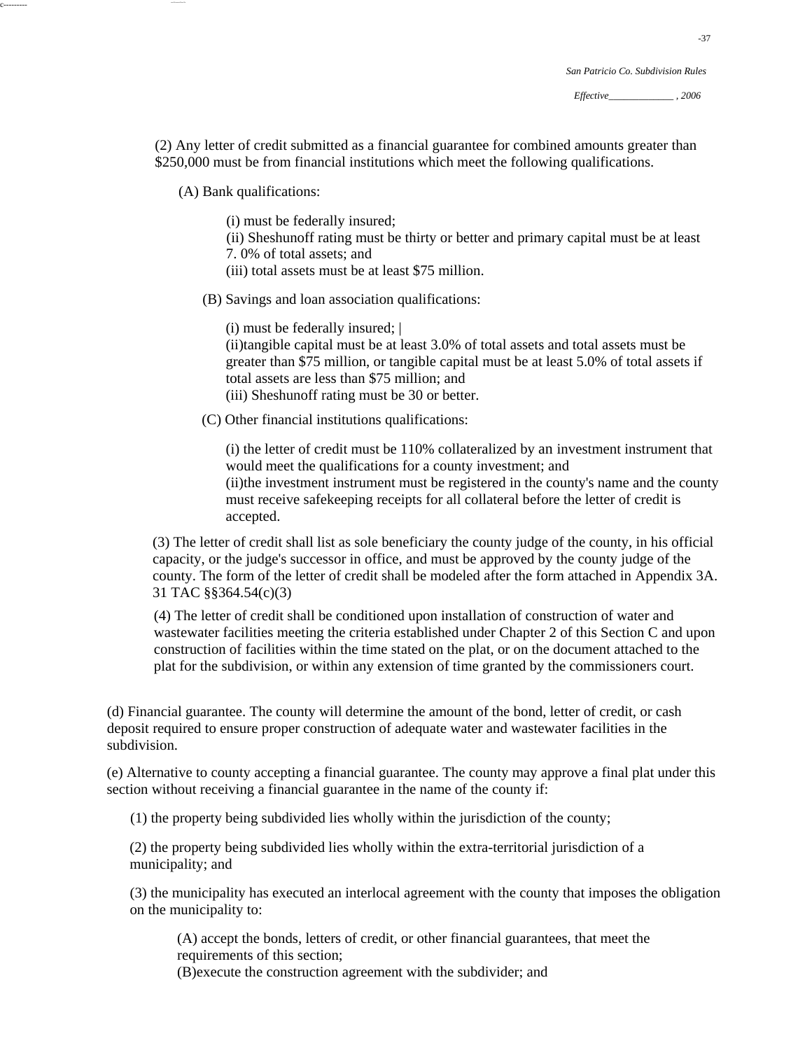(2) Any letter of credit submitted as a financial guarantee for combined amounts greater than $250,000 must be from financial institutions which meet the following qualifications.

(A) Bank qualifications:

(i) must be federally insured;
(ii) Sheshunoff rating must be thirty or better and primary capital must be at least 7. 0% of total assets; and
(iii) total assets must be at least $75 million.

(B) Savings and loan association qualifications:

(i) must be federally insured; |
(ii)tangible capital must be at least 3.0% of total assets and total assets must be greater than $75 million, or tangible capital must be at least 5.0% of total assets if total assets are less than $75 million; and
(iii) Sheshunoff rating must be 30 or better.

(C) Other financial institutions qualifications:

(i) the letter of credit must be 110% collateralized by an investment instrument that would meet the qualifications for a county investment; and
(ii)the investment instrument must be registered in the county's name and the county must receive safekeeping receipts for all collateral before the letter of credit is accepted.

(3) The letter of credit shall list as sole beneficiary the county judge of the county, in his official capacity, or the judge's successor in office, and must be approved by the county judge of the county. The form of the letter of credit shall be modeled after the form attached in Appendix 3A. 31 TAC §§364.54(c)(3)

(4) The letter of credit shall be conditioned upon installation of construction of water and wastewater facilities meeting the criteria established under Chapter 2 of this Section C and upon construction of facilities within the time stated on the plat, or on the document attached to the plat for the subdivision, or within any extension of time granted by the commissioners court.

(d) Financial guarantee. The county will determine the amount of the bond, letter of credit, or cash deposit required to ensure proper construction of adequate water and wastewater facilities in the subdivision.

(e) Alternative to county accepting a financial guarantee. The county may approve a final plat under this section without receiving a financial guarantee in the name of the county if:

(1) the property being subdivided lies wholly within the jurisdiction of the county;

(2) the property being subdivided lies wholly within the extra-territorial jurisdiction of a municipality; and

(3) the municipality has executed an interlocal agreement with the county that imposes the obligation on the municipality to:

(A) accept the bonds, letters of credit, or other financial guarantees, that meet the requirements of this section;
(B)execute the construction agreement with the subdivider; and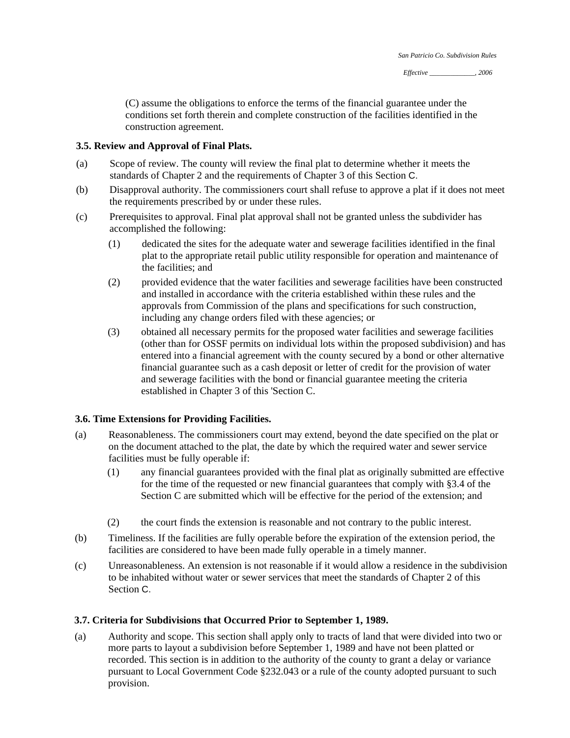(C) assume the obligations to enforce the terms of the financial guarantee under the conditions set forth therein and complete construction of the facilities identified in the construction agreement.

**3.5. Review and Approval of Final Plats.**

(a) Scope of review. The county will review the final plat to determine whether it meets the standards of Chapter 2 and the requirements of Chapter 3 of this Section C.

(b) Disapproval authority. The commissioners court shall refuse to approve a plat if it does not meet the requirements prescribed by or under these rules.

(c) Prerequisites to approval. Final plat approval shall not be granted unless the subdivider has accomplished the following:

   (1) dedicated the sites for the adequate water and sewerage facilities identified in the final plat to the appropriate retail public utility responsible for operation and maintenance of the facilities; and

   (2) provided evidence that the water facilities and sewerage facilities have been constructed and installed in accordance with the criteria established within these rules and the approvals from Commission of the plans and specifications for such construction, including any change orders filed with these agencies; or

   (3) obtained all necessary permits for the proposed water facilities and sewerage facilities (other than for OSSF permits on individual lots within the proposed subdivision) and has entered into a financial agreement with the county secured by a bond or other alternative financial guarantee such as a cash deposit or letter of credit for the provision of water and sewerage facilities with the bond or financial guarantee meeting the criteria established in Chapter 3 of this 'Section C.

**3.6. Time Extensions for Providing Facilities.**

(a) Reasonableness. The commissioners court may extend, beyond the date specified on the plat or on the document attached to the plat, the date by which the required water and sewer service facilities must be fully operable if:

   (1) any financial guarantees provided with the final plat as originally submitted are effective for the time of the requested or new financial guarantees that comply with §3.4 of the Section C are submitted which will be effective for the period of the extension; and

   (2) the court finds the extension is reasonable and not contrary to the public interest.

(b) Timeliness. If the facilities are fully operable before the expiration of the extension period, the facilities are considered to have been made fully operable in a timely manner.

(c) Unreasonableness. An extension is not reasonable if it would allow a residence in the subdivision to be inhabited without water or sewer services that meet the standards of Chapter 2 of this Section C.

**3.7. Criteria for Subdivisions that Occurred Prior to September 1, 1989.**

(a) Authority and scope. This section shall apply only to tracts of land that were divided into two or more parts to layout a subdivision before September 1, 1989 and have not been platted or recorded. This section is in addition to the authority of the county to grant a delay or variance pursuant to Local Government Code §232.043 or a rule of the county adopted pursuant to such provision.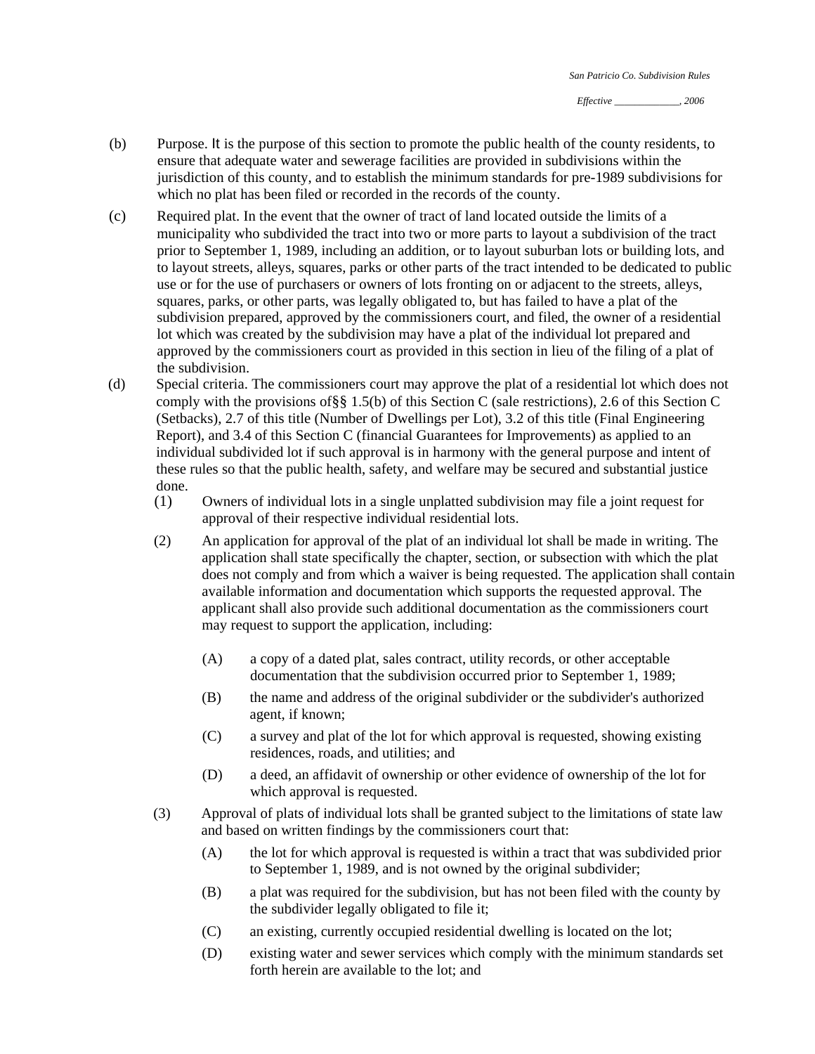(b) Purpose. It is the purpose of this section to promote the public health of the county residents, to ensure that adequate water and sewerage facilities are provided in subdivisions within the jurisdiction of this county, and to establish the minimum standards for pre-1989 subdivisions for which no plat has been filed or recorded in the records of the county.

(c) Required plat. In the event that the owner of tract of land located outside the limits of a municipality who subdivided the tract into two or more parts to layout a subdivision of the tract prior to September 1, 1989, including an addition, or to layout suburban lots or building lots, and to layout streets, alleys, squares, parks or other parts of the tract intended to be dedicated to public use or for the use of purchasers or owners of lots fronting on or adjacent to the streets, alleys, squares, parks, or other parts, was legally obligated to, but has failed to have a plat of the subdivision prepared, approved by the commissioners court, and filed, the owner of a residential lot which was created by the subdivision may have a plat of the individual lot prepared and approved by the commissioners court as provided in this section in lieu of the filing of a plat of the subdivision.

(d) Special criteria. The commissioners court may approve the plat of a residential lot which does not comply with the provisions of§§ 1.5(b) of this Section C (sale restrictions), 2.6 of this Section C (Setbacks), 2.7 of this title (Number of Dwellings per Lot), 3.2 of this title (Final Engineering Report), and 3.4 of this Section C (financial Guarantees for Improvements) as applied to an individual subdivided lot if such approval is in harmony with the general purpose and intent of these rules so that the public health, safety, and welfare may be secured and substantial justice done.

   (1) Owners of individual lots in a single unplatted subdivision may file a joint request for approval of their respective individual residential lots.

   (2) An application for approval of the plat of an individual lot shall be made in writing. The application shall state specifically the chapter, section, or subsection with which the plat does not comply and from which a waiver is being requested. The application shall contain available information and documentation which supports the requested approval. The applicant shall also provide such additional documentation as the commissioners court may request to support the application, including:

      (A) a copy of a dated plat, sales contract, utility records, or other acceptable documentation that the subdivision occurred prior to September 1, 1989;

      (B) the name and address of the original subdivider or the subdivider's authorized agent, if known;

      (C) a survey and plat of the lot for which approval is requested, showing existing residences, roads, and utilities; and

      (D) a deed, an affidavit of ownership or other evidence of ownership of the lot for which approval is requested.

   (3) Approval of plats of individual lots shall be granted subject to the limitations of state law and based on written findings by the commissioners court that:

      (A) the lot for which approval is requested is within a tract that was subdivided prior to September 1, 1989, and is not owned by the original subdivider;

      (B) a plat was required for the subdivision, but has not been filed with the county by the subdivider legally obligated to file it;

      (C) an existing, currently occupied residential dwelling is located on the lot;

      (D) existing water and sewer services which comply with the minimum standards set forth herein are available to the lot; and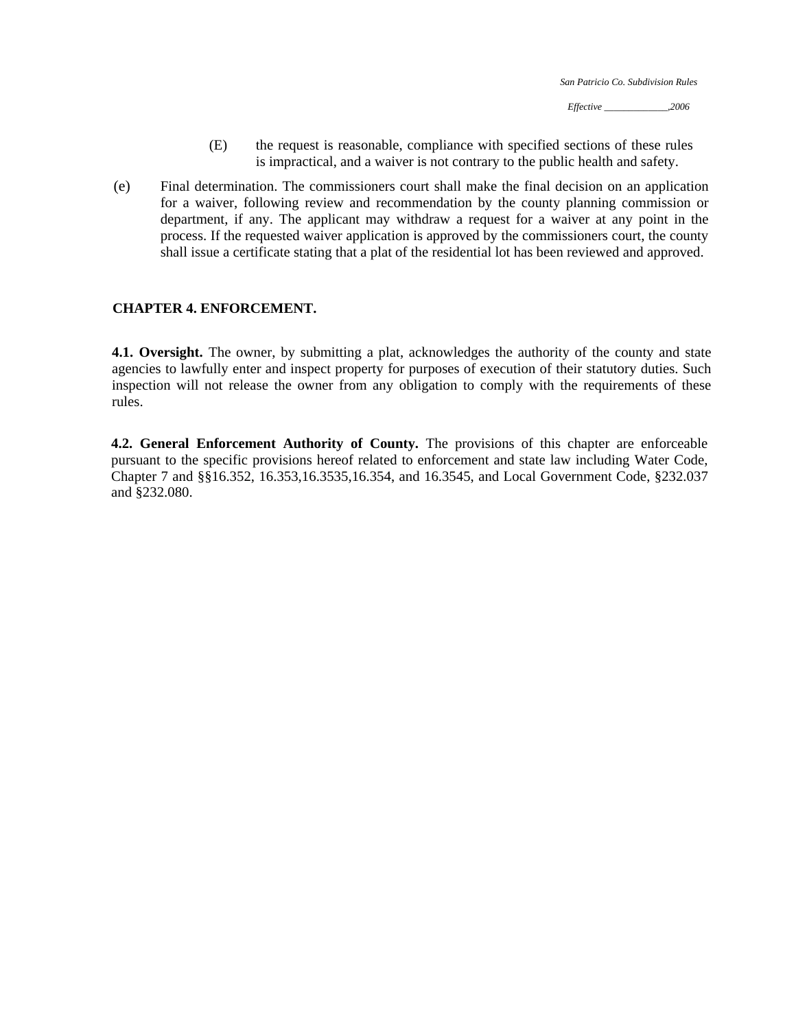(E) the request is reasonable, compliance with specified sections of these rules is impractical, and a waiver is not contrary to the public health and safety.

(e) Final determination. The commissioners court shall make the final decision on an application for a waiver, following review and recommendation by the county planning commission or department, if any. The applicant may withdraw a request for a waiver at any point in the process. If the requested waiver application is approved by the commissioners court, the county shall issue a certificate stating that a plat of the residential lot has been reviewed and approved.

## CHAPTER 4. ENFORCEMENT.

**4.1. Oversight.** The owner, by submitting a plat, acknowledges the authority of the county and state agencies to lawfully enter and inspect property for purposes of execution of their statutory duties. Such inspection will not release the owner from any obligation to comply with the requirements of these rules.

**4.2. General Enforcement Authority of County.** The provisions of this chapter are enforceable pursuant to the specific provisions hereof related to enforcement and state law including Water Code, Chapter 7 and §§16.352, 16.353,16.3535,16.354, and 16.3545, and Local Government Code, §232.037 and §232.080.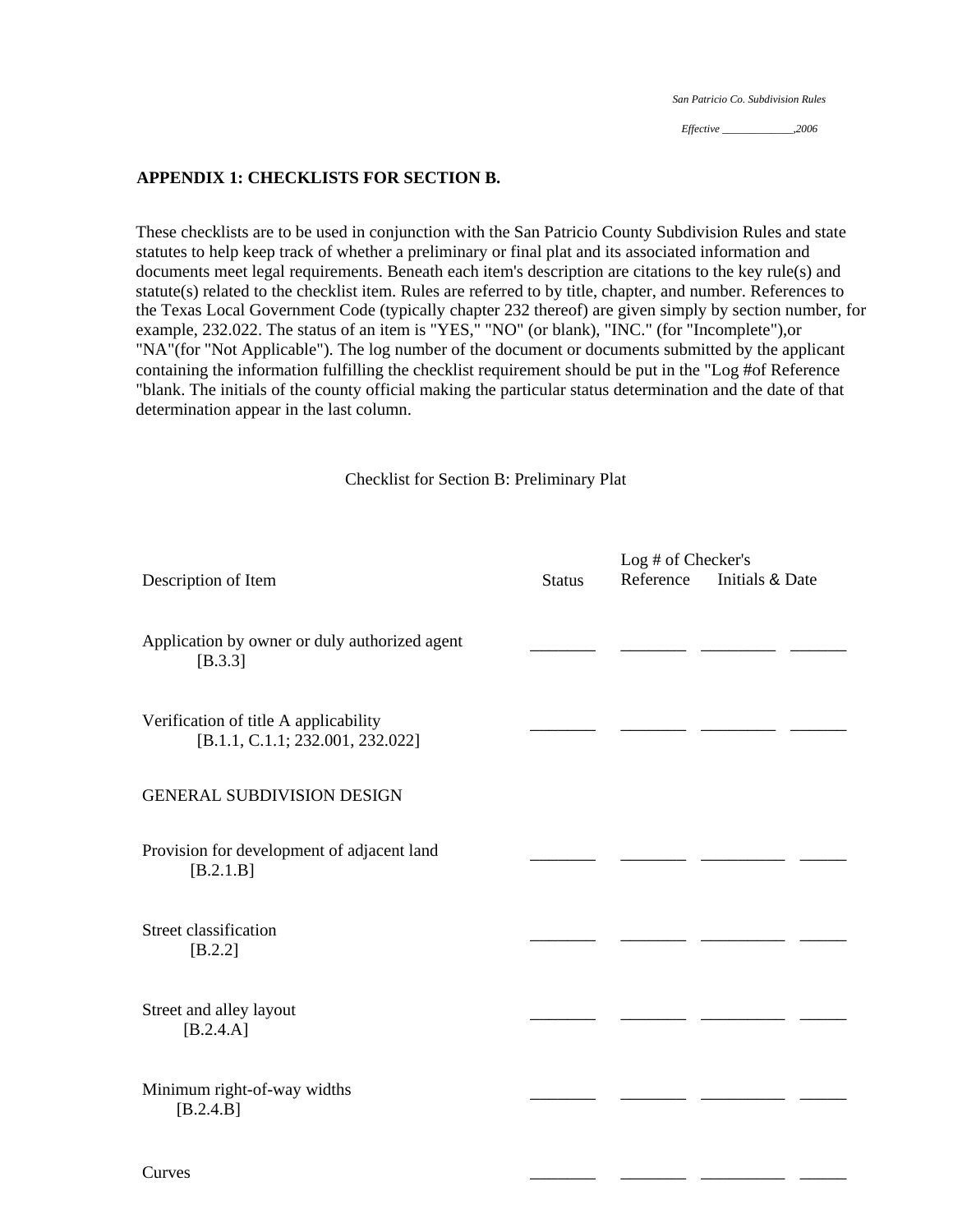## APPENDIX 1: CHECKLISTS FOR SECTION B.

These checklists are to be used in conjunction with the San Patricio County Subdivision Rules and state statutes to help keep track of whether a preliminary or final plat and its associated information and documents meet legal requirements. Beneath each item's description are citations to the key rule(s) and statute(s) related to the checklist item. Rules are referred to by title, chapter, and number. References to the Texas Local Government Code (typically chapter 232 thereof) are given simply by section number, for example, 232.022. The status of an item is "YES," "NO" (or blank), "INC." (for "Incomplete"),or "NA"(for "Not Applicable"). The log number of the document or documents submitted by the applicant containing the information fulfilling the checklist requirement should be put in the "Log #of Reference "blank. The initials of the county official making the particular status determination and the date of that determination appear in the last column.

Checklist for Section B: Preliminary Plat

| Description of Item | Status | Log # of Reference | Checker's Initials & Date | |
|---|---|---|---|---|
| Application by owner or duly authorized agent [B.3.3] | _______ | _______ | ________ | ______ |
| Verification of title A applicability [B.1.1, C.1.1; 232.001, 232.022] | _______ | _______ | ________ | ______ |
| GENERAL SUBDIVISION DESIGN | | | | |
| Provision for development of adjacent land [B.2.1.B] | _______ | _______ | _________ | _____ |
| Street classification [B.2.2] | _______ | _______ | _________ | _____ |
| Street and alley layout [B.2.4.A] | _______ | _______ | _________ | _____ |
| Minimum right-of-way widths [B.2.4.B] | _______ | _______ | _________ | _____ |
| Curves | _______ | _______ | _________ | _____ |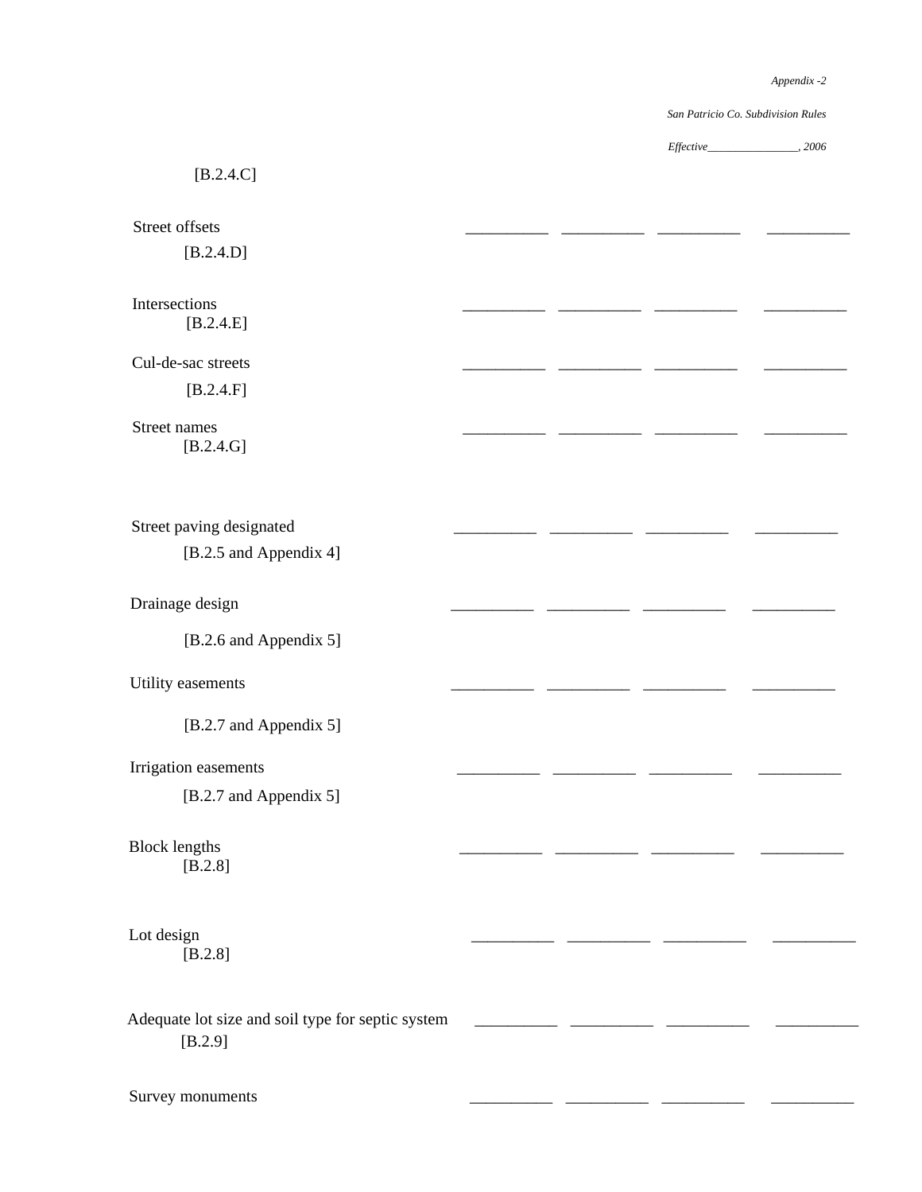[B.2.4.C]

| | | | | |
|---|---|---|---|---|
| Street offsets [B.2.4.D] | __________ | __________ | __________ | __________ |
| Intersections [B.2.4.E] | __________ | __________ | __________ | __________ |
| Cul-de-sac streets [B.2.4.F] | __________ | __________ | __________ | __________ |
| Street names [B.2.4.G] | __________ | __________ | __________ | __________ |
| Street paving designated [B.2.5 and Appendix 4] | __________ | __________ | __________ | __________ |
| Drainage design [B.2.6 and Appendix 5] | __________ | __________ | __________ | __________ |
| Utility easements [B.2.7 and Appendix 5] | __________ | __________ | __________ | __________ |
| Irrigation easements [B.2.7 and Appendix 5] | __________ | __________ | __________ | __________ |
| Block lengths [B.2.8] | __________ | __________ | __________ | __________ |
| Lot design [B.2.8] | __________ | __________ | __________ | __________ |
| Adequate lot size and soil type for septic system [B.2.9] | __________ | __________ | __________ | __________ |
| Survey monuments | __________ | __________ | __________ | __________ |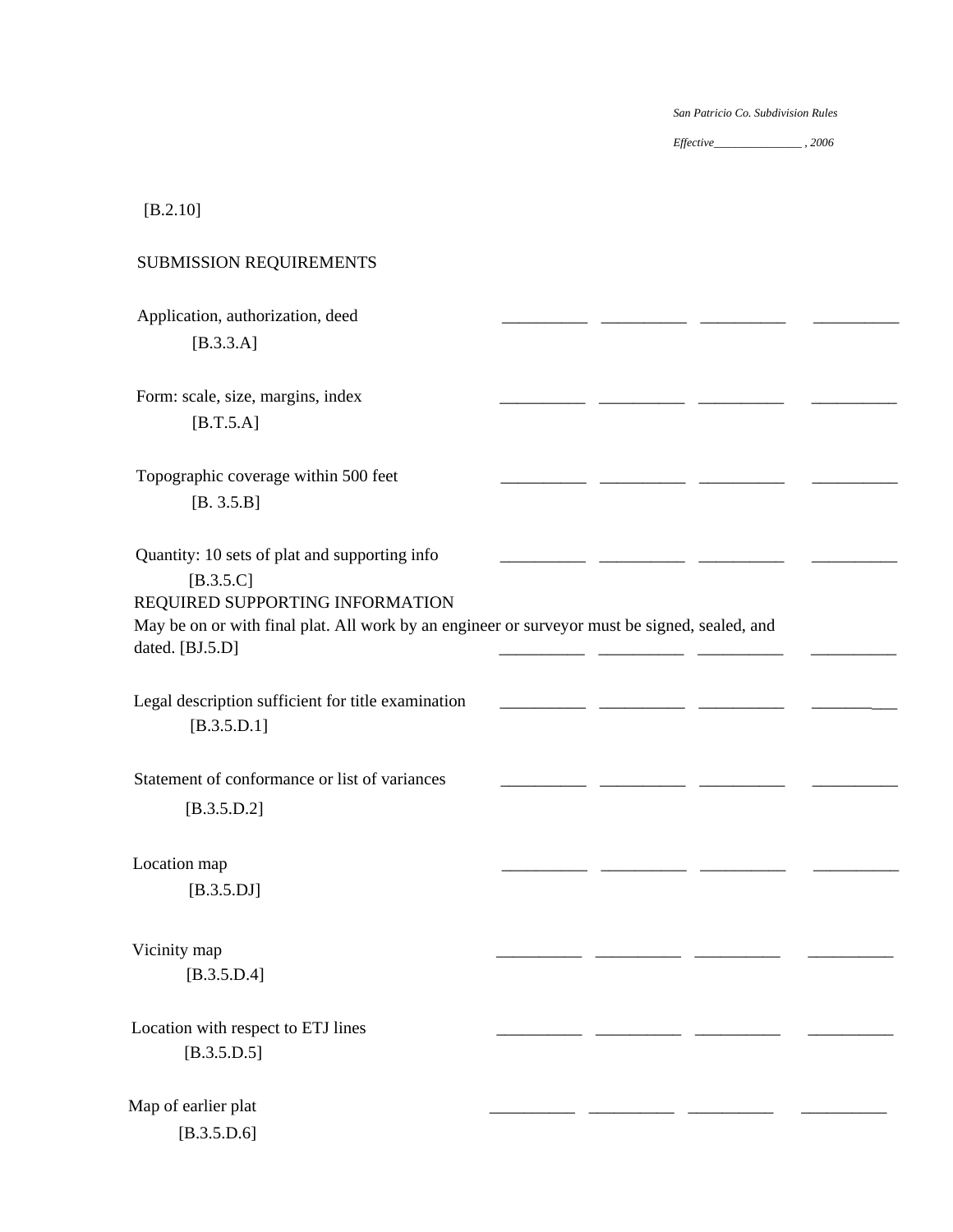[B.2.10]

SUBMISSION REQUIREMENTS

| | | | | |
|---|---|---|---|---|
| Application, authorization, deed [B.3.3.A] | __________ | __________ | __________ | __________ |
| Form: scale, size, margins, index [B.T.5.A] | __________ | __________ | __________ | __________ |
| Topographic coverage within 500 feet [B. 3.5.B] | __________ | __________ | __________ | __________ |
| Quantity: 10 sets of plat and supporting info [B.3.5.C] | __________ | __________ | __________ | __________ |

REQUIRED SUPPORTING INFORMATION

| | | | | |
|---|---|---|---|---|
| May be on or with final plat. All work by an engineer or surveyor must be signed, sealed, and dated. [BJ.5.D] | __________ | __________ | __________ | __________ |
| Legal description sufficient for title examination [B.3.5.D.1] | __________ | __________ | __________ | __________ |
| Statement of conformance or list of variances [B.3.5.D.2] | __________ | __________ | __________ | __________ |
| Location map [B.3.5.DJ] | __________ | __________ | __________ | __________ |
| Vicinity map [B.3.5.D.4] | __________ | __________ | __________ | __________ |
| Location with respect to ETJ lines [B.3.5.D.5] | __________ | __________ | __________ | __________ |
| Map of earlier plat [B.3.5.D.6] | __________ | __________ | __________ | __________ |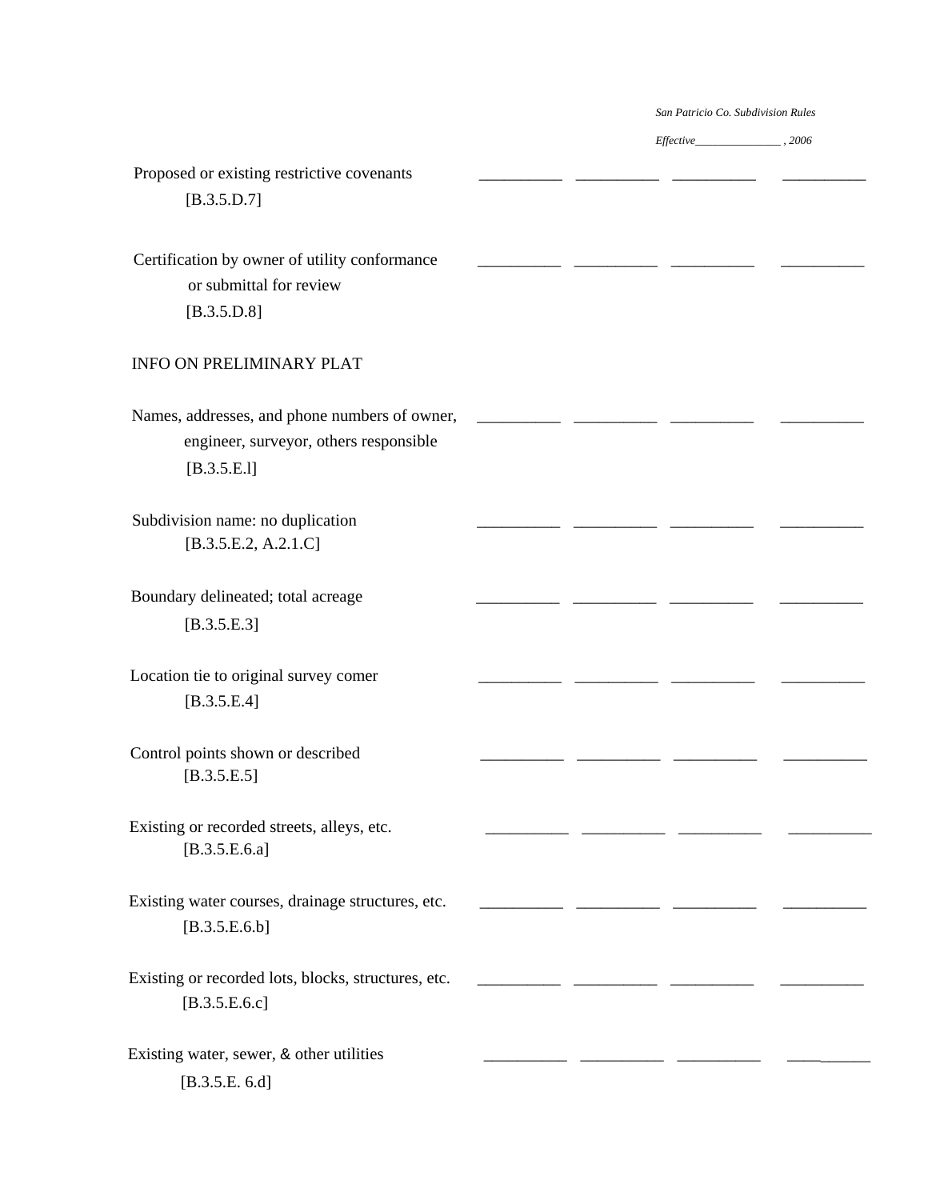Proposed or existing restrictive covenants __________ __________ __________ __________
[B.3.5.D.7]

Certification by owner of utility conformance or submittal for review __________ __________ __________ __________
[B.3.5.D.8]

INFO ON PRELIMINARY PLAT

Names, addresses, and phone numbers of owner, engineer, surveyor, others responsible __________ __________ __________ __________
[B.3.5.E.l]

Subdivision name: no duplication __________ __________ __________ __________
[B.3.5.E.2, A.2.1.C]

Boundary delineated; total acreage __________ __________ __________ __________
[B.3.5.E.3]

Location tie to original survey comer __________ __________ __________ __________
[B.3.5.E.4]

Control points shown or described __________ __________ __________ __________
[B.3.5.E.5]

Existing or recorded streets, alleys, etc. __________ __________ __________ __________
[B.3.5.E.6.a]

Existing water courses, drainage structures, etc. __________ __________ __________ __________
[B.3.5.E.6.b]

Existing or recorded lots, blocks, structures, etc. __________ __________ __________ __________
[B.3.5.E.6.c]

Existing water, sewer, & other utilities __________ __________ __________ __________
[B.3.5.E. 6.d]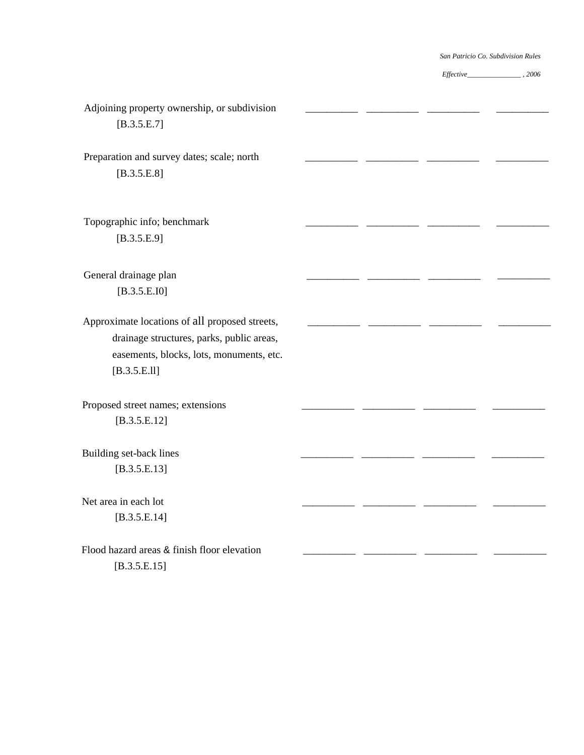Adjoining property ownership, or subdivision [B.3.5.E.7] __________ __________ __________ __________

Preparation and survey dates; scale; north [B.3.5.E.8] __________ __________ __________ __________

Topographic info; benchmark [B.3.5.E.9] __________ __________ __________ __________

General drainage plan [B.3.5.E.I0] __________ __________ __________ __________

Approximate locations of all proposed streets, drainage structures, parks, public areas, easements, blocks, lots, monuments, etc. [B.3.5.E.ll] __________ __________ __________ __________

Proposed street names; extensions [B.3.5.E.12] __________ __________ __________ __________

Building set-back lines [B.3.5.E.13] __________ __________ __________ __________

Net area in each lot [B.3.5.E.14] __________ __________ __________ __________

Flood hazard areas & finish floor elevation [B.3.5.E.15] __________ __________ __________ __________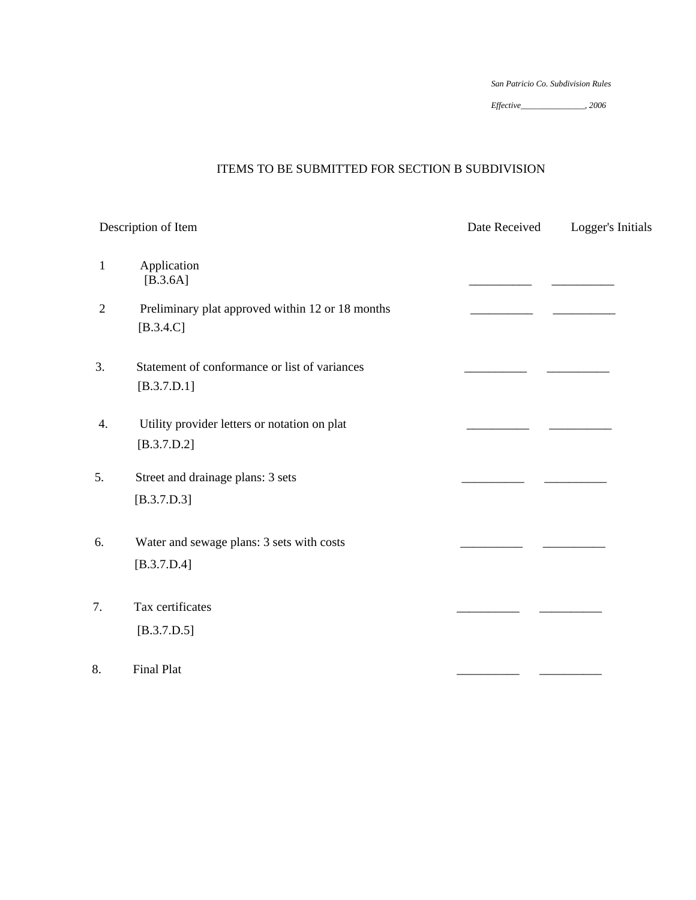*San Patricio Co. Subdivision Rules*

*Effective_______________, 2006*

# ITEMS TO BE SUBMITTED FOR SECTION B SUBDIVISION

| | Description of Item | Date Received | Logger's Initials |
|---|---|---|---|
| 1 | Application [B.3.6A] | __________ | __________ |
| 2 | Preliminary plat approved within 12 or 18 months [B.3.4.C] | __________ | __________ |
| 3. | Statement of conformance or list of variances [B.3.7.D.1] | __________ | __________ |
| 4. | Utility provider letters or notation on plat [B.3.7.D.2] | __________ | __________ |
| 5. | Street and drainage plans: 3 sets [B.3.7.D.3] | __________ | __________ |
| 6. | Water and sewage plans: 3 sets with costs [B.3.7.D.4] | __________ | __________ |
| 7. | Tax certificates [B.3.7.D.5] | __________ | __________ |
| 8. | Final Plat | __________ | __________ |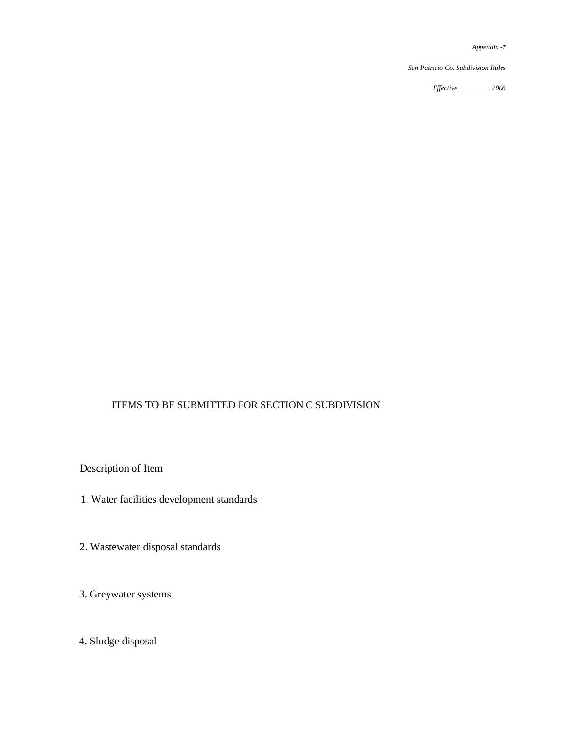## ITEMS TO BE SUBMITTED FOR SECTION C SUBDIVISION

Description of Item

1. Water facilities development standards

2. Wastewater disposal standards

3. Greywater systems

4. Sludge disposal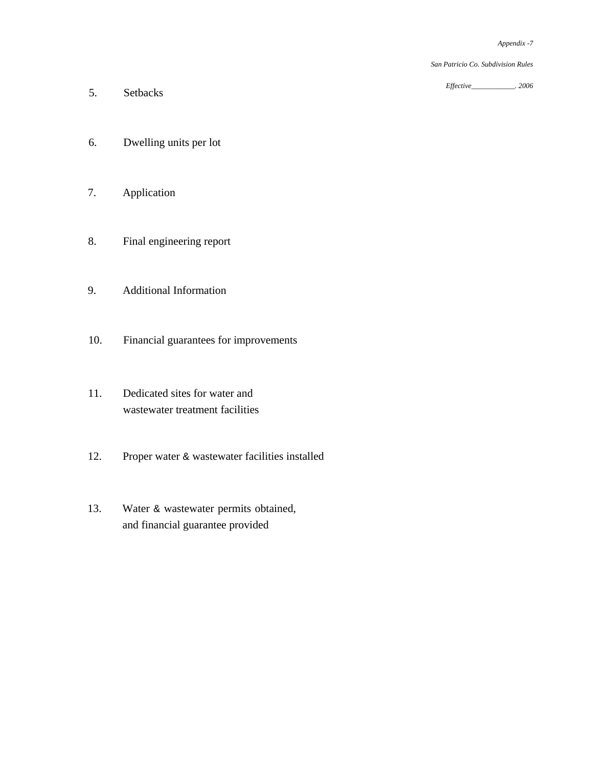5. Setbacks

6. Dwelling units per lot

7. Application

8. Final engineering report

9. Additional Information

10. Financial guarantees for improvements

11. Dedicated sites for water and wastewater treatment facilities

12. Proper water & wastewater facilities installed

13. Water & wastewater permits obtained, and financial guarantee provided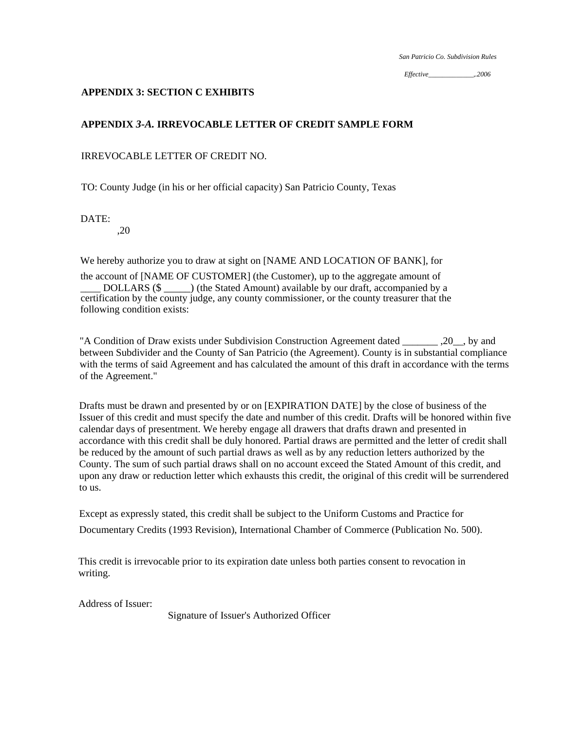## APPENDIX 3: SECTION C EXHIBITS

## APPENDIX *3-A.* IRREVOCABLE LETTER OF CREDIT SAMPLE FORM

IRREVOCABLE LETTER OF CREDIT NO.

TO: County Judge (in his or her official capacity) San Patricio County, Texas

DATE:
,20

We hereby authorize you to draw at sight on [NAME AND LOCATION OF BANK], for the account of [NAME OF CUSTOMER] (the Customer), up to the aggregate amount of ____ DOLLARS ($ _____) (the Stated Amount) available by our draft, accompanied by a certification by the county judge, any county commissioner, or the county treasurer that the following condition exists:

"A Condition of Draw exists under Subdivision Construction Agreement dated _______ ,20__, by and between Subdivider and the County of San Patricio (the Agreement). County is in substantial compliance with the terms of said Agreement and has calculated the amount of this draft in accordance with the terms of the Agreement."

Drafts must be drawn and presented by or on [EXPIRATION DATE] by the close of business of the Issuer of this credit and must specify the date and number of this credit. Drafts will be honored within five calendar days of presentment. We hereby engage all drawers that drafts drawn and presented in accordance with this credit shall be duly honored. Partial draws are permitted and the letter of credit shall be reduced by the amount of such partial draws as well as by any reduction letters authorized by the County. The sum of such partial draws shall on no account exceed the Stated Amount of this credit, and upon any draw or reduction letter which exhausts this credit, the original of this credit will be surrendered to us.

Except as expressly stated, this credit shall be subject to the Uniform Customs and Practice for Documentary Credits (1993 Revision), International Chamber of Commerce (Publication No. 500).

This credit is irrevocable prior to its expiration date unless both parties consent to revocation in writing.

Address of Issuer:

Signature of Issuer's Authorized Officer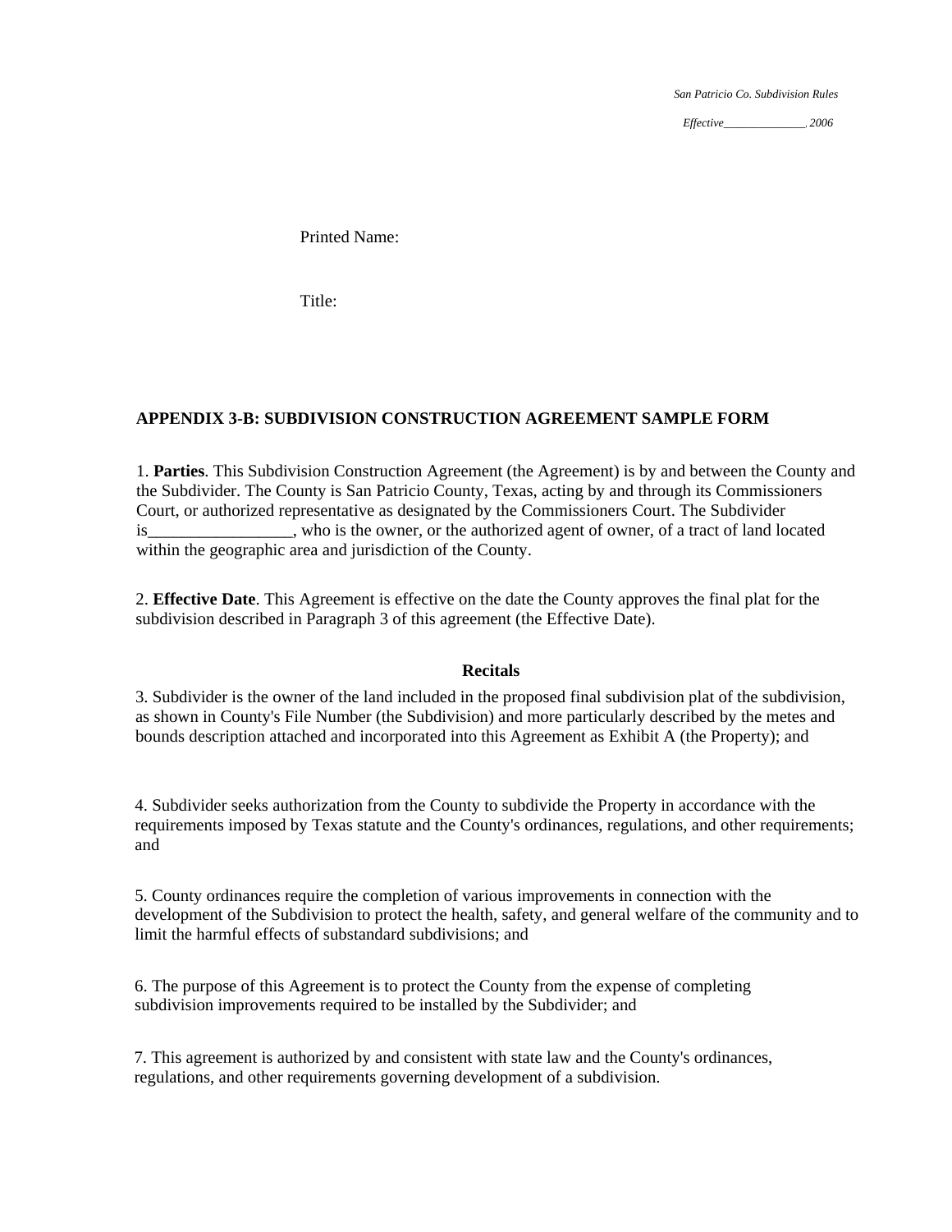Printed Name:

Title:

**APPENDIX 3-B: SUBDIVISION CONSTRUCTION AGREEMENT SAMPLE FORM**

1. **Parties**. This Subdivision Construction Agreement (the Agreement) is by and between the County and the Subdivider. The County is San Patricio County, Texas, acting by and through its Commissioners Court, or authorized representative as designated by the Commissioners Court. The Subdivider is_________________, who is the owner, or the authorized agent of owner, of a tract of land located within the geographic area and jurisdiction of the County.

2. **Effective Date**. This Agreement is effective on the date the County approves the final plat for the subdivision described in Paragraph 3 of this agreement (the Effective Date).

**Recitals**

3. Subdivider is the owner of the land included in the proposed final subdivision plat of the subdivision, as shown in County's File Number (the Subdivision) and more particularly described by the metes and bounds description attached and incorporated into this Agreement as Exhibit A (the Property); and

4. Subdivider seeks authorization from the County to subdivide the Property in accordance with the requirements imposed by Texas statute and the County's ordinances, regulations, and other requirements; and

5. County ordinances require the completion of various improvements in connection with the development of the Subdivision to protect the health, safety, and general welfare of the community and to limit the harmful effects of substandard subdivisions; and

6. The purpose of this Agreement is to protect the County from the expense of completing subdivision improvements required to be installed by the Subdivider; and

7. This agreement is authorized by and consistent with state law and the County's ordinances, regulations, and other requirements governing development of a subdivision.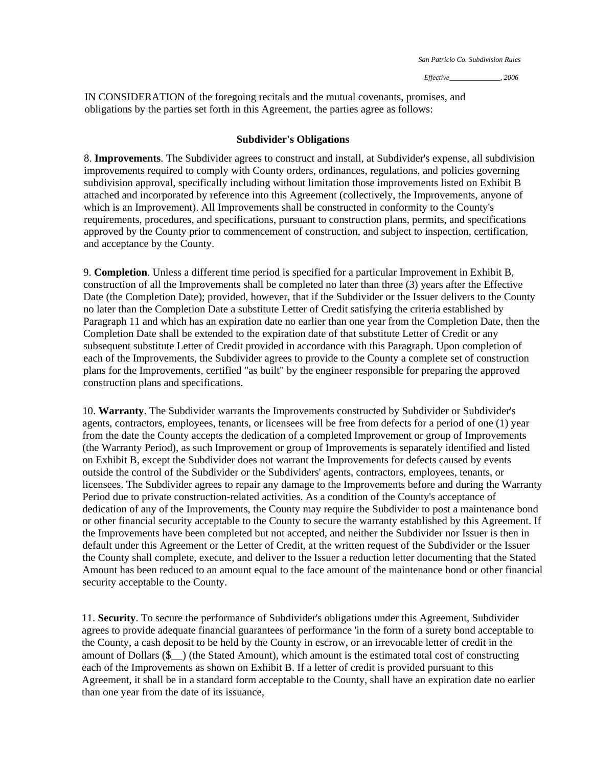IN CONSIDERATION of the foregoing recitals and the mutual covenants, promises, and obligations by the parties set forth in this Agreement, the parties agree as follows:

### Subdivider's Obligations

8. **Improvements**. The Subdivider agrees to construct and install, at Subdivider's expense, all subdivision improvements required to comply with County orders, ordinances, regulations, and policies governing subdivision approval, specifically including without limitation those improvements listed on Exhibit B attached and incorporated by reference into this Agreement (collectively, the Improvements, anyone of which is an Improvement). All Improvements shall be constructed in conformity to the County's requirements, procedures, and specifications, pursuant to construction plans, permits, and specifications approved by the County prior to commencement of construction, and subject to inspection, certification, and acceptance by the County.

9. **Completion**. Unless a different time period is specified for a particular Improvement in Exhibit B, construction of all the Improvements shall be completed no later than three (3) years after the Effective Date (the Completion Date); provided, however, that if the Subdivider or the Issuer delivers to the County no later than the Completion Date a substitute Letter of Credit satisfying the criteria established by Paragraph 11 and which has an expiration date no earlier than one year from the Completion Date, then the Completion Date shall be extended to the expiration date of that substitute Letter of Credit or any subsequent substitute Letter of Credit provided in accordance with this Paragraph. Upon completion of each of the Improvements, the Subdivider agrees to provide to the County a complete set of construction plans for the Improvements, certified "as built" by the engineer responsible for preparing the approved construction plans and specifications.

10. **Warranty**. The Subdivider warrants the Improvements constructed by Subdivider or Subdivider's agents, contractors, employees, tenants, or licensees will be free from defects for a period of one (1) year from the date the County accepts the dedication of a completed Improvement or group of Improvements (the Warranty Period), as such Improvement or group of Improvements is separately identified and listed on Exhibit B, except the Subdivider does not warrant the Improvements for defects caused by events outside the control of the Subdivider or the Subdividers' agents, contractors, employees, tenants, or licensees. The Subdivider agrees to repair any damage to the Improvements before and during the Warranty Period due to private construction-related activities. As a condition of the County's acceptance of dedication of any of the Improvements, the County may require the Subdivider to post a maintenance bond or other financial security acceptable to the County to secure the warranty established by this Agreement. If the Improvements have been completed but not accepted, and neither the Subdivider nor Issuer is then in default under this Agreement or the Letter of Credit, at the written request of the Subdivider or the Issuer the County shall complete, execute, and deliver to the Issuer a reduction letter documenting that the Stated Amount has been reduced to an amount equal to the face amount of the maintenance bond or other financial security acceptable to the County.

11. **Security**. To secure the performance of Subdivider's obligations under this Agreement, Subdivider agrees to provide adequate financial guarantees of performance 'in the form of a surety bond acceptable to the County, a cash deposit to be held by the County in escrow, or an irrevocable letter of credit in the amount of Dollars ($__) (the Stated Amount), which amount is the estimated total cost of constructing each of the Improvements as shown on Exhibit B. If a letter of credit is provided pursuant to this Agreement, it shall be in a standard form acceptable to the County, shall have an expiration date no earlier than one year from the date of its issuance,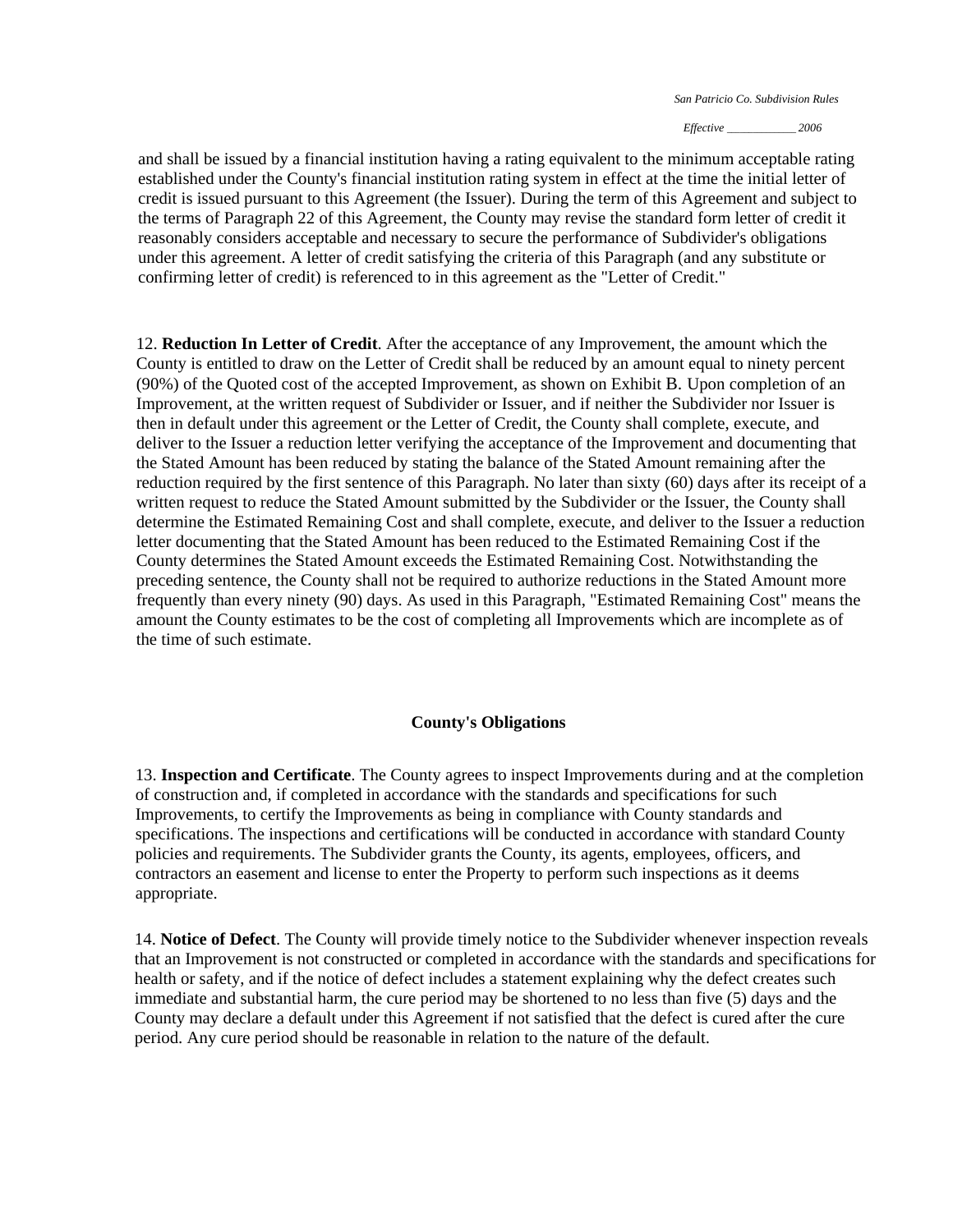and shall be issued by a financial institution having a rating equivalent to the minimum acceptable rating established under the County's financial institution rating system in effect at the time the initial letter of credit is issued pursuant to this Agreement (the Issuer). During the term of this Agreement and subject to the terms of Paragraph 22 of this Agreement, the County may revise the standard form letter of credit it reasonably considers acceptable and necessary to secure the performance of Subdivider's obligations under this agreement. A letter of credit satisfying the criteria of this Paragraph (and any substitute or confirming letter of credit) is referenced to in this agreement as the "Letter of Credit."

12. **Reduction In Letter of Credit**. After the acceptance of any Improvement, the amount which the County is entitled to draw on the Letter of Credit shall be reduced by an amount equal to ninety percent (90%) of the Quoted cost of the accepted Improvement, as shown on Exhibit B. Upon completion of an Improvement, at the written request of Subdivider or Issuer, and if neither the Subdivider nor Issuer is then in default under this agreement or the Letter of Credit, the County shall complete, execute, and deliver to the Issuer a reduction letter verifying the acceptance of the Improvement and documenting that the Stated Amount has been reduced by stating the balance of the Stated Amount remaining after the reduction required by the first sentence of this Paragraph. No later than sixty (60) days after its receipt of a written request to reduce the Stated Amount submitted by the Subdivider or the Issuer, the County shall determine the Estimated Remaining Cost and shall complete, execute, and deliver to the Issuer a reduction letter documenting that the Stated Amount has been reduced to the Estimated Remaining Cost if the County determines the Stated Amount exceeds the Estimated Remaining Cost. Notwithstanding the preceding sentence, the County shall not be required to authorize reductions in the Stated Amount more frequently than every ninety (90) days. As used in this Paragraph, "Estimated Remaining Cost" means the amount the County estimates to be the cost of completing all Improvements which are incomplete as of the time of such estimate.

## County's Obligations

13. **Inspection and Certificate**. The County agrees to inspect Improvements during and at the completion of construction and, if completed in accordance with the standards and specifications for such Improvements, to certify the Improvements as being in compliance with County standards and specifications. The inspections and certifications will be conducted in accordance with standard County policies and requirements. The Subdivider grants the County, its agents, employees, officers, and contractors an easement and license to enter the Property to perform such inspections as it deems appropriate.

14. **Notice of Defect**. The County will provide timely notice to the Subdivider whenever inspection reveals that an Improvement is not constructed or completed in accordance with the standards and specifications for health or safety, and if the notice of defect includes a statement explaining why the defect creates such immediate and substantial harm, the cure period may be shortened to no less than five (5) days and the County may declare a default under this Agreement if not satisfied that the defect is cured after the cure period. Any cure period should be reasonable in relation to the nature of the default.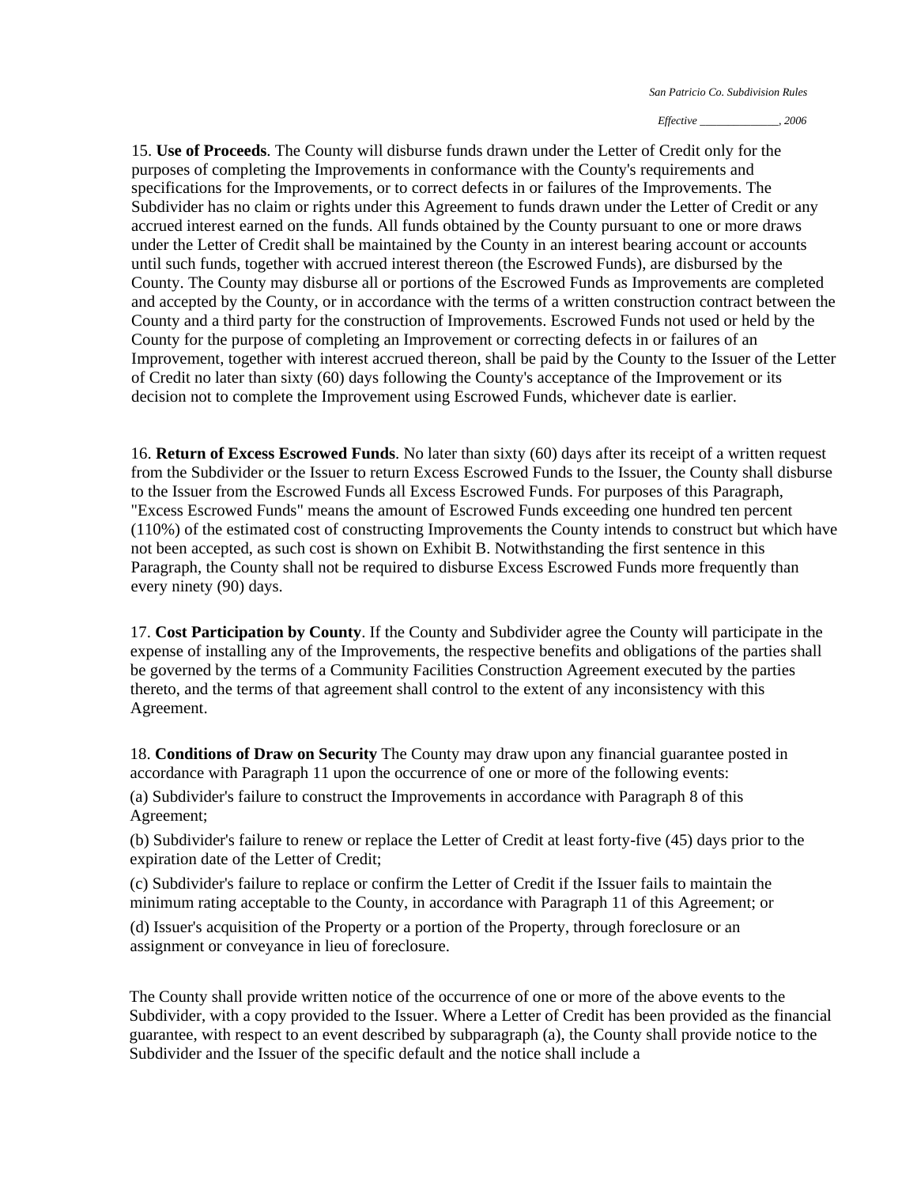15. **Use of Proceeds**. The County will disburse funds drawn under the Letter of Credit only for the purposes of completing the Improvements in conformance with the County's requirements and specifications for the Improvements, or to correct defects in or failures of the Improvements. The Subdivider has no claim or rights under this Agreement to funds drawn under the Letter of Credit or any accrued interest earned on the funds. All funds obtained by the County pursuant to one or more draws under the Letter of Credit shall be maintained by the County in an interest bearing account or accounts until such funds, together with accrued interest thereon (the Escrowed Funds), are disbursed by the County. The County may disburse all or portions of the Escrowed Funds as Improvements are completed and accepted by the County, or in accordance with the terms of a written construction contract between the County and a third party for the construction of Improvements. Escrowed Funds not used or held by the County for the purpose of completing an Improvement or correcting defects in or failures of an Improvement, together with interest accrued thereon, shall be paid by the County to the Issuer of the Letter of Credit no later than sixty (60) days following the County's acceptance of the Improvement or its decision not to complete the Improvement using Escrowed Funds, whichever date is earlier.

16. **Return of Excess Escrowed Funds**. No later than sixty (60) days after its receipt of a written request from the Subdivider or the Issuer to return Excess Escrowed Funds to the Issuer, the County shall disburse to the Issuer from the Escrowed Funds all Excess Escrowed Funds. For purposes of this Paragraph, "Excess Escrowed Funds" means the amount of Escrowed Funds exceeding one hundred ten percent (110%) of the estimated cost of constructing Improvements the County intends to construct but which have not been accepted, as such cost is shown on Exhibit B. Notwithstanding the first sentence in this Paragraph, the County shall not be required to disburse Excess Escrowed Funds more frequently than every ninety (90) days.

17. **Cost Participation by County**. If the County and Subdivider agree the County will participate in the expense of installing any of the Improvements, the respective benefits and obligations of the parties shall be governed by the terms of a Community Facilities Construction Agreement executed by the parties thereto, and the terms of that agreement shall control to the extent of any inconsistency with this Agreement.

18. **Conditions of Draw on Security** The County may draw upon any financial guarantee posted in accordance with Paragraph 11 upon the occurrence of one or more of the following events:

(a) Subdivider's failure to construct the Improvements in accordance with Paragraph 8 of this Agreement;

(b) Subdivider's failure to renew or replace the Letter of Credit at least forty-five (45) days prior to the expiration date of the Letter of Credit;

(c) Subdivider's failure to replace or confirm the Letter of Credit if the Issuer fails to maintain the minimum rating acceptable to the County, in accordance with Paragraph 11 of this Agreement; or

(d) Issuer's acquisition of the Property or a portion of the Property, through foreclosure or an assignment or conveyance in lieu of foreclosure.

The County shall provide written notice of the occurrence of one or more of the above events to the Subdivider, with a copy provided to the Issuer. Where a Letter of Credit has been provided as the financial guarantee, with respect to an event described by subparagraph (a), the County shall provide notice to the Subdivider and the Issuer of the specific default and the notice shall include a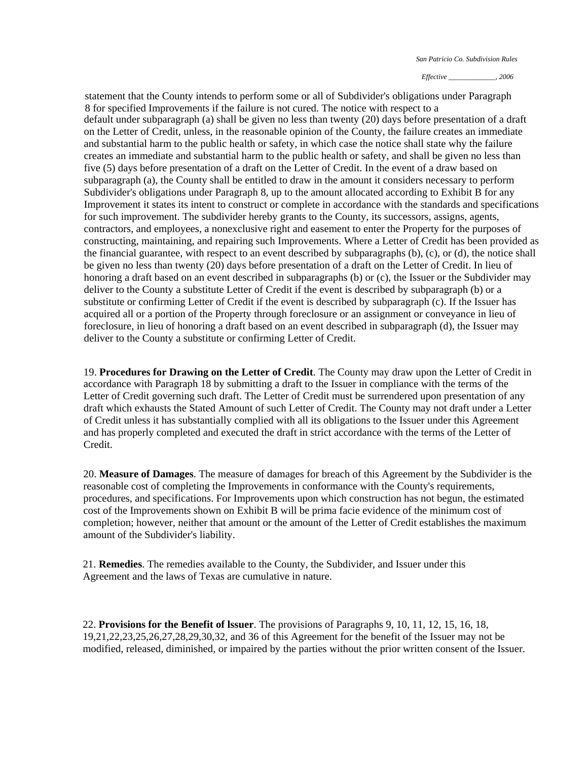statement that the County intends to perform some or all of Subdivider's obligations under Paragraph 8 for specified Improvements if the failure is not cured. The notice with respect to a default under subparagraph (a) shall be given no less than twenty (20) days before presentation of a draft on the Letter of Credit, unless, in the reasonable opinion of the County, the failure creates an immediate and substantial harm to the public health or safety, in which case the notice shall state why the failure creates an immediate and substantial harm to the public health or safety, and shall be given no less than five (5) days before presentation of a draft on the Letter of Credit. In the event of a draw based on subparagraph (a), the County shall be entitled to draw in the amount it considers necessary to perform Subdivider's obligations under Paragraph 8, up to the amount allocated according to Exhibit B for any Improvement it states its intent to construct or complete in accordance with the standards and specifications for such improvement. The subdivider hereby grants to the County, its successors, assigns, agents, contractors, and employees, a nonexclusive right and easement to enter the Property for the purposes of constructing, maintaining, and repairing such Improvements. Where a Letter of Credit has been provided as the financial guarantee, with respect to an event described by subparagraphs (b), (c), or (d), the notice shall be given no less than twenty (20) days before presentation of a draft on the Letter of Credit. In lieu of honoring a draft based on an event described in subparagraphs (b) or (c), the Issuer or the Subdivider may deliver to the County a substitute Letter of Credit if the event is described by subparagraph (b) or a substitute or confirming Letter of Credit if the event is described by subparagraph (c). If the Issuer has acquired all or a portion of the Property through foreclosure or an assignment or conveyance in lieu of foreclosure, in lieu of honoring a draft based on an event described in subparagraph (d), the Issuer may deliver to the County a substitute or confirming Letter of Credit.

19. **Procedures for Drawing on the Letter of Credit**. The County may draw upon the Letter of Credit in accordance with Paragraph 18 by submitting a draft to the Issuer in compliance with the terms of the Letter of Credit governing such draft. The Letter of Credit must be surrendered upon presentation of any draft which exhausts the Stated Amount of such Letter of Credit. The County may not draft under a Letter of Credit unless it has substantially complied with all its obligations to the Issuer under this Agreement and has properly completed and executed the draft in strict accordance with the terms of the Letter of Credit.

20. **Measure of Damages**. The measure of damages for breach of this Agreement by the Subdivider is the reasonable cost of completing the Improvements in conformance with the County's requirements, procedures, and specifications. For Improvements upon which construction has not begun, the estimated cost of the Improvements shown on Exhibit B will be prima facie evidence of the minimum cost of completion; however, neither that amount or the amount of the Letter of Credit establishes the maximum amount of the Subdivider's liability.

21. **Remedies**. The remedies available to the County, the Subdivider, and Issuer under this Agreement and the laws of Texas are cumulative in nature.

22. **Provisions for the Benefit of lssuer**. The provisions of Paragraphs 9, 10, 11, 12, 15, 16, 18, 19,21,22,23,25,26,27,28,29,30,32, and 36 of this Agreement for the benefit of the Issuer may not be modified, released, diminished, or impaired by the parties without the prior written consent of the Issuer.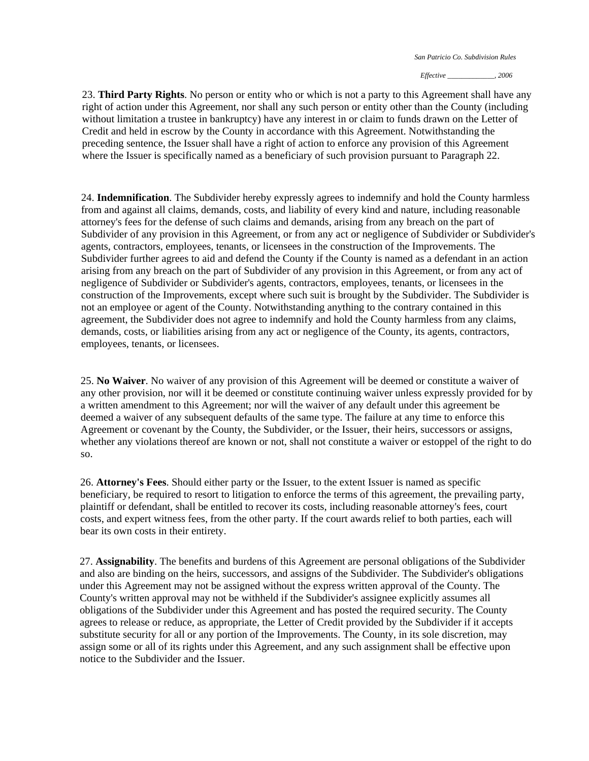23. **Third Party Rights**. No person or entity who or which is not a party to this Agreement shall have any right of action under this Agreement, nor shall any such person or entity other than the County (including without limitation a trustee in bankruptcy) have any interest in or claim to funds drawn on the Letter of Credit and held in escrow by the County in accordance with this Agreement. Notwithstanding the preceding sentence, the Issuer shall have a right of action to enforce any provision of this Agreement where the Issuer is specifically named as a beneficiary of such provision pursuant to Paragraph 22.

24. **Indemnification**. The Subdivider hereby expressly agrees to indemnify and hold the County harmless from and against all claims, demands, costs, and liability of every kind and nature, including reasonable attorney's fees for the defense of such claims and demands, arising from any breach on the part of Subdivider of any provision in this Agreement, or from any act or negligence of Subdivider or Subdivider's agents, contractors, employees, tenants, or licensees in the construction of the Improvements. The Subdivider further agrees to aid and defend the County if the County is named as a defendant in an action arising from any breach on the part of Subdivider of any provision in this Agreement, or from any act of negligence of Subdivider or Subdivider's agents, contractors, employees, tenants, or licensees in the construction of the Improvements, except where such suit is brought by the Subdivider. The Subdivider is not an employee or agent of the County. Notwithstanding anything to the contrary contained in this agreement, the Subdivider does not agree to indemnify and hold the County harmless from any claims, demands, costs, or liabilities arising from any act or negligence of the County, its agents, contractors, employees, tenants, or licensees.

25. **No Waiver**. No waiver of any provision of this Agreement will be deemed or constitute a waiver of any other provision, nor will it be deemed or constitute continuing waiver unless expressly provided for by a written amendment to this Agreement; nor will the waiver of any default under this agreement be deemed a waiver of any subsequent defaults of the same type. The failure at any time to enforce this Agreement or covenant by the County, the Subdivider, or the Issuer, their heirs, successors or assigns, whether any violations thereof are known or not, shall not constitute a waiver or estoppel of the right to do so.

26. **Attorney's Fees**. Should either party or the Issuer, to the extent Issuer is named as specific beneficiary, be required to resort to litigation to enforce the terms of this agreement, the prevailing party, plaintiff or defendant, shall be entitled to recover its costs, including reasonable attorney's fees, court costs, and expert witness fees, from the other party. If the court awards relief to both parties, each will bear its own costs in their entirety.

27. **Assignability**. The benefits and burdens of this Agreement are personal obligations of the Subdivider and also are binding on the heirs, successors, and assigns of the Subdivider. The Subdivider's obligations under this Agreement may not be assigned without the express written approval of the County. The County's written approval may not be withheld if the Subdivider's assignee explicitly assumes all obligations of the Subdivider under this Agreement and has posted the required security. The County agrees to release or reduce, as appropriate, the Letter of Credit provided by the Subdivider if it accepts substitute security for all or any portion of the Improvements. The County, in its sole discretion, may assign some or all of its rights under this Agreement, and any such assignment shall be effective upon notice to the Subdivider and the Issuer.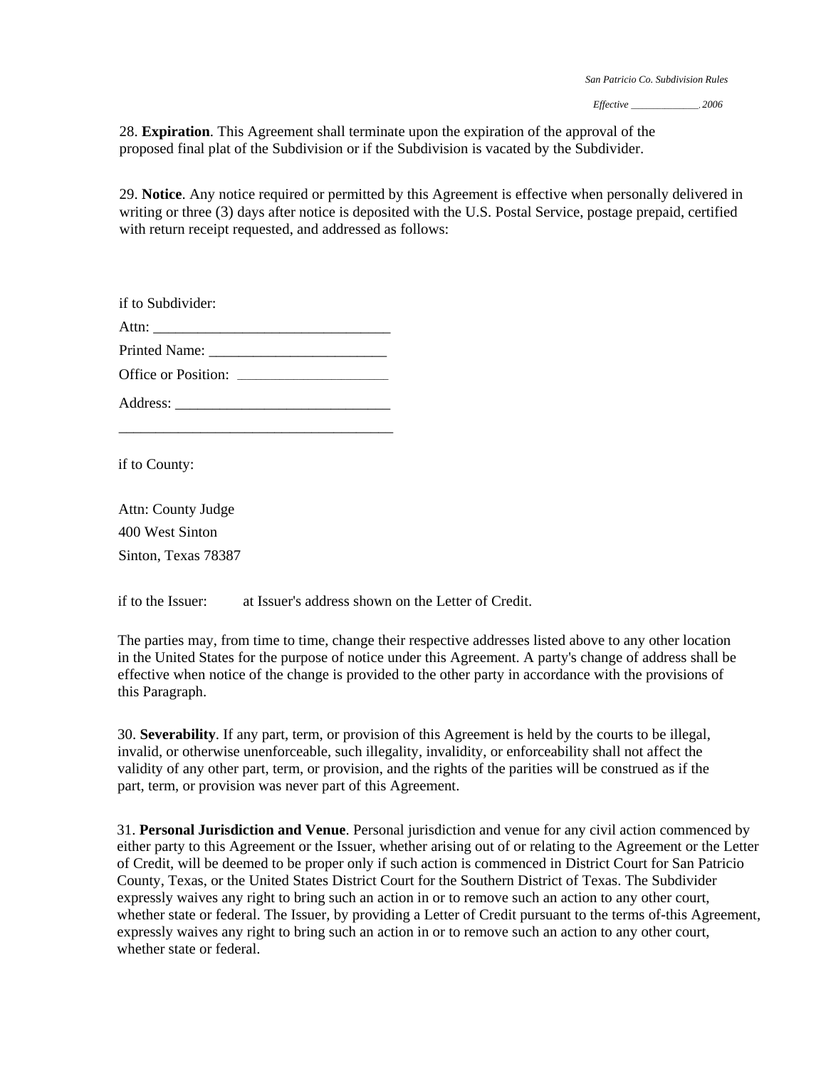28. **Expiration**. This Agreement shall terminate upon the expiration of the approval of the proposed final plat of the Subdivision or if the Subdivision is vacated by the Subdivider.

29. **Notice**. Any notice required or permitted by this Agreement is effective when personally delivered in writing or three (3) days after notice is deposited with the U.S. Postal Service, postage prepaid, certified with return receipt requested, and addressed as follows:

if to Subdivider:

Attn: ________________________________

Printed Name: ________________________

Office or Position: ____________________

Address: _____________________________

______________________________________

if to County:

Attn: County Judge

400 West Sinton

Sinton, Texas 78387

if to the Issuer: at Issuer's address shown on the Letter of Credit.

The parties may, from time to time, change their respective addresses listed above to any other location in the United States for the purpose of notice under this Agreement. A party's change of address shall be effective when notice of the change is provided to the other party in accordance with the provisions of this Paragraph.

30. **Severability**. If any part, term, or provision of this Agreement is held by the courts to be illegal, invalid, or otherwise unenforceable, such illegality, invalidity, or enforceability shall not affect the validity of any other part, term, or provision, and the rights of the parities will be construed as if the part, term, or provision was never part of this Agreement.

31. **Personal Jurisdiction and Venue**. Personal jurisdiction and venue for any civil action commenced by either party to this Agreement or the Issuer, whether arising out of or relating to the Agreement or the Letter of Credit, will be deemed to be proper only if such action is commenced in District Court for San Patricio County, Texas, or the United States District Court for the Southern District of Texas. The Subdivider expressly waives any right to bring such an action in or to remove such an action to any other court, whether state or federal. The Issuer, by providing a Letter of Credit pursuant to the terms of-this Agreement, expressly waives any right to bring such an action in or to remove such an action to any other court, whether state or federal.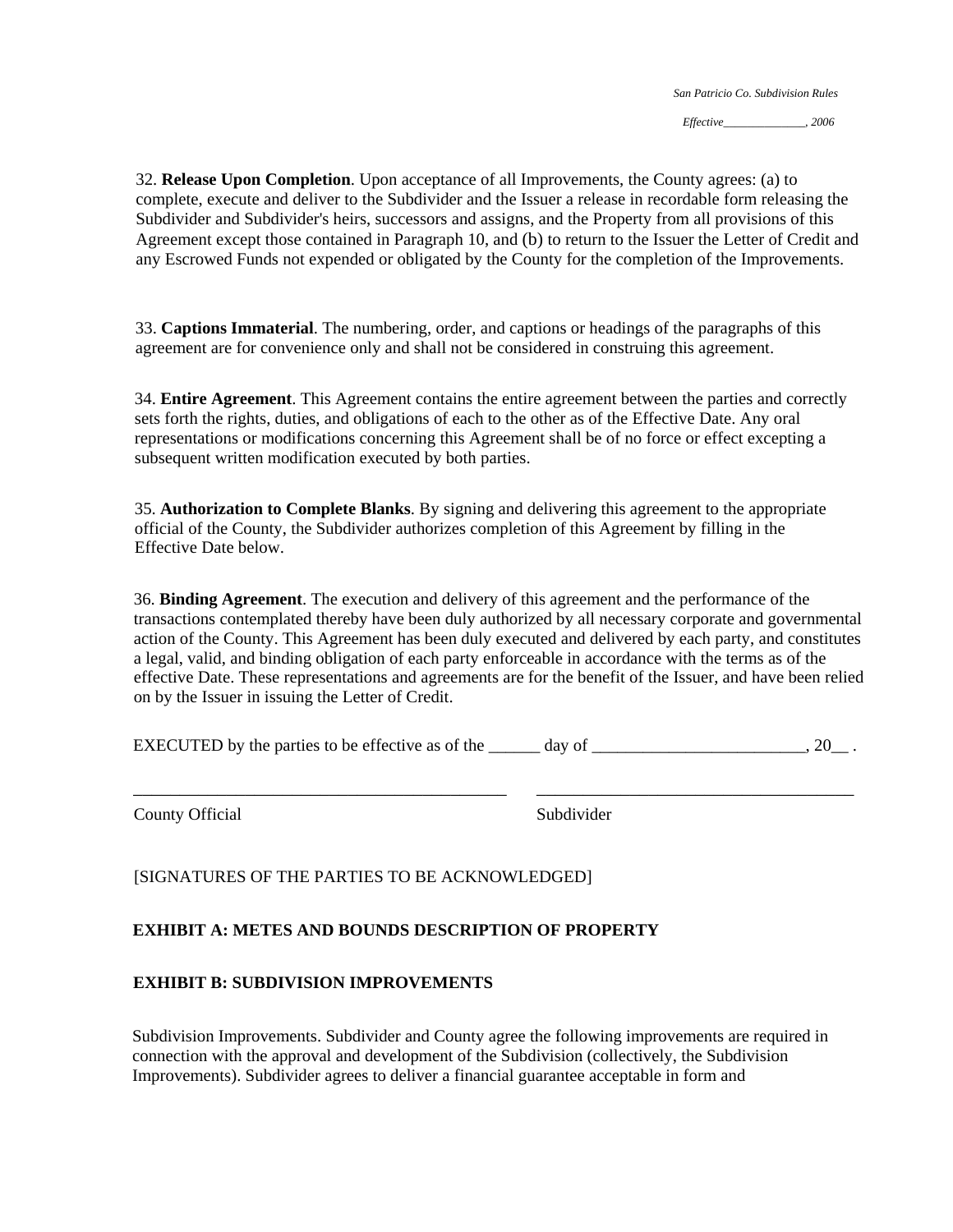32. **Release Upon Completion**. Upon acceptance of all Improvements, the County agrees: (a) to complete, execute and deliver to the Subdivider and the Issuer a release in recordable form releasing the Subdivider and Subdivider's heirs, successors and assigns, and the Property from all provisions of this Agreement except those contained in Paragraph 10, and (b) to return to the Issuer the Letter of Credit and any Escrowed Funds not expended or obligated by the County for the completion of the Improvements.

33. **Captions Immaterial**. The numbering, order, and captions or headings of the paragraphs of this agreement are for convenience only and shall not be considered in construing this agreement.

34. **Entire Agreement**. This Agreement contains the entire agreement between the parties and correctly sets forth the rights, duties, and obligations of each to the other as of the Effective Date. Any oral representations or modifications concerning this Agreement shall be of no force or effect excepting a subsequent written modification executed by both parties.

35. **Authorization to Complete Blanks**. By signing and delivering this agreement to the appropriate official of the County, the Subdivider authorizes completion of this Agreement by filling in the Effective Date below.

36. **Binding Agreement**. The execution and delivery of this agreement and the performance of the transactions contemplated thereby have been duly authorized by all necessary corporate and governmental action of the County. This Agreement has been duly executed and delivered by each party, and constitutes a legal, valid, and binding obligation of each party enforceable in accordance with the terms as of the effective Date. These representations and agreements are for the benefit of the Issuer, and have been relied on by the Issuer in issuing the Letter of Credit.

EXECUTED by the parties to be effective as of the ______ day of _________________________, 20__ .

_____________________________________________ ______________________________________

County Official Subdivider

[SIGNATURES OF THE PARTIES TO BE ACKNOWLEDGED]

**EXHIBIT A: METES AND BOUNDS DESCRIPTION OF PROPERTY**

**EXHIBIT B: SUBDIVISION IMPROVEMENTS**

Subdivision Improvements. Subdivider and County agree the following improvements are required in connection with the approval and development of the Subdivision (collectively, the Subdivision Improvements). Subdivider agrees to deliver a financial guarantee acceptable in form and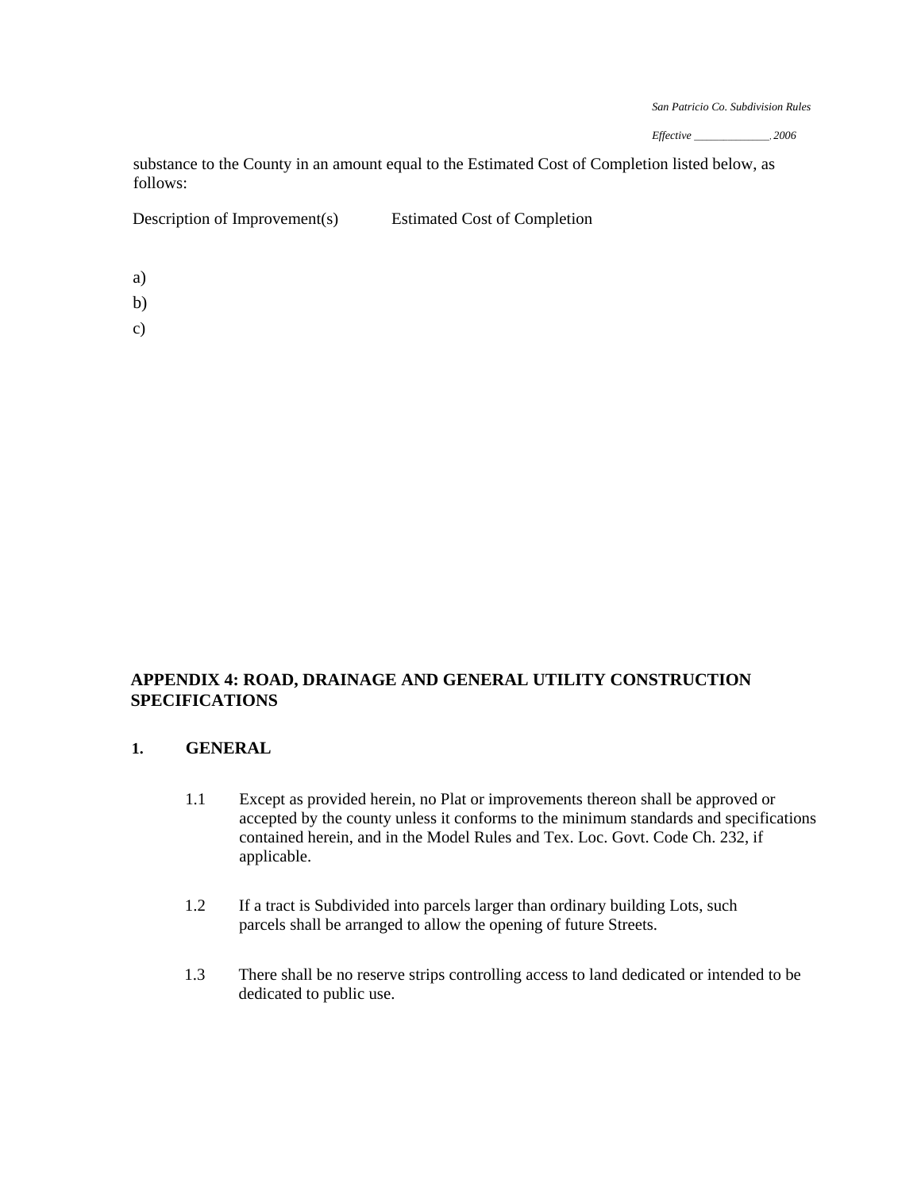substance to the County in an amount equal to the Estimated Cost of Completion listed below, as follows:

| Description of Improvement(s) | Estimated Cost of Completion |
|---|---|
| a) | |
| b) | |
| c) | |

## APPENDIX 4: ROAD, DRAINAGE AND GENERAL UTILITY CONSTRUCTION SPECIFICATIONS

### 1. GENERAL

1.1 Except as provided herein, no Plat or improvements thereon shall be approved or accepted by the county unless it conforms to the minimum standards and specifications contained herein, and in the Model Rules and Tex. Loc. Govt. Code Ch. 232, if applicable.

1.2 If a tract is Subdivided into parcels larger than ordinary building Lots, such parcels shall be arranged to allow the opening of future Streets.

1.3 There shall be no reserve strips controlling access to land dedicated or intended to be dedicated to public use.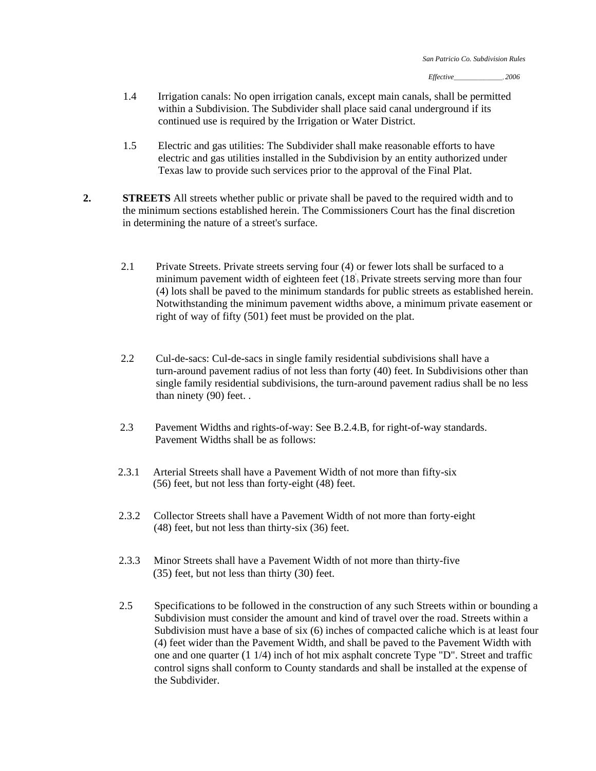1.4 Irrigation canals: No open irrigation canals, except main canals, shall be permitted within a Subdivision. The Subdivider shall place said canal underground if its continued use is required by the Irrigation or Water District.

1.5 Electric and gas utilities: The Subdivider shall make reasonable efforts to have electric and gas utilities installed in the Subdivision by an entity authorized under Texas law to provide such services prior to the approval of the Final Plat.

**2. STREETS** All streets whether public or private shall be paved to the required width and to the minimum sections established herein. The Commissioners Court has the final discretion in determining the nature of a street's surface.

2.1 Private Streets. Private streets serving four (4) or fewer lots shall be surfaced to a minimum pavement width of eighteen feet (18'). Private streets serving more than four (4) lots shall be paved to the minimum standards for public streets as established herein. Notwithstanding the minimum pavement widths above, a minimum private easement or right of way of fifty (501) feet must be provided on the plat.

2.2 Cul-de-sacs: Cul-de-sacs in single family residential subdivisions shall have a turn-around pavement radius of not less than forty (40) feet. In Subdivisions other than single family residential subdivisions, the turn-around pavement radius shall be no less than ninety (90) feet. .

2.3 Pavement Widths and rights-of-way: See B.2.4.B, for right-of-way standards. Pavement Widths shall be as follows:

2.3.1 Arterial Streets shall have a Pavement Width of not more than fifty-six (56) feet, but not less than forty-eight (48) feet.

2.3.2 Collector Streets shall have a Pavement Width of not more than forty-eight (48) feet, but not less than thirty-six (36) feet.

2.3.3 Minor Streets shall have a Pavement Width of not more than thirty-five (35) feet, but not less than thirty (30) feet.

2.5 Specifications to be followed in the construction of any such Streets within or bounding a Subdivision must consider the amount and kind of travel over the road. Streets within a Subdivision must have a base of six (6) inches of compacted caliche which is at least four (4) feet wider than the Pavement Width, and shall be paved to the Pavement Width with one and one quarter (1 1/4) inch of hot mix asphalt concrete Type "D". Street and traffic control signs shall conform to County standards and shall be installed at the expense of the Subdivider.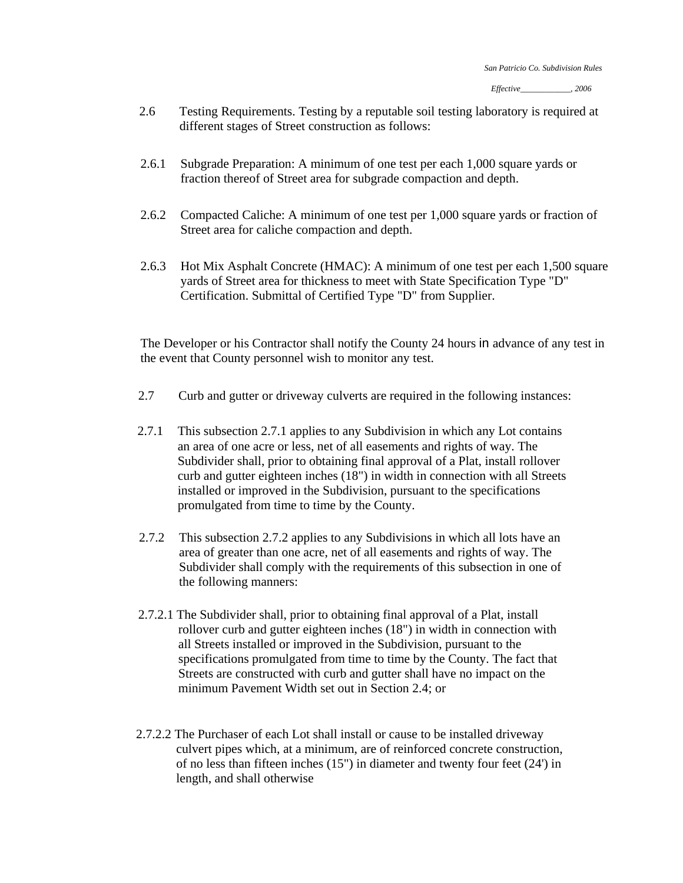2.6 Testing Requirements. Testing by a reputable soil testing laboratory is required at different stages of Street construction as follows:

2.6.1 Subgrade Preparation: A minimum of one test per each 1,000 square yards or fraction thereof of Street area for subgrade compaction and depth.

2.6.2 Compacted Caliche: A minimum of one test per 1,000 square yards or fraction of Street area for caliche compaction and depth.

2.6.3 Hot Mix Asphalt Concrete (HMAC): A minimum of one test per each 1,500 square yards of Street area for thickness to meet with State Specification Type "D" Certification. Submittal of Certified Type "D" from Supplier.

The Developer or his Contractor shall notify the County 24 hours in advance of any test in the event that County personnel wish to monitor any test.

2.7 Curb and gutter or driveway culverts are required in the following instances:

2.7.1 This subsection 2.7.1 applies to any Subdivision in which any Lot contains an area of one acre or less, net of all easements and rights of way. The Subdivider shall, prior to obtaining final approval of a Plat, install rollover curb and gutter eighteen inches (18") in width in connection with all Streets installed or improved in the Subdivision, pursuant to the specifications promulgated from time to time by the County.

2.7.2 This subsection 2.7.2 applies to any Subdivisions in which all lots have an area of greater than one acre, net of all easements and rights of way. The Subdivider shall comply with the requirements of this subsection in one of the following manners:

2.7.2.1 The Subdivider shall, prior to obtaining final approval of a Plat, install rollover curb and gutter eighteen inches (18") in width in connection with all Streets installed or improved in the Subdivision, pursuant to the specifications promulgated from time to time by the County. The fact that Streets are constructed with curb and gutter shall have no impact on the minimum Pavement Width set out in Section 2.4; or

2.7.2.2 The Purchaser of each Lot shall install or cause to be installed driveway culvert pipes which, at a minimum, are of reinforced concrete construction, of no less than fifteen inches (15") in diameter and twenty four feet (24') in length, and shall otherwise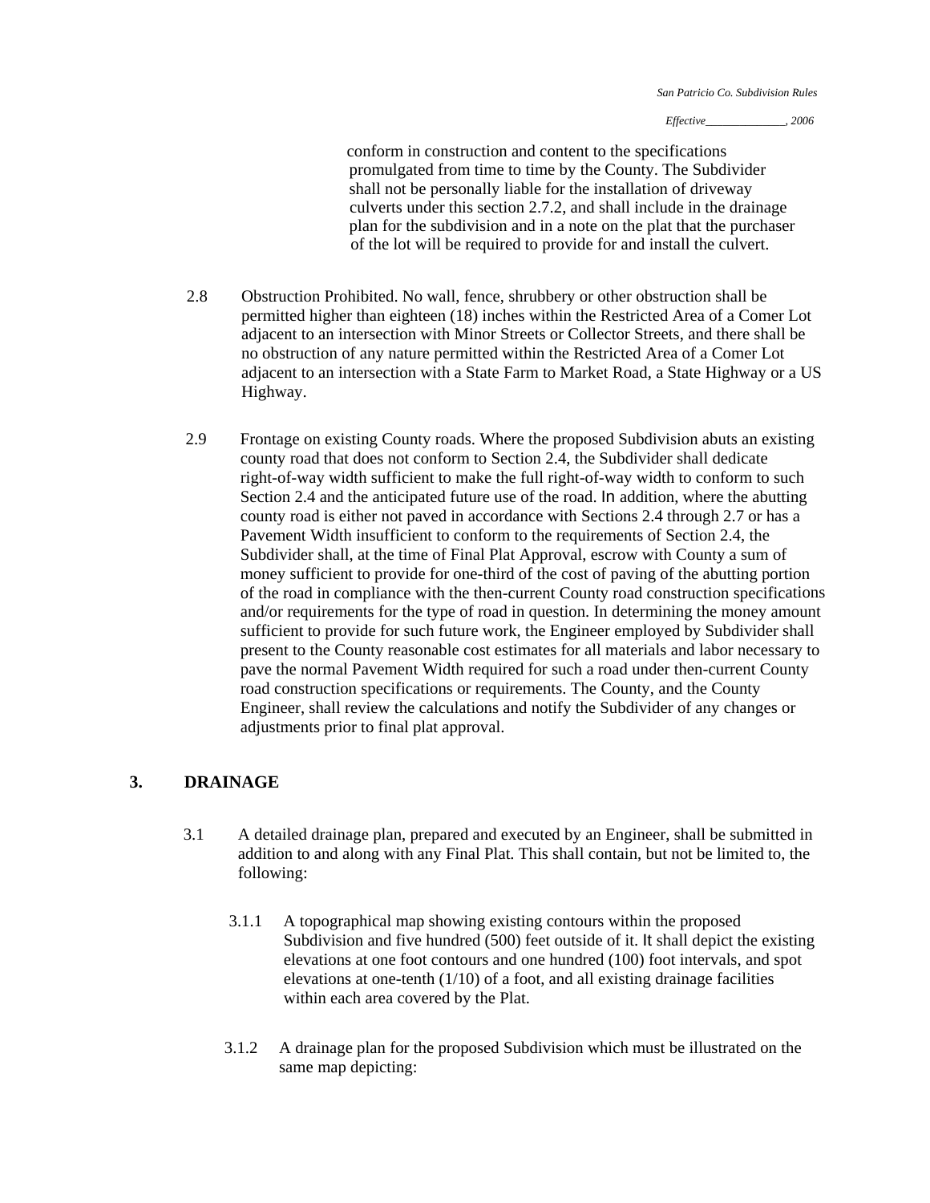conform in construction and content to the specifications promulgated from time to time by the County. The Subdivider shall not be personally liable for the installation of driveway culverts under this section 2.7.2, and shall include in the drainage plan for the subdivision and in a note on the plat that the purchaser of the lot will be required to provide for and install the culvert.

2.8 Obstruction Prohibited. No wall, fence, shrubbery or other obstruction shall be permitted higher than eighteen (18) inches within the Restricted Area of a Comer Lot adjacent to an intersection with Minor Streets or Collector Streets, and there shall be no obstruction of any nature permitted within the Restricted Area of a Comer Lot adjacent to an intersection with a State Farm to Market Road, a State Highway or a US Highway.

2.9 Frontage on existing County roads. Where the proposed Subdivision abuts an existing county road that does not conform to Section 2.4, the Subdivider shall dedicate right-of-way width sufficient to make the full right-of-way width to conform to such Section 2.4 and the anticipated future use of the road. In addition, where the abutting county road is either not paved in accordance with Sections 2.4 through 2.7 or has a Pavement Width insufficient to conform to the requirements of Section 2.4, the Subdivider shall, at the time of Final Plat Approval, escrow with County a sum of money sufficient to provide for one-third of the cost of paving of the abutting portion of the road in compliance with the then-current County road construction specifications and/or requirements for the type of road in question. In determining the money amount sufficient to provide for such future work, the Engineer employed by Subdivider shall present to the County reasonable cost estimates for all materials and labor necessary to pave the normal Pavement Width required for such a road under then-current County road construction specifications or requirements. The County, and the County Engineer, shall review the calculations and notify the Subdivider of any changes or adjustments prior to final plat approval.

## 3. DRAINAGE

3.1 A detailed drainage plan, prepared and executed by an Engineer, shall be submitted in addition to and along with any Final Plat. This shall contain, but not be limited to, the following:

3.1.1 A topographical map showing existing contours within the proposed Subdivision and five hundred (500) feet outside of it. It shall depict the existing elevations at one foot contours and one hundred (100) foot intervals, and spot elevations at one-tenth (1/10) of a foot, and all existing drainage facilities within each area covered by the Plat.

3.1.2 A drainage plan for the proposed Subdivision which must be illustrated on the same map depicting: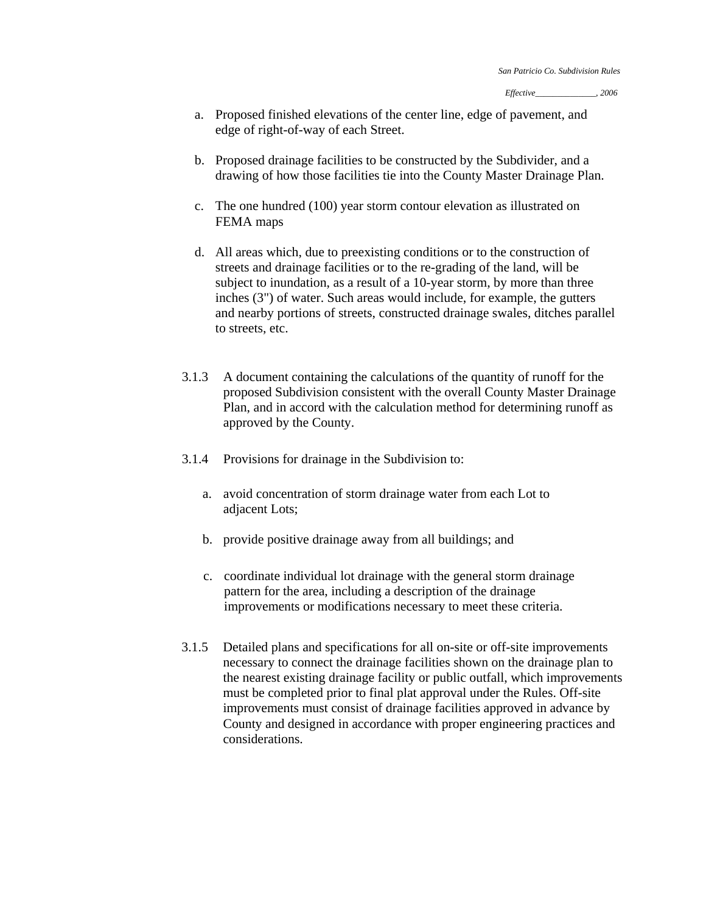a. Proposed finished elevations of the center line, edge of pavement, and edge of right-of-way of each Street.

b. Proposed drainage facilities to be constructed by the Subdivider, and a drawing of how those facilities tie into the County Master Drainage Plan.

c. The one hundred (100) year storm contour elevation as illustrated on FEMA maps

d. All areas which, due to preexisting conditions or to the construction of streets and drainage facilities or to the re-grading of the land, will be subject to inundation, as a result of a 10-year storm, by more than three inches (3") of water. Such areas would include, for example, the gutters and nearby portions of streets, constructed drainage swales, ditches parallel to streets, etc.

3.1.3 A document containing the calculations of the quantity of runoff for the proposed Subdivision consistent with the overall County Master Drainage Plan, and in accord with the calculation method for determining runoff as approved by the County.

3.1.4 Provisions for drainage in the Subdivision to:

a. avoid concentration of storm drainage water from each Lot to adjacent Lots;

b. provide positive drainage away from all buildings; and

c. coordinate individual lot drainage with the general storm drainage pattern for the area, including a description of the drainage improvements or modifications necessary to meet these criteria.

3.1.5 Detailed plans and specifications for all on-site or off-site improvements necessary to connect the drainage facilities shown on the drainage plan to the nearest existing drainage facility or public outfall, which improvements must be completed prior to final plat approval under the Rules. Off-site improvements must consist of drainage facilities approved in advance by County and designed in accordance with proper engineering practices and considerations.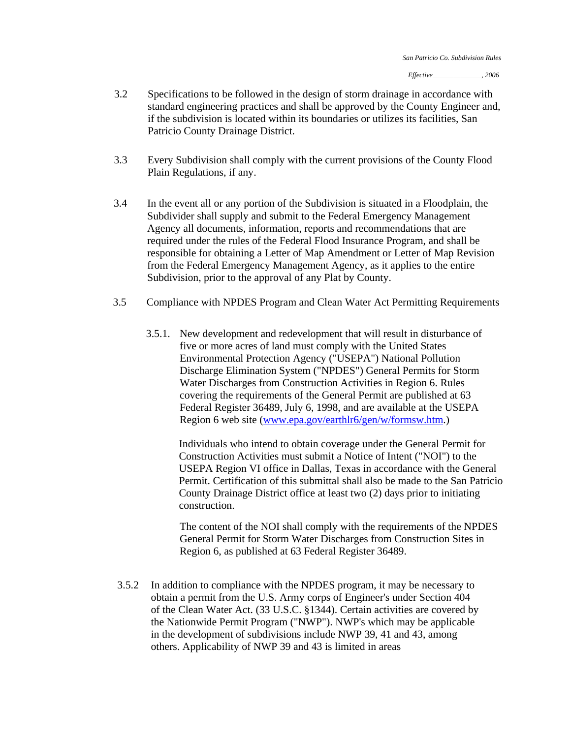3.2 Specifications to be followed in the design of storm drainage in accordance with standard engineering practices and shall be approved by the County Engineer and, if the subdivision is located within its boundaries or utilizes its facilities, San Patricio County Drainage District.

3.3 Every Subdivision shall comply with the current provisions of the County Flood Plain Regulations, if any.

3.4 In the event all or any portion of the Subdivision is situated in a Floodplain, the Subdivider shall supply and submit to the Federal Emergency Management Agency all documents, information, reports and recommendations that are required under the rules of the Federal Flood Insurance Program, and shall be responsible for obtaining a Letter of Map Amendment or Letter of Map Revision from the Federal Emergency Management Agency, as it applies to the entire Subdivision, prior to the approval of any Plat by County.

3.5 Compliance with NPDES Program and Clean Water Act Permitting Requirements

3.5.1. New development and redevelopment that will result in disturbance of five or more acres of land must comply with the United States Environmental Protection Agency ("USEPA") National Pollution Discharge Elimination System ("NPDES") General Permits for Storm Water Discharges from Construction Activities in Region 6. Rules covering the requirements of the General Permit are published at 63 Federal Register 36489, July 6, 1998, and are available at the USEPA Region 6 web site (www.epa.gov/earthlr6/gen/w/formsw.htm.)

Individuals who intend to obtain coverage under the General Permit for Construction Activities must submit a Notice of Intent ("NOI") to the USEPA Region VI office in Dallas, Texas in accordance with the General Permit. Certification of this submittal shall also be made to the San Patricio County Drainage District office at least two (2) days prior to initiating construction.

The content of the NOI shall comply with the requirements of the NPDES General Permit for Storm Water Discharges from Construction Sites in Region 6, as published at 63 Federal Register 36489.

3.5.2 In addition to compliance with the NPDES program, it may be necessary to obtain a permit from the U.S. Army corps of Engineer's under Section 404 of the Clean Water Act. (33 U.S.C. §1344). Certain activities are covered by the Nationwide Permit Program ("NWP"). NWP's which may be applicable in the development of subdivisions include NWP 39, 41 and 43, among others. Applicability of NWP 39 and 43 is limited in areas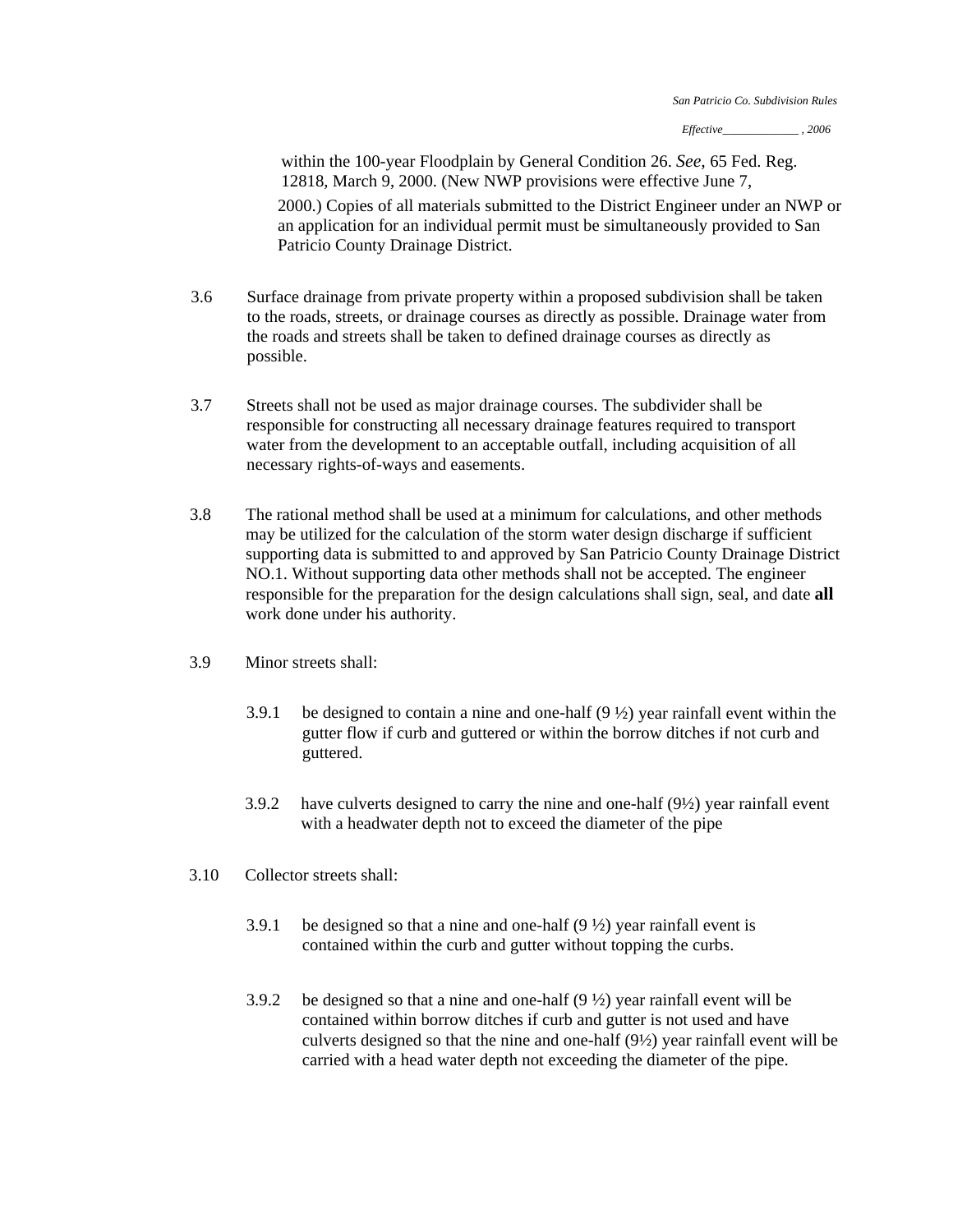within the 100-year Floodplain by General Condition 26. *See*, 65 Fed. Reg. 12818, March 9, 2000. (New NWP provisions were effective June 7, 2000.) Copies of all materials submitted to the District Engineer under an NWP or an application for an individual permit must be simultaneously provided to San Patricio County Drainage District.

3.6 Surface drainage from private property within a proposed subdivision shall be taken to the roads, streets, or drainage courses as directly as possible. Drainage water from the roads and streets shall be taken to defined drainage courses as directly as possible.

3.7 Streets shall not be used as major drainage courses. The subdivider shall be responsible for constructing all necessary drainage features required to transport water from the development to an acceptable outfall, including acquisition of all necessary rights-of-ways and easements.

3.8 The rational method shall be used at a minimum for calculations, and other methods may be utilized for the calculation of the storm water design discharge if sufficient supporting data is submitted to and approved by San Patricio County Drainage District NO.1. Without supporting data other methods shall not be accepted. The engineer responsible for the preparation for the design calculations shall sign, seal, and date **all** work done under his authority.

3.9 Minor streets shall:

- 3.9.1 be designed to contain a nine and one-half (9 ½) year rainfall event within the gutter flow if curb and guttered or within the borrow ditches if not curb and guttered.

- 3.9.2 have culverts designed to carry the nine and one-half (9½) year rainfall event with a headwater depth not to exceed the diameter of the pipe

3.10 Collector streets shall:

- 3.9.1 be designed so that a nine and one-half (9 ½) year rainfall event is contained within the curb and gutter without topping the curbs.

- 3.9.2 be designed so that a nine and one-half (9 ½) year rainfall event will be contained within borrow ditches if curb and gutter is not used and have culverts designed so that the nine and one-half (9½) year rainfall event will be carried with a head water depth not exceeding the diameter of the pipe.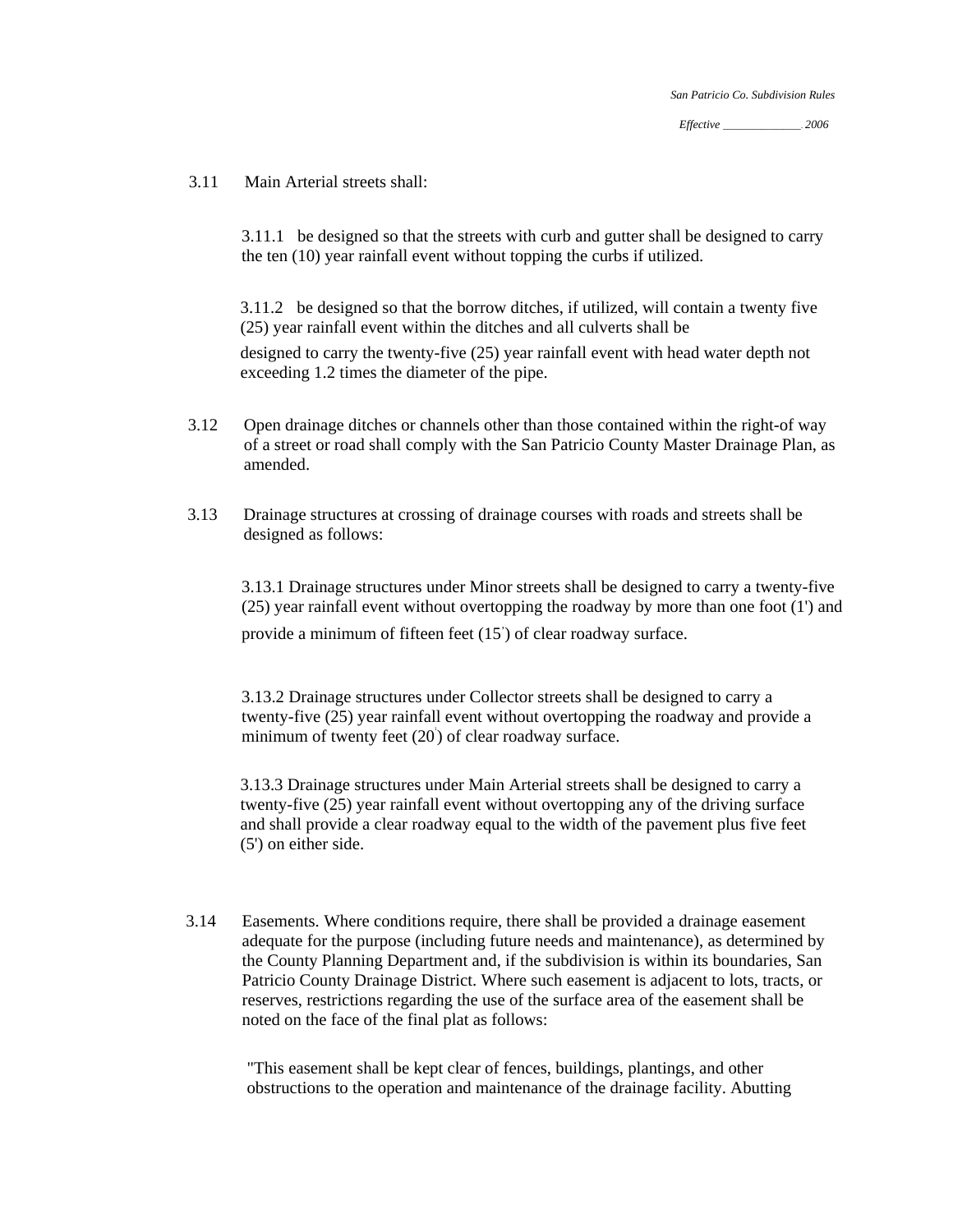3.11 Main Arterial streets shall:

3.11.1 be designed so that the streets with curb and gutter shall be designed to carry the ten (10) year rainfall event without topping the curbs if utilized.

3.11.2 be designed so that the borrow ditches, if utilized, will contain a twenty five (25) year rainfall event within the ditches and all culverts shall be designed to carry the twenty-five (25) year rainfall event with head water depth not exceeding 1.2 times the diameter of the pipe.

3.12 Open drainage ditches or channels other than those contained within the right-of way of a street or road shall comply with the San Patricio County Master Drainage Plan, as amended.

3.13 Drainage structures at crossing of drainage courses with roads and streets shall be designed as follows:

3.13.1 Drainage structures under Minor streets shall be designed to carry a twenty-five (25) year rainfall event without overtopping the roadway by more than one foot (1') and provide a minimum of fifteen feet (15') of clear roadway surface.

3.13.2 Drainage structures under Collector streets shall be designed to carry a twenty-five (25) year rainfall event without overtopping the roadway and provide a minimum of twenty feet (20') of clear roadway surface.

3.13.3 Drainage structures under Main Arterial streets shall be designed to carry a twenty-five (25) year rainfall event without overtopping any of the driving surface and shall provide a clear roadway equal to the width of the pavement plus five feet (5') on either side.

3.14 Easements. Where conditions require, there shall be provided a drainage easement adequate for the purpose (including future needs and maintenance), as determined by the County Planning Department and, if the subdivision is within its boundaries, San Patricio County Drainage District. Where such easement is adjacent to lots, tracts, or reserves, restrictions regarding the use of the surface area of the easement shall be noted on the face of the final plat as follows:

"This easement shall be kept clear of fences, buildings, plantings, and other obstructions to the operation and maintenance of the drainage facility. Abutting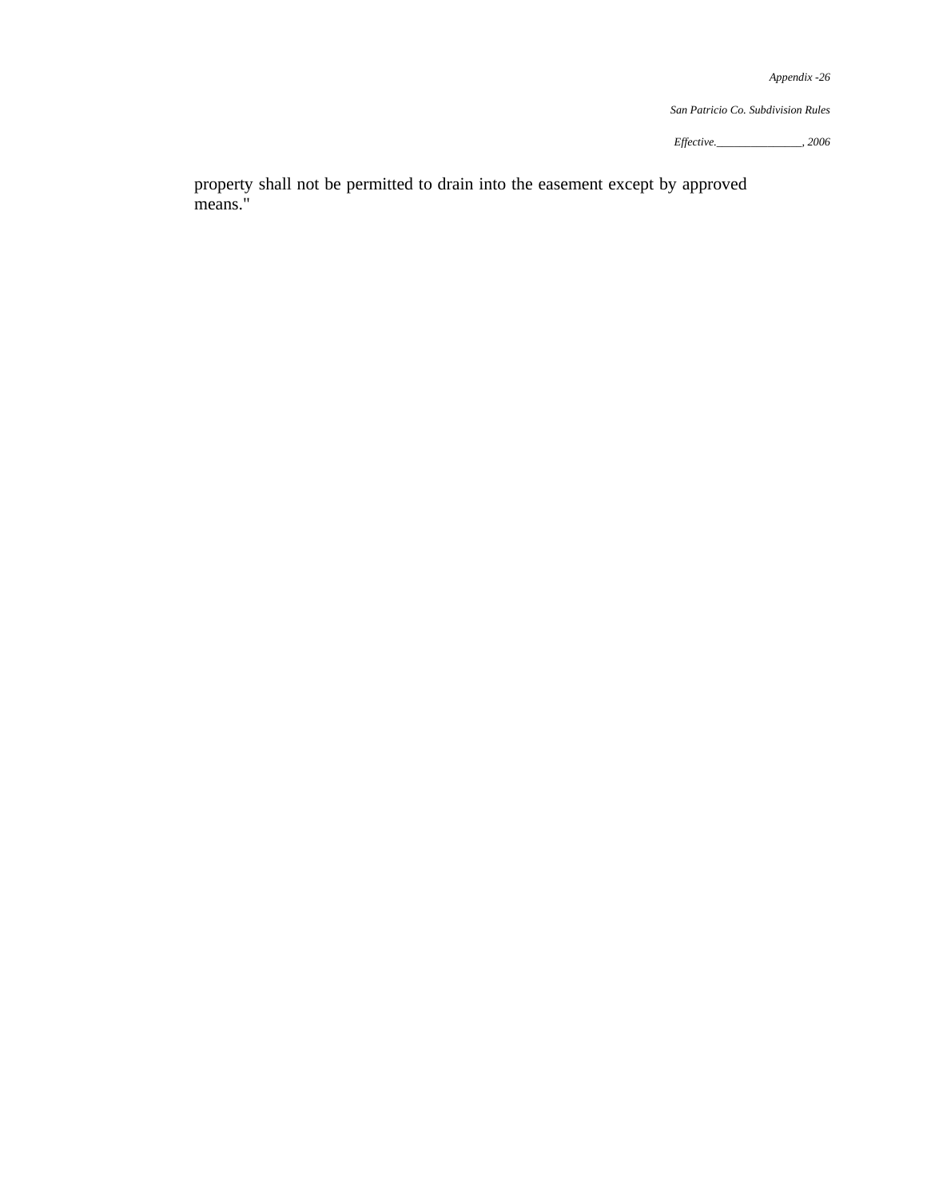property shall not be permitted to drain into the easement except by approved means."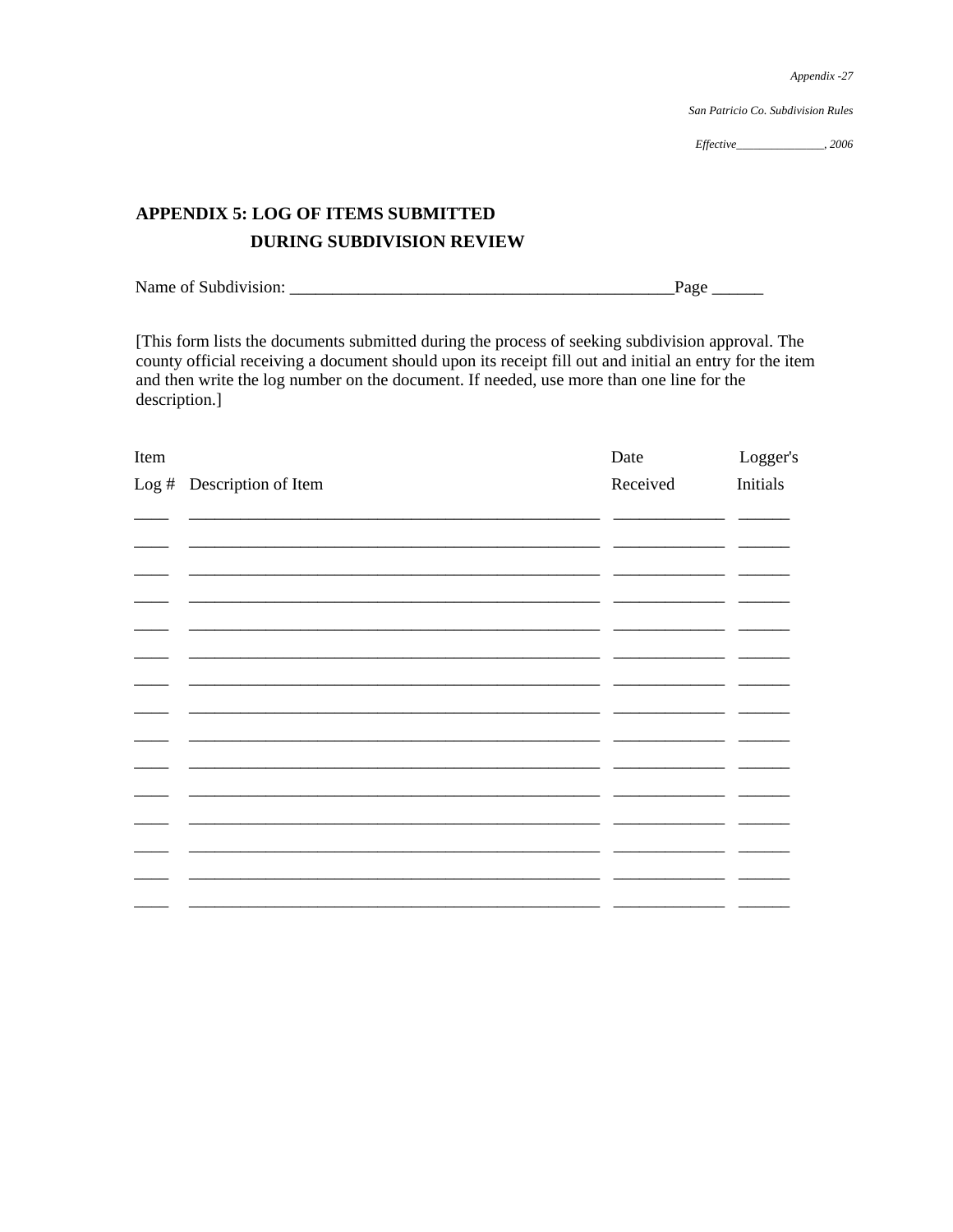## APPENDIX 5: LOG OF ITEMS SUBMITTED DURING SUBDIVISION REVIEW

Name of Subdivision: _______________________________________________Page ______

[This form lists the documents submitted during the process of seeking subdivision approval. The county official receiving a document should upon its receipt fill out and initial an entry for the item and then write the log number on the document. If needed, use more than one line for the description.]

| Item Log # | Description of Item | Date Received | Logger's Initials |
|---|---|---|---|
| ____ | ___________________________________________________ | _____________ | ______ |
| ____ | ___________________________________________________ | _____________ | ______ |
| ____ | ___________________________________________________ | _____________ | ______ |
| ____ | ___________________________________________________ | _____________ | ______ |
| ____ | ___________________________________________________ | _____________ | ______ |
| ____ | ___________________________________________________ | _____________ | ______ |
| ____ | ___________________________________________________ | _____________ | ______ |
| ____ | ___________________________________________________ | _____________ | ______ |
| ____ | ___________________________________________________ | _____________ | ______ |
| ____ | ___________________________________________________ | _____________ | ______ |
| ____ | ___________________________________________________ | _____________ | ______ |
| ____ | ___________________________________________________ | _____________ | ______ |
| ____ | ___________________________________________________ | _____________ | ______ |
| ____ | ___________________________________________________ | _____________ | ______ |
| ____ | ___________________________________________________ | _____________ | ______ |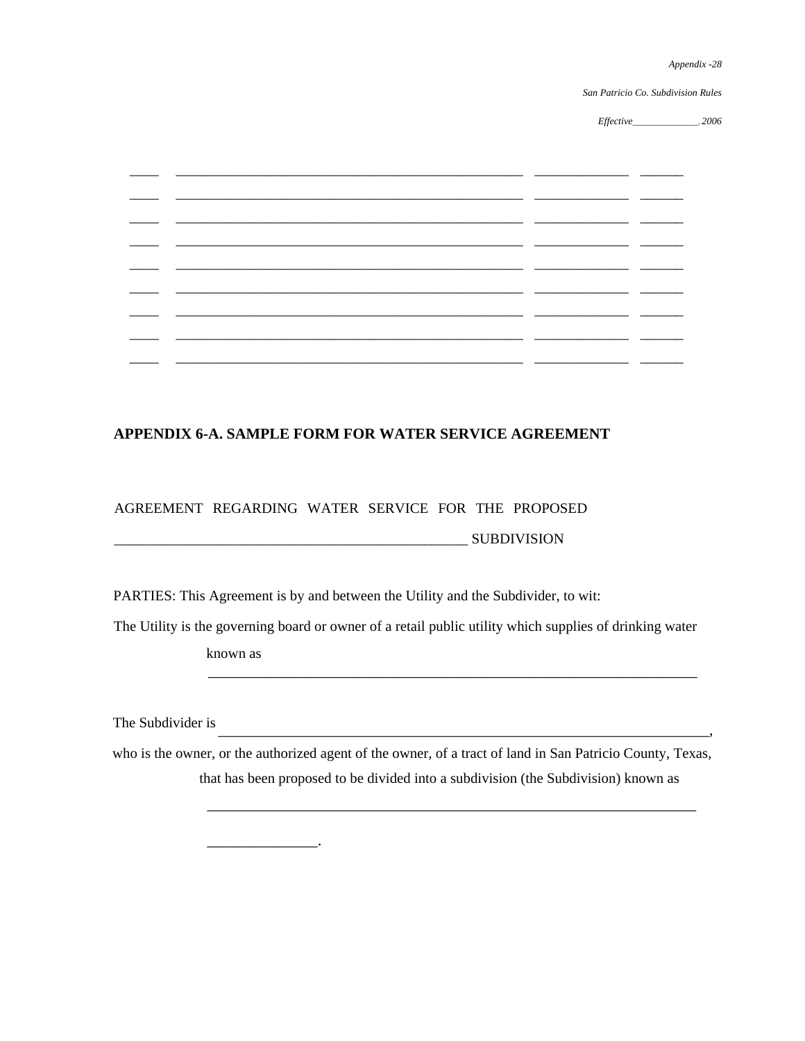| | | | |
|---|---|---|---|
| ____ | ________________________________________________ | _____________ | ______ |
| ____ | ________________________________________________ | _____________ | ______ |
| ____ | ________________________________________________ | _____________ | ______ |
| ____ | ________________________________________________ | _____________ | ______ |
| ____ | ________________________________________________ | _____________ | ______ |
| ____ | ________________________________________________ | _____________ | ______ |
| ____ | ________________________________________________ | _____________ | ______ |
| ____ | ________________________________________________ | _____________ | ______ |
| ____ | ________________________________________________ | _____________ | ______ |

## APPENDIX 6-A. SAMPLE FORM FOR WATER SERVICE AGREEMENT

AGREEMENT REGARDING WATER SERVICE FOR THE PROPOSED __________________________________________________ SUBDIVISION

PARTIES: This Agreement is by and between the Utility and the Subdivider, to wit:

The Utility is the governing board or owner of a retail public utility which supplies of drinking water known as ____________________________________________________________________

The Subdivider is ____________________________________________________________________, who is the owner, or the authorized agent of the owner, of a tract of land in San Patricio County, Texas, that has been proposed to be divided into a subdivision (the Subdivision) known as ____________________________________________________________________ _______________.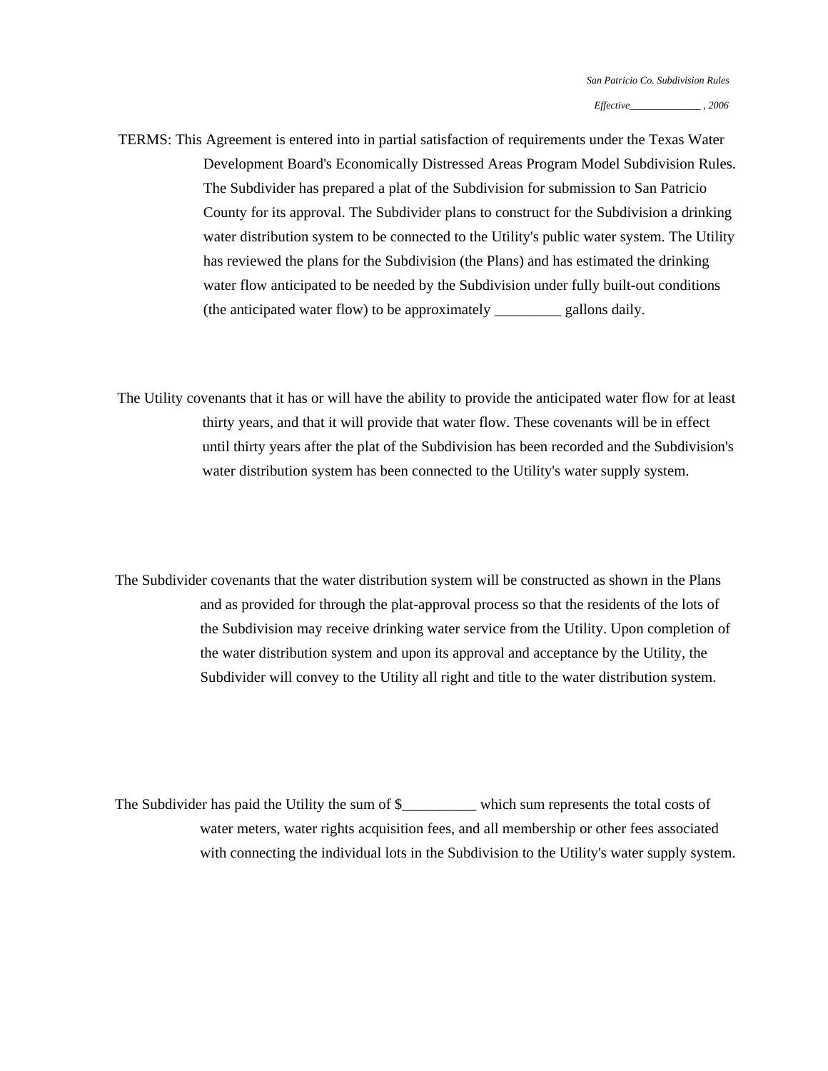TERMS: This Agreement is entered into in partial satisfaction of requirements under the Texas Water Development Board's Economically Distressed Areas Program Model Subdivision Rules. The Subdivider has prepared a plat of the Subdivision for submission to San Patricio County for its approval. The Subdivider plans to construct for the Subdivision a drinking water distribution system to be connected to the Utility's public water system. The Utility has reviewed the plans for the Subdivision (the Plans) and has estimated the drinking water flow anticipated to be needed by the Subdivision under fully built-out conditions (the anticipated water flow) to be approximately _________ gallons daily.

The Utility covenants that it has or will have the ability to provide the anticipated water flow for at least thirty years, and that it will provide that water flow. These covenants will be in effect until thirty years after the plat of the Subdivision has been recorded and the Subdivision's water distribution system has been connected to the Utility's water supply system.

The Subdivider covenants that the water distribution system will be constructed as shown in the Plans and as provided for through the plat-approval process so that the residents of the lots of the Subdivision may receive drinking water service from the Utility. Upon completion of the water distribution system and upon its approval and acceptance by the Utility, the Subdivider will convey to the Utility all right and title to the water distribution system.

The Subdivider has paid the Utility the sum of $__________ which sum represents the total costs of water meters, water rights acquisition fees, and all membership or other fees associated with connecting the individual lots in the Subdivision to the Utility's water supply system.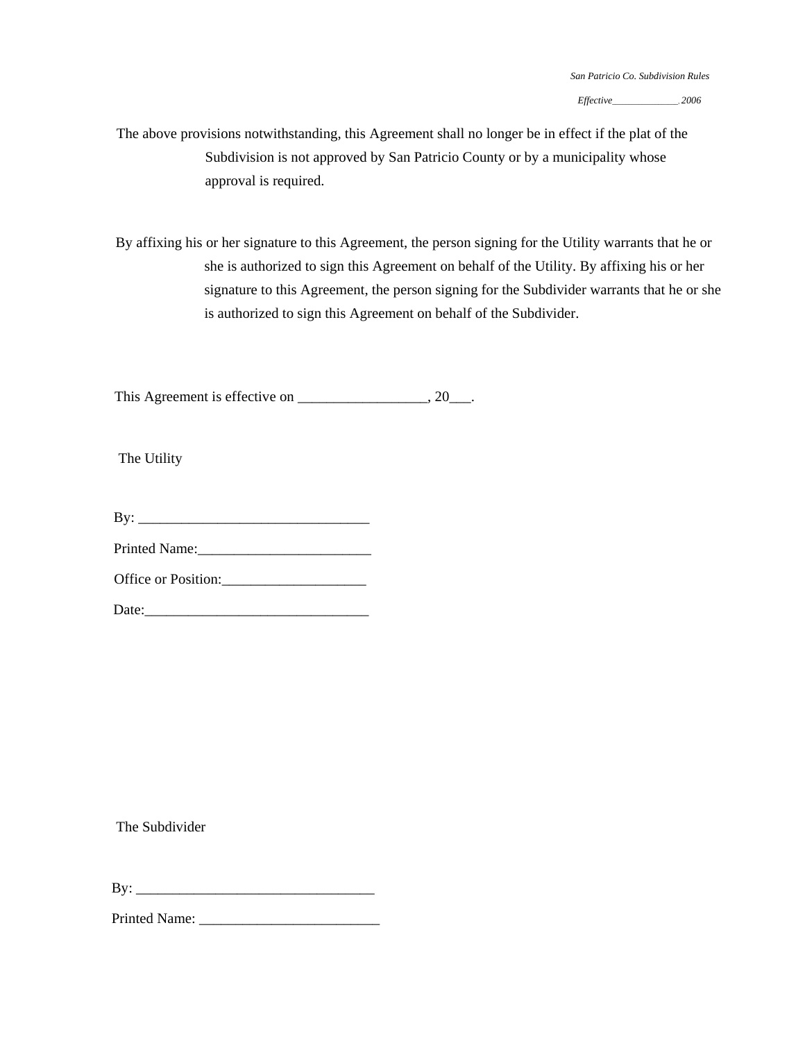The above provisions notwithstanding, this Agreement shall no longer be in effect if the plat of the Subdivision is not approved by San Patricio County or by a municipality whose approval is required.

By affixing his or her signature to this Agreement, the person signing for the Utility warrants that he or she is authorized to sign this Agreement on behalf of the Utility. By affixing his or her signature to this Agreement, the person signing for the Subdivider warrants that he or she is authorized to sign this Agreement on behalf of the Subdivider.

This Agreement is effective on __________________, 20___.

The Utility

By: ________________________________

Printed Name:________________________

Office or Position:____________________

Date:_______________________________

The Subdivider

By: _________________________________

Printed Name: _________________________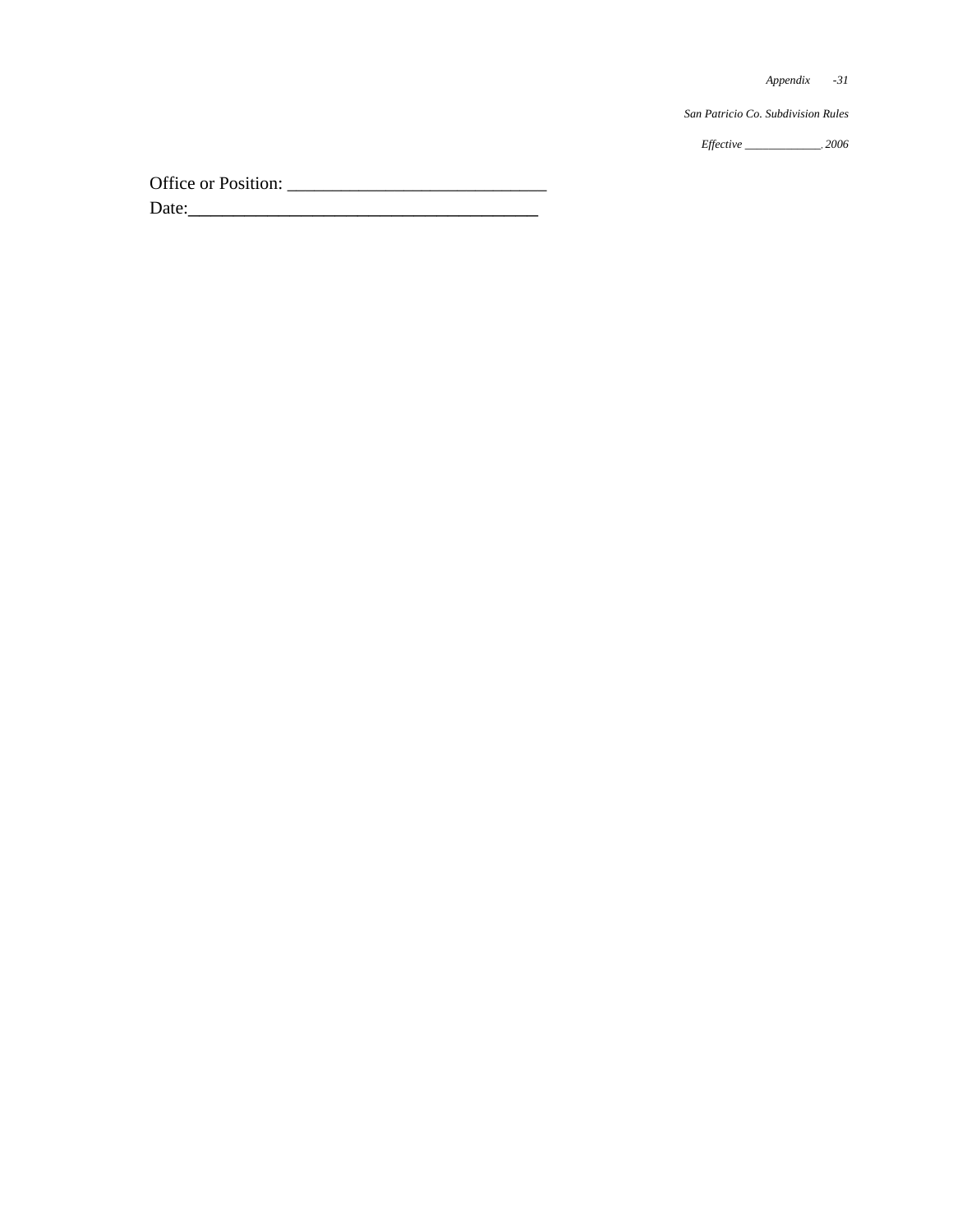Office or Position: ____________________________
Date:______________________________________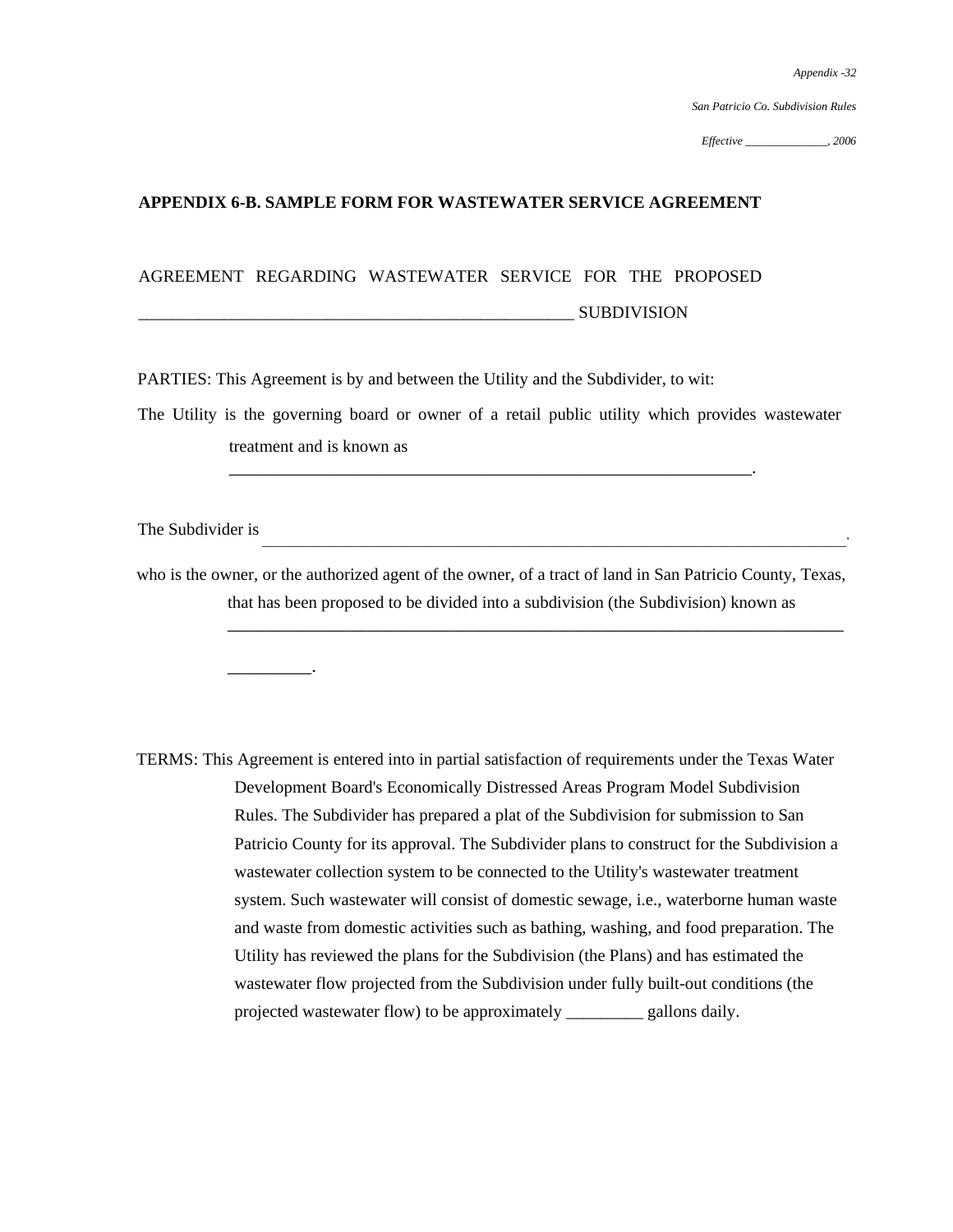## APPENDIX 6-B. SAMPLE FORM FOR WASTEWATER SERVICE AGREEMENT

AGREEMENT REGARDING WASTEWATER SERVICE FOR THE PROPOSED _____________________________________________________ SUBDIVISION

PARTIES: This Agreement is by and between the Utility and the Subdivider, to wit:

The Utility is the governing board or owner of a retail public utility which provides wastewater treatment and is known as _________________________________________________________________.

The Subdivider is ___________________________________________________________________________,

who is the owner, or the authorized agent of the owner, of a tract of land in San Patricio County, Texas, that has been proposed to be divided into a subdivision (the Subdivision) known as ____________________________________________________________________________ __________.

TERMS: This Agreement is entered into in partial satisfaction of requirements under the Texas Water Development Board's Economically Distressed Areas Program Model Subdivision Rules. The Subdivider has prepared a plat of the Subdivision for submission to San Patricio County for its approval. The Subdivider plans to construct for the Subdivision a wastewater collection system to be connected to the Utility's wastewater treatment system. Such wastewater will consist of domestic sewage, i.e., waterborne human waste and waste from domestic activities such as bathing, washing, and food preparation. The Utility has reviewed the plans for the Subdivision (the Plans) and has estimated the wastewater flow projected from the Subdivision under fully built-out conditions (the projected wastewater flow) to be approximately _________ gallons daily.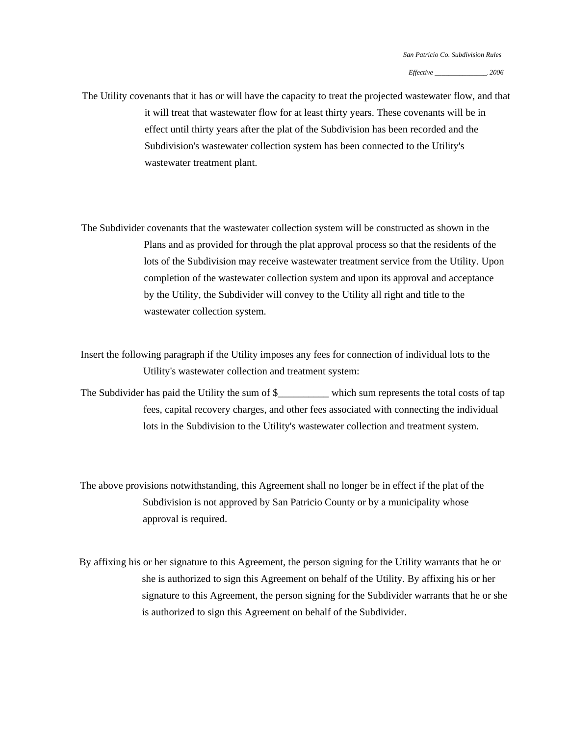The Utility covenants that it has or will have the capacity to treat the projected wastewater flow, and that it will treat that wastewater flow for at least thirty years. These covenants will be in effect until thirty years after the plat of the Subdivision has been recorded and the Subdivision's wastewater collection system has been connected to the Utility's wastewater treatment plant.

The Subdivider covenants that the wastewater collection system will be constructed as shown in the Plans and as provided for through the plat approval process so that the residents of the lots of the Subdivision may receive wastewater treatment service from the Utility. Upon completion of the wastewater collection system and upon its approval and acceptance by the Utility, the Subdivider will convey to the Utility all right and title to the wastewater collection system.

Insert the following paragraph if the Utility imposes any fees for connection of individual lots to the Utility's wastewater collection and treatment system:

The Subdivider has paid the Utility the sum of $__________ which sum represents the total costs of tap fees, capital recovery charges, and other fees associated with connecting the individual lots in the Subdivision to the Utility's wastewater collection and treatment system.

The above provisions notwithstanding, this Agreement shall no longer be in effect if the plat of the Subdivision is not approved by San Patricio County or by a municipality whose approval is required.

By affixing his or her signature to this Agreement, the person signing for the Utility warrants that he or she is authorized to sign this Agreement on behalf of the Utility. By affixing his or her signature to this Agreement, the person signing for the Subdivider warrants that he or she is authorized to sign this Agreement on behalf of the Subdivider.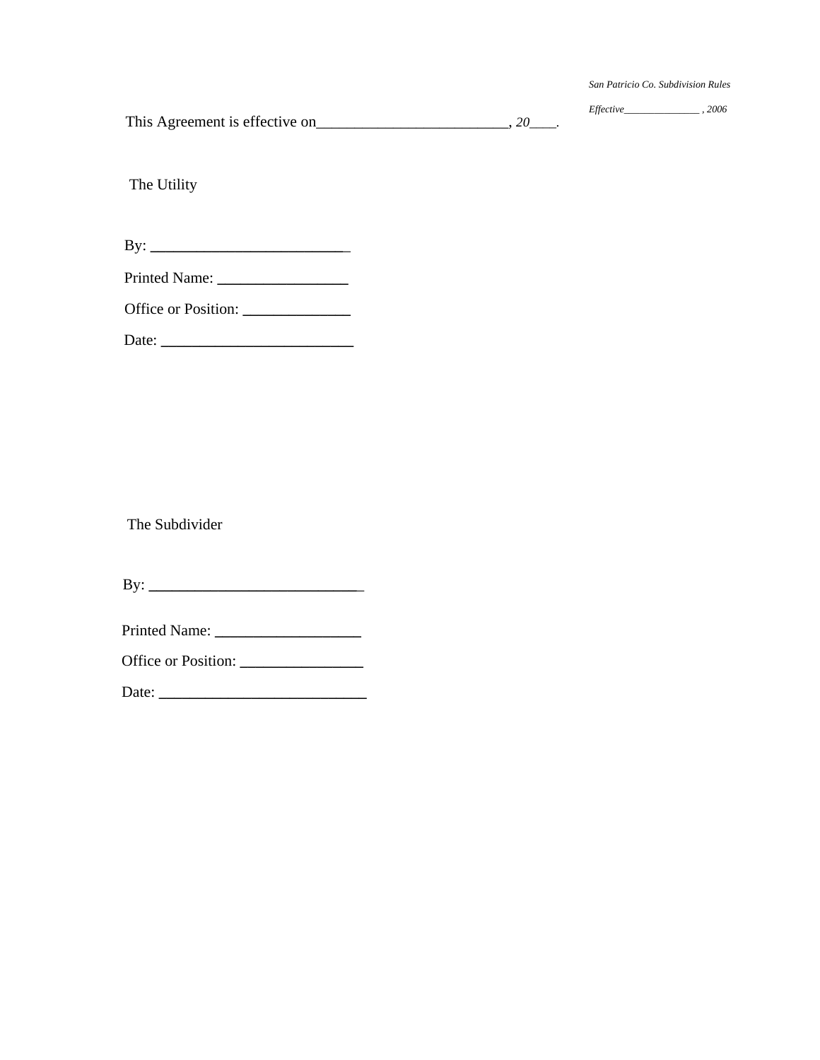This Agreement is effective on_________________________, *20*____.

The Utility

By: _________________________

Printed Name: ________________

Office or Position: ______________

Date: _________________________

The Subdivider

By: ___________________________

Printed Name: __________________

Office or Position: _______________

Date: ___________________________